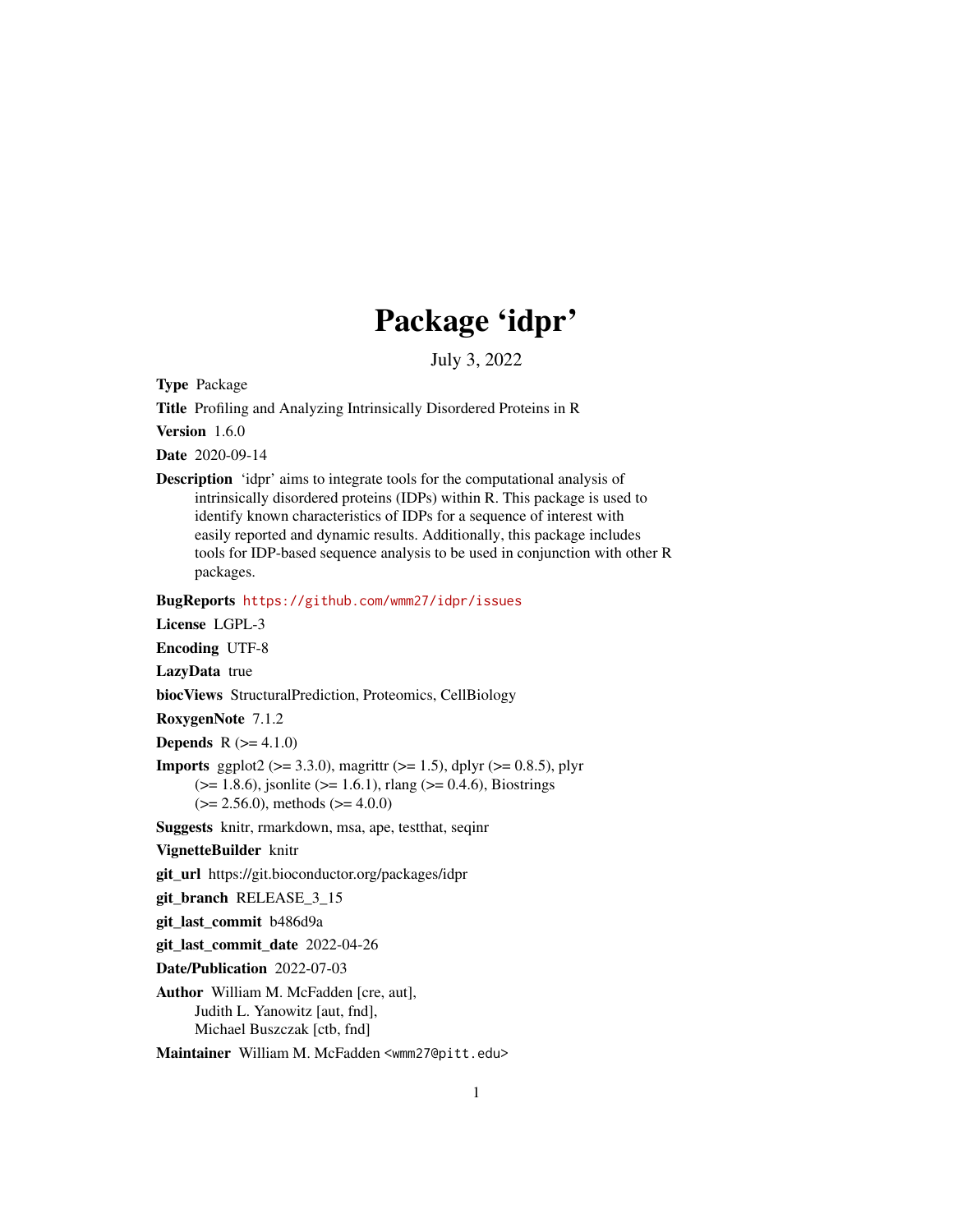# Package 'idpr'

July 3, 2022

**Type** Package

**Title** Profiling and Analyzing Intrinsically Disordered Proteins in R

**Version** 1.6.0

**Date** 2020-09-14

**Description** 'idpr' aims to integrate tools for the computational analysis of intrinsically disordered proteins (IDPs) within R. This package is used to identify known characteristics of IDPs for a sequence of interest with easily reported and dynamic results. Additionally, this package includes tools for IDP-based sequence analysis to be used in conjunction with other R packages.

**BugReports** https://github.com/wmm27/idpr/issues

**License** LGPL-3

**Encoding** UTF-8

**LazyData** true

**biocViews** StructuralPrediction, Proteomics, CellBiology

**RoxygenNote** 7.1.2

**Depends** R (>= 4.1.0)

**Imports** ggplot2 (>= 3.3.0), magrittr (>= 1.5), dplyr (>= 0.8.5), plyr (>= 1.8.6), jsonlite (>= 1.6.1), rlang (>= 0.4.6), Biostrings (>= 2.56.0), methods (>= 4.0.0)

**Suggests** knitr, rmarkdown, msa, ape, testthat, seqinr

**VignetteBuilder** knitr

**git_url** https://git.bioconductor.org/packages/idpr

**git_branch** RELEASE_3_15

**git_last_commit** b486d9a

**git_last_commit_date** 2022-04-26

**Date/Publication** 2022-07-03

**Author** William M. McFadden [cre, aut],
Judith L. Yanowitz [aut, fnd],
Michael Buszczak [ctb, fnd]

**Maintainer** William M. McFadden <wmm27@pitt.edu>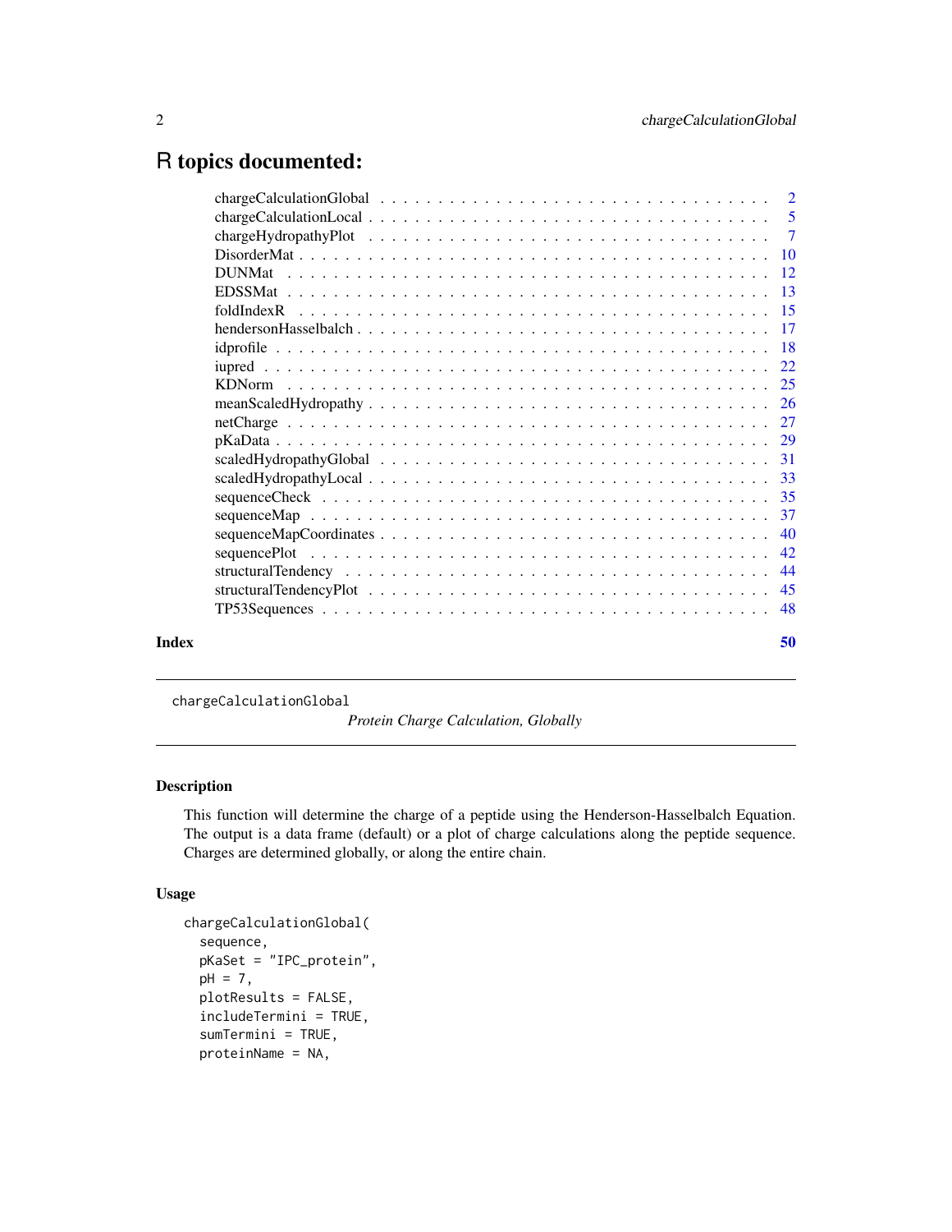# R topics documented:

- chargeCalculationGlobal . . . . . . . . . . . . . . . . . . . . . . . . . . . . . . . . . . 2
- chargeCalculationLocal . . . . . . . . . . . . . . . . . . . . . . . . . . . . . . . . . . 5
- chargeHydropathyPlot . . . . . . . . . . . . . . . . . . . . . . . . . . . . . . . . . . 7
- DisorderMat . . . . . . . . . . . . . . . . . . . . . . . . . . . . . . . . . . 10
- DUNMat . . . . . . . . . . . . . . . . . . . . . . . . . . . . . . . . . . 12
- EDSSMat . . . . . . . . . . . . . . . . . . . . . . . . . . . . . . . . . . 13
- foldIndexR . . . . . . . . . . . . . . . . . . . . . . . . . . . . . . . . . . 15
- hendersonHasselbalch . . . . . . . . . . . . . . . . . . . . . . . . . . . . . . . . . . 17
- idprofile . . . . . . . . . . . . . . . . . . . . . . . . . . . . . . . . . . 18
- iupred . . . . . . . . . . . . . . . . . . . . . . . . . . . . . . . . . . 22
- KDNorm . . . . . . . . . . . . . . . . . . . . . . . . . . . . . . . . . . 25
- meanScaledHydropathy . . . . . . . . . . . . . . . . . . . . . . . . . . . . . . . . . . 26
- netCharge . . . . . . . . . . . . . . . . . . . . . . . . . . . . . . . . . . 27
- pKaData . . . . . . . . . . . . . . . . . . . . . . . . . . . . . . . . . . 29
- scaledHydropathyGlobal . . . . . . . . . . . . . . . . . . . . . . . . . . . . . . . . . . 31
- scaledHydropathyLocal . . . . . . . . . . . . . . . . . . . . . . . . . . . . . . . . . . 33
- sequenceCheck . . . . . . . . . . . . . . . . . . . . . . . . . . . . . . . . . . 35
- sequenceMap . . . . . . . . . . . . . . . . . . . . . . . . . . . . . . . . . . 37
- sequenceMapCoordinates . . . . . . . . . . . . . . . . . . . . . . . . . . . . . . . . . . 40
- sequencePlot . . . . . . . . . . . . . . . . . . . . . . . . . . . . . . . . . . 42
- structuralTendency . . . . . . . . . . . . . . . . . . . . . . . . . . . . . . . . . . 44
- structuralTendencyPlot . . . . . . . . . . . . . . . . . . . . . . . . . . . . . . . . . . 45
- TP53Sequences . . . . . . . . . . . . . . . . . . . . . . . . . . . . . . . . . . 48

**Index** **50**

---

chargeCalculationGlobal *Protein Charge Calculation, Globally*

---

### Description

This function will determine the charge of a peptide using the Henderson-Hasselbalch Equation. The output is a data frame (default) or a plot of charge calculations along the peptide sequence. Charges are determined globally, or along the entire chain.

### Usage

```
chargeCalculationGlobal(
  sequence,
  pKaSet = "IPC_protein",
  pH = 7,
  plotResults = FALSE,
  includeTermini = TRUE,
  sumTermini = TRUE,
  proteinName = NA,
```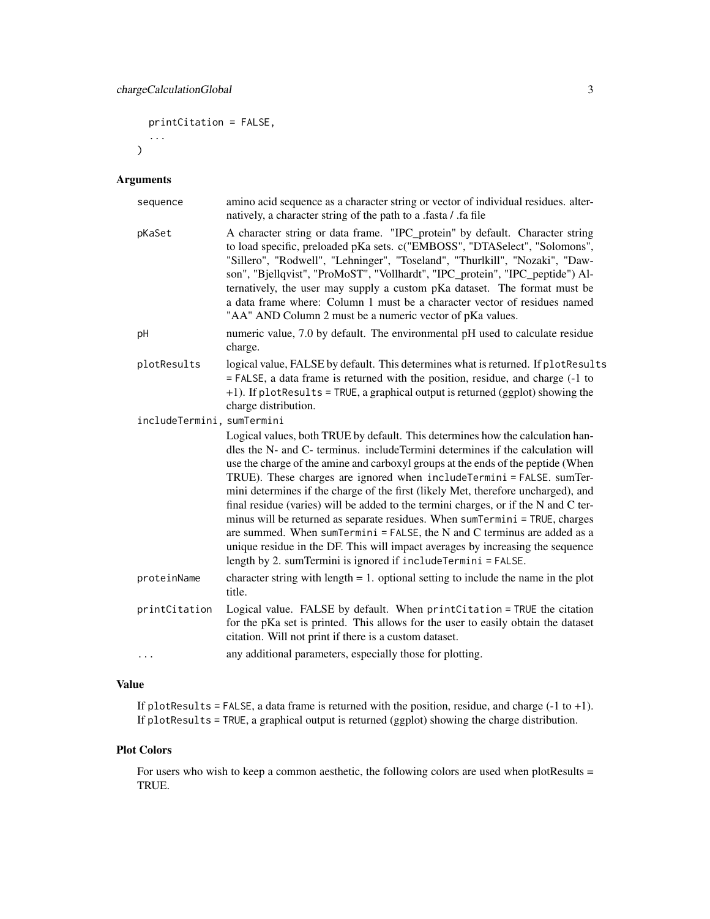```
  printCitation = FALSE,
  ...
)
```

## Arguments

- **sequence** — amino acid sequence as a character string or vector of individual residues. alternatively, a character string of the path to a .fasta / .fa file
- **pKaSet** — A character string or data frame. "IPC_protein" by default. Character string to load specific, preloaded pKa sets. c("EMBOSS", "DTASelect", "Solomons", "Sillero", "Rodwell", "Lehninger", "Toseland", "Thurlkill", "Nozaki", "Dawson", "Bjellqvist", "ProMoST", "Vollhardt", "IPC_protein", "IPC_peptide") Alternatively, the user may supply a custom pKa dataset. The format must be a data frame where: Column 1 must be a character vector of residues named "AA" AND Column 2 must be a numeric vector of pKa values.
- **pH** — numeric value, 7.0 by default. The environmental pH used to calculate residue charge.
- **plotResults** — logical value, FALSE by default. This determines what is returned. If `plotResults = FALSE`, a data frame is returned with the position, residue, and charge (-1 to +1). If `plotResults = TRUE`, a graphical output is returned (ggplot) showing the charge distribution.
- **includeTermini, sumTermini** — Logical values, both TRUE by default. This determines how the calculation handles the N- and C- terminus. includeTermini determines if the calculation will use the charge of the amine and carboxyl groups at the ends of the peptide (When TRUE). These charges are ignored when `includeTermini = FALSE`. sumTermini determines if the charge of the first (likely Met, therefore uncharged), and final residue (varies) will be added to the termini charges, or if the N and C terminus will be returned as separate residues. When `sumTermini = TRUE`, charges are summed. When `sumTermini = FALSE`, the N and C terminus are added as a unique residue in the DF. This will impact averages by increasing the sequence length by 2. sumTermini is ignored if `includeTermini = FALSE`.
- **proteinName** — character string with length = 1. optional setting to include the name in the plot title.
- **printCitation** — Logical value. FALSE by default. When `printCitation = TRUE` the citation for the pKa set is printed. This allows for the user to easily obtain the dataset citation. Will not print if there is a custom dataset.
- **...** — any additional parameters, especially those for plotting.

## Value

If `plotResults = FALSE`, a data frame is returned with the position, residue, and charge (-1 to +1). If `plotResults = TRUE`, a graphical output is returned (ggplot) showing the charge distribution.

## Plot Colors

For users who wish to keep a common aesthetic, the following colors are used when plotResults = TRUE.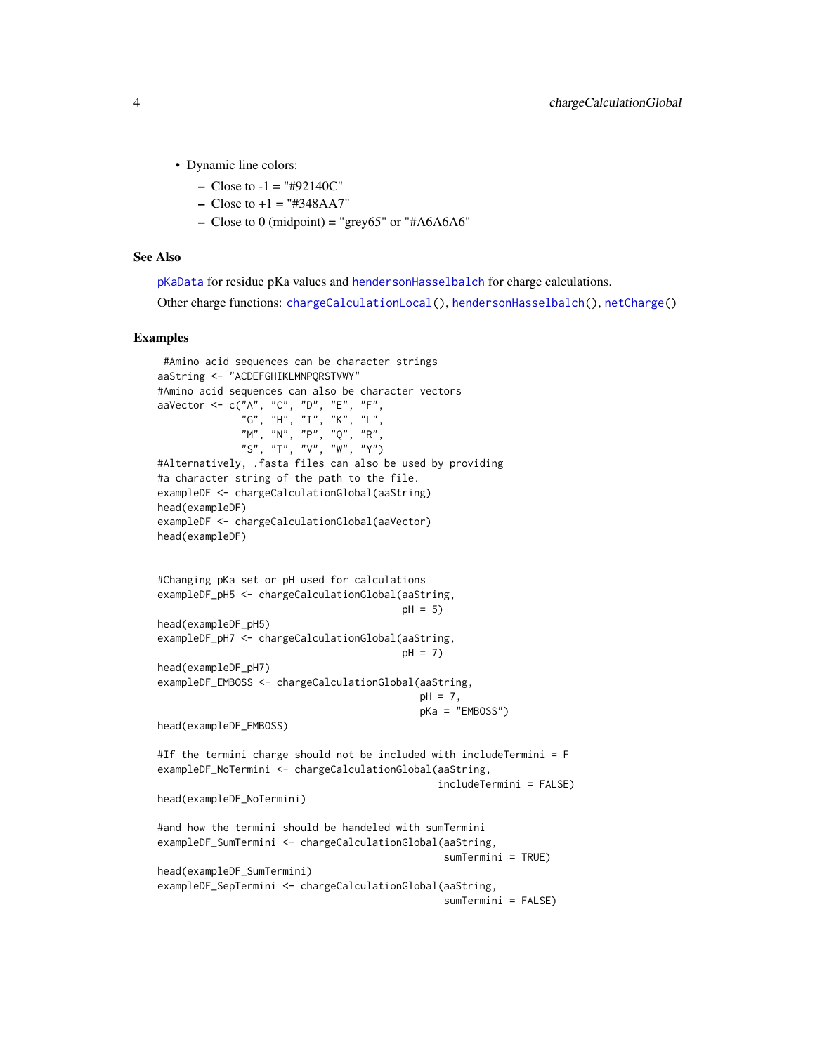- Dynamic line colors:
  - Close to -1 = "#92140C"
  - Close to +1 = "#348AA7"
  - Close to 0 (midpoint) = "grey65" or "#A6A6A6"

### See Also

pKaData for residue pKa values and hendersonHasselbalch for charge calculations.

Other charge functions: chargeCalculationLocal(), hendersonHasselbalch(), netCharge()

### Examples

```
 #Amino acid sequences can be character strings
aaString <- "ACDEFGHIKLMNPQRSTVWY"
#Amino acid sequences can also be character vectors
aaVector <- c("A", "C", "D", "E", "F",
              "G", "H", "I", "K", "L",
              "M", "N", "P", "Q", "R",
              "S", "T", "V", "W", "Y")
#Alternatively, .fasta files can also be used by providing
#a character string of the path to the file.
exampleDF <- chargeCalculationGlobal(aaString)
head(exampleDF)
exampleDF <- chargeCalculationGlobal(aaVector)
head(exampleDF)


#Changing pKa set or pH used for calculations
exampleDF_pH5 <- chargeCalculationGlobal(aaString,
                                         pH = 5)
head(exampleDF_pH5)
exampleDF_pH7 <- chargeCalculationGlobal(aaString,
                                         pH = 7)
head(exampleDF_pH7)
exampleDF_EMBOSS <- chargeCalculationGlobal(aaString,
                                            pH = 7,
                                            pKa = "EMBOSS")
head(exampleDF_EMBOSS)

#If the termini charge should not be included with includeTermini = F
exampleDF_NoTermini <- chargeCalculationGlobal(aaString,
                                               includeTermini = FALSE)
head(exampleDF_NoTermini)

#and how the termini should be handeled with sumTermini
exampleDF_SumTermini <- chargeCalculationGlobal(aaString,
                                                sumTermini = TRUE)
head(exampleDF_SumTermini)
exampleDF_SepTermini <- chargeCalculationGlobal(aaString,
                                                sumTermini = FALSE)
```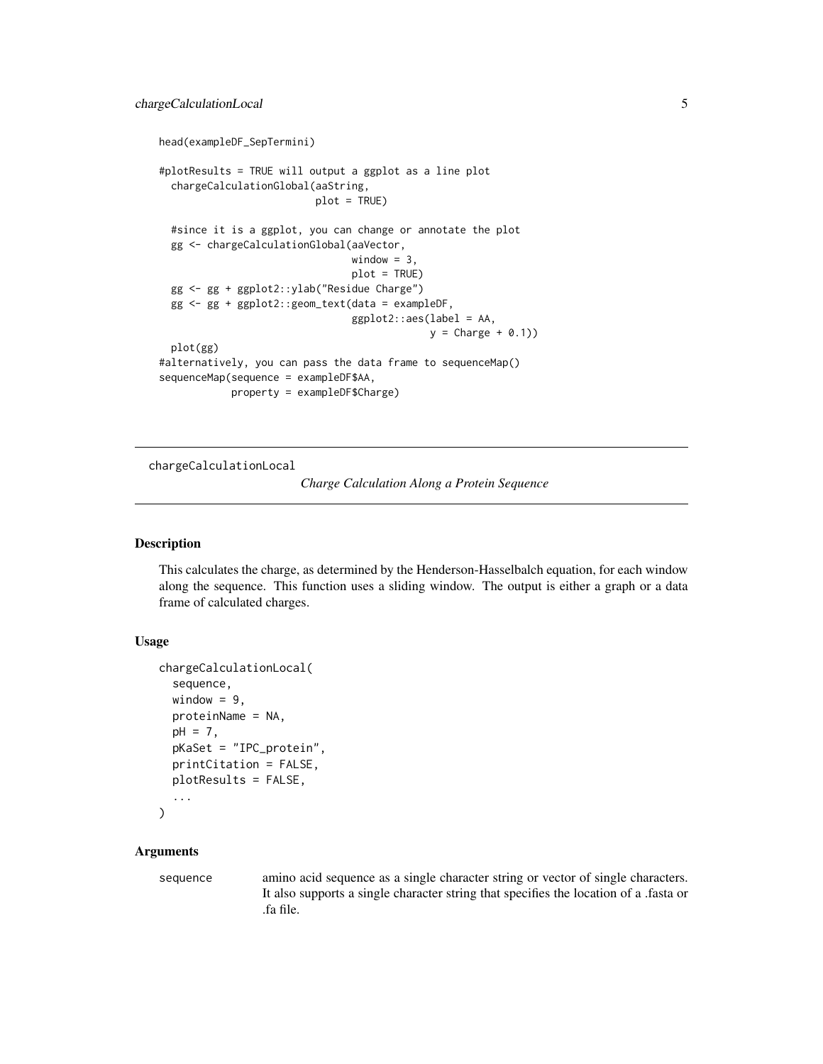```
head(exampleDF_SepTermini)

#plotResults = TRUE will output a ggplot as a line plot
  chargeCalculationGlobal(aaString,
                          plot = TRUE)

  #since it is a ggplot, you can change or annotate the plot
  gg <- chargeCalculationGlobal(aaVector,
                                window = 3,
                                plot = TRUE)
  gg <- gg + ggplot2::ylab("Residue Charge")
  gg <- gg + ggplot2::geom_text(data = exampleDF,
                                ggplot2::aes(label = AA,
                                             y = Charge + 0.1))
  plot(gg)
#alternatively, you can pass the data frame to sequenceMap()
sequenceMap(sequence = exampleDF$AA,
            property = exampleDF$Charge)
```

---

chargeCalculationLocal    *Charge Calculation Along a Protein Sequence*

---

## Description

This calculates the charge, as determined by the Henderson-Hasselbalch equation, for each window along the sequence. This function uses a sliding window. The output is either a graph or a data frame of calculated charges.

## Usage

```
chargeCalculationLocal(
  sequence,
  window = 9,
  proteinName = NA,
  pH = 7,
  pKaSet = "IPC_protein",
  printCitation = FALSE,
  plotResults = FALSE,
  ...
)
```

## Arguments

| | |
|---|---|
| sequence | amino acid sequence as a single character string or vector of single characters. It also supports a single character string that specifies the location of a .fasta or .fa file. |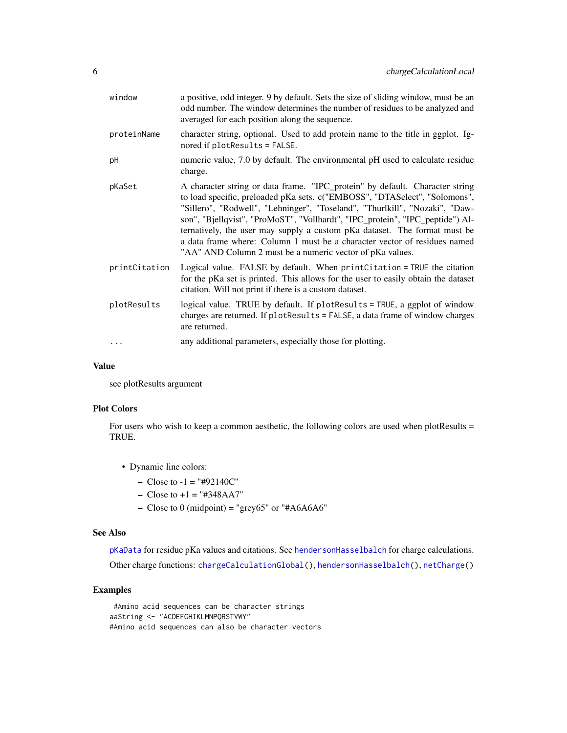| | |
|---|---|
| `window` | a positive, odd integer. 9 by default. Sets the size of sliding window, must be an odd number. The window determines the number of residues to be analyzed and averaged for each position along the sequence. |
| `proteinName` | character string, optional. Used to add protein name to the title in ggplot. Ignored if `plotResults = FALSE`. |
| `pH` | numeric value, 7.0 by default. The environmental pH used to calculate residue charge. |
| `pKaSet` | A character string or data frame. "IPC_protein" by default. Character string to load specific, preloaded pKa sets. c("EMBOSS", "DTASelect", "Solomons", "Sillero", "Rodwell", "Lehninger", "Toseland", "Thurlkill", "Nozaki", "Dawson", "Bjellqvist", "ProMoST", "Vollhardt", "IPC_protein", "IPC_peptide") Alternatively, the user may supply a custom pKa dataset. The format must be a data frame where: Column 1 must be a character vector of residues named "AA" AND Column 2 must be a numeric vector of pKa values. |
| `printCitation` | Logical value. FALSE by default. When `printCitation = TRUE` the citation for the pKa set is printed. This allows for the user to easily obtain the dataset citation. Will not print if there is a custom dataset. |
| `plotResults` | logical value. TRUE by default. If `plotResults = TRUE`, a ggplot of window charges are returned. If `plotResults = FALSE`, a data frame of window charges are returned. |
| `...` | any additional parameters, especially those for plotting. |

### Value

see plotResults argument

### Plot Colors

For users who wish to keep a common aesthetic, the following colors are used when plotResults = TRUE.

- Dynamic line colors:
  - Close to -1 = "#92140C"
  - Close to +1 = "#348AA7"
  - Close to 0 (midpoint) = "grey65" or "#A6A6A6"

### See Also

pKaData for residue pKa values and citations. See hendersonHasselbalch for charge calculations.

Other charge functions: chargeCalculationGlobal(), hendersonHasselbalch(), netCharge()

### Examples

```
 #Amino acid sequences can be character strings
aaString <- "ACDEFGHIKLMNPQRSTVWY"
#Amino acid sequences can also be character vectors
```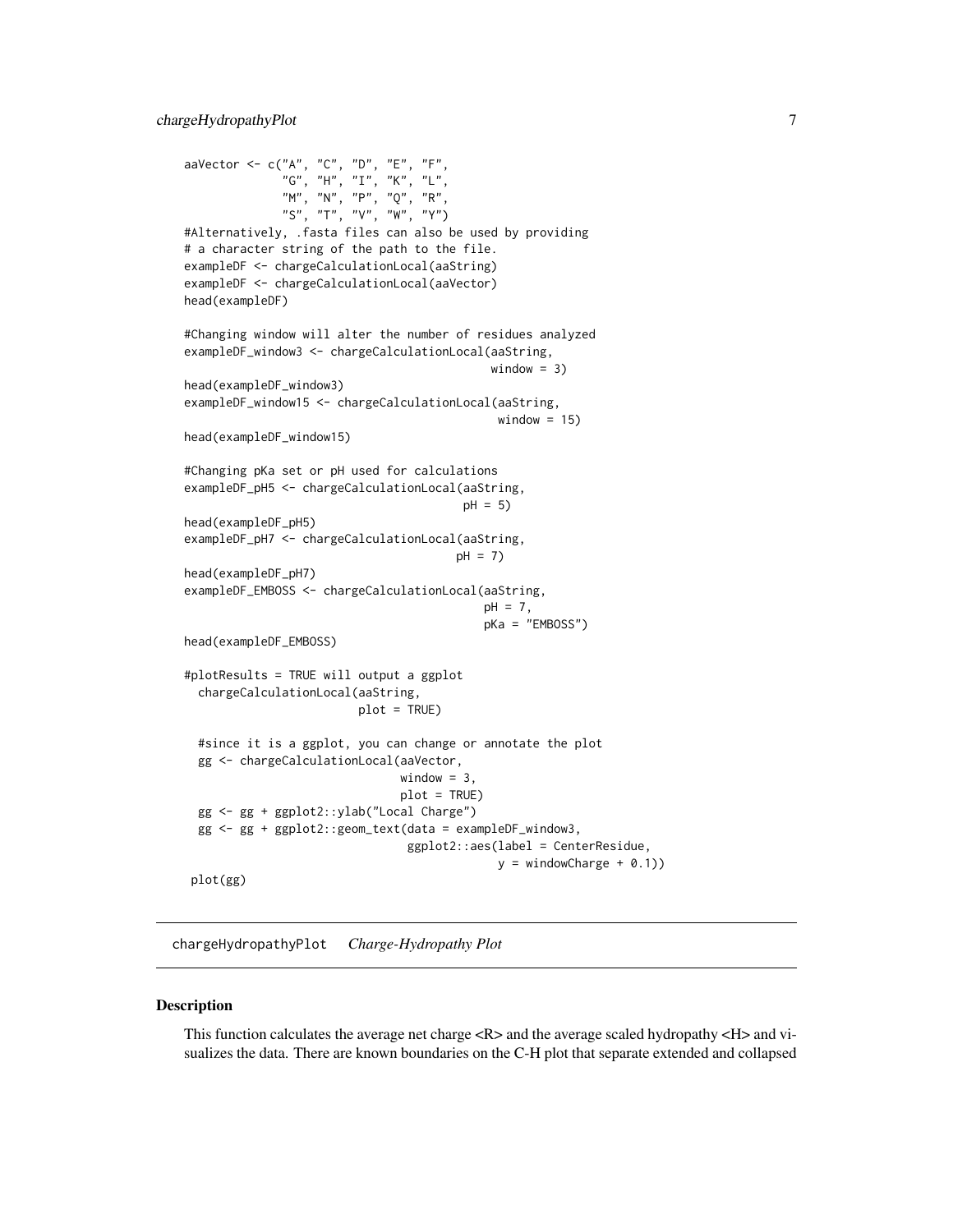```r
aaVector <- c("A", "C", "D", "E", "F",
              "G", "H", "I", "K", "L",
              "M", "N", "P", "Q", "R",
              "S", "T", "V", "W", "Y")
#Alternatively, .fasta files can also be used by providing
# a character string of the path to the file.
exampleDF <- chargeCalculationLocal(aaString)
exampleDF <- chargeCalculationLocal(aaVector)
head(exampleDF)

#Changing window will alter the number of residues analyzed
exampleDF_window3 <- chargeCalculationLocal(aaString,
                                            window = 3)
head(exampleDF_window3)
exampleDF_window15 <- chargeCalculationLocal(aaString,
                                             window = 15)
head(exampleDF_window15)

#Changing pKa set or pH used for calculations
exampleDF_pH5 <- chargeCalculationLocal(aaString,
                                        pH = 5)
head(exampleDF_pH5)
exampleDF_pH7 <- chargeCalculationLocal(aaString,
                                       pH = 7)
head(exampleDF_pH7)
exampleDF_EMBOSS <- chargeCalculationLocal(aaString,
                                           pH = 7,
                                           pKa = "EMBOSS")
head(exampleDF_EMBOSS)

#plotResults = TRUE will output a ggplot
  chargeCalculationLocal(aaString,
                         plot = TRUE)

  #since it is a ggplot, you can change or annotate the plot
  gg <- chargeCalculationLocal(aaVector,
                               window = 3,
                               plot = TRUE)
  gg <- gg + ggplot2::ylab("Local Charge")
  gg <- gg + ggplot2::geom_text(data = exampleDF_window3,
                                ggplot2::aes(label = CenterResidue,
                                             y = windowCharge + 0.1))
 plot(gg)
```

---

## chargeHydropathyPlot    *Charge-Hydropathy Plot*

---

### Description

This function calculates the average net charge <R> and the average scaled hydropathy <H> and visualizes the data. There are known boundaries on the C-H plot that separate extended and collapsed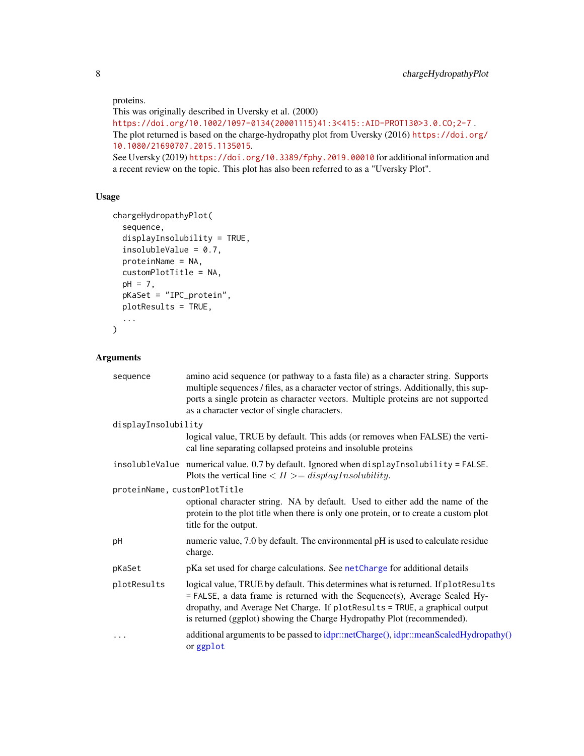proteins.
This was originally described in Uversky et al. (2000) https://doi.org/10.1002/1097-0134(20001115)41:3<415::AID-PROT130>3.0.CO;2-7 .
The plot returned is based on the charge-hydropathy plot from Uversky (2016) https://doi.org/10.1080/21690707.2015.1135015.
See Uversky (2019) https://doi.org/10.3389/fphy.2019.00010 for additional information and a recent review on the topic. This plot has also been referred to as a "Uversky Plot".

## Usage

```
chargeHydropathyPlot(
  sequence,
  displayInsolubility = TRUE,
  insolubleValue = 0.7,
  proteinName = NA,
  customPlotTitle = NA,
  pH = 7,
  pKaSet = "IPC_protein",
  plotResults = TRUE,
  ...
)
```

## Arguments

`sequence` amino acid sequence (or pathway to a fasta file) as a character string. Supports multiple sequences / files, as a character vector of strings. Additionally, this supports a single protein as character vectors. Multiple proteins are not supported as a character vector of single characters.

`displayInsolubility` logical value, TRUE by default. This adds (or removes when FALSE) the vertical line separating collapsed proteins and insoluble proteins

`insolubleValue` numerical value. 0.7 by default. Ignored when `displayInsolubility = FALSE`. Plots the vertical line $< H >= displayInsolubility$.

`proteinName, customPlotTitle` optional character string. NA by default. Used to either add the name of the protein to the plot title when there is only one protein, or to create a custom plot title for the output.

`pH` numeric value, 7.0 by default. The environmental pH is used to calculate residue charge.

`pKaSet` pKa set used for charge calculations. See `netCharge` for additional details

`plotResults` logical value, TRUE by default. This determines what is returned. If `plotResults = FALSE`, a data frame is returned with the Sequence(s), Average Scaled Hydropathy, and Average Net Charge. If `plotResults = TRUE`, a graphical output is returned (ggplot) showing the Charge Hydropathy Plot (recommended).

`...` additional arguments to be passed to idpr::netCharge(), idpr::meanScaledHydropathy() or `ggplot`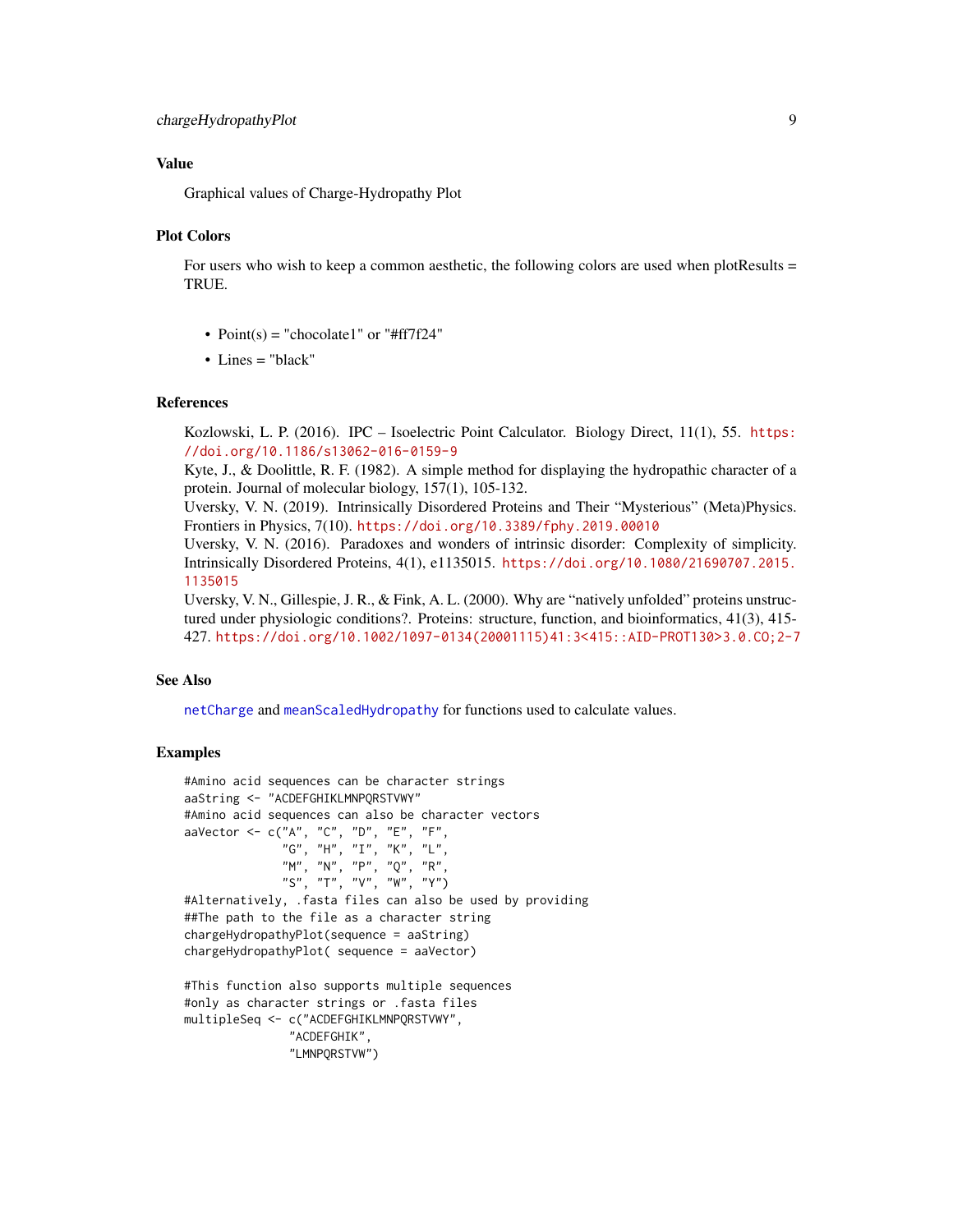## Value

Graphical values of Charge-Hydropathy Plot

## Plot Colors

For users who wish to keep a common aesthetic, the following colors are used when plotResults = TRUE.

- Point(s) = "chocolate1" or "#ff7f24"
- Lines = "black"

## References

Kozlowski, L. P. (2016). IPC – Isoelectric Point Calculator. Biology Direct, 11(1), 55. https://doi.org/10.1186/s13062-016-0159-9

Kyte, J., & Doolittle, R. F. (1982). A simple method for displaying the hydropathic character of a protein. Journal of molecular biology, 157(1), 105-132.

Uversky, V. N. (2019). Intrinsically Disordered Proteins and Their "Mysterious" (Meta)Physics. Frontiers in Physics, 7(10). https://doi.org/10.3389/fphy.2019.00010

Uversky, V. N. (2016). Paradoxes and wonders of intrinsic disorder: Complexity of simplicity. Intrinsically Disordered Proteins, 4(1), e1135015. https://doi.org/10.1080/21690707.2015.1135015

Uversky, V. N., Gillespie, J. R., & Fink, A. L. (2000). Why are "natively unfolded" proteins unstructured under physiologic conditions?. Proteins: structure, function, and bioinformatics, 41(3), 415-427. https://doi.org/10.1002/1097-0134(20001115)41:3<415::AID-PROT130>3.0.CO;2-7

## See Also

netCharge and meanScaledHydropathy for functions used to calculate values.

## Examples

```
#Amino acid sequences can be character strings
aaString <- "ACDEFGHIKLMNPQRSTVWY"
#Amino acid sequences can also be character vectors
aaVector <- c("A", "C", "D", "E", "F",
              "G", "H", "I", "K", "L",
              "M", "N", "P", "Q", "R",
              "S", "T", "V", "W", "Y")
#Alternatively, .fasta files can also be used by providing
##The path to the file as a character string
chargeHydropathyPlot(sequence = aaString)
chargeHydropathyPlot( sequence = aaVector)

#This function also supports multiple sequences
#only as character strings or .fasta files
multipleSeq <- c("ACDEFGHIKLMNPQRSTVWY",
               "ACDEFGHIK",
               "LMNPQRSTVW")
```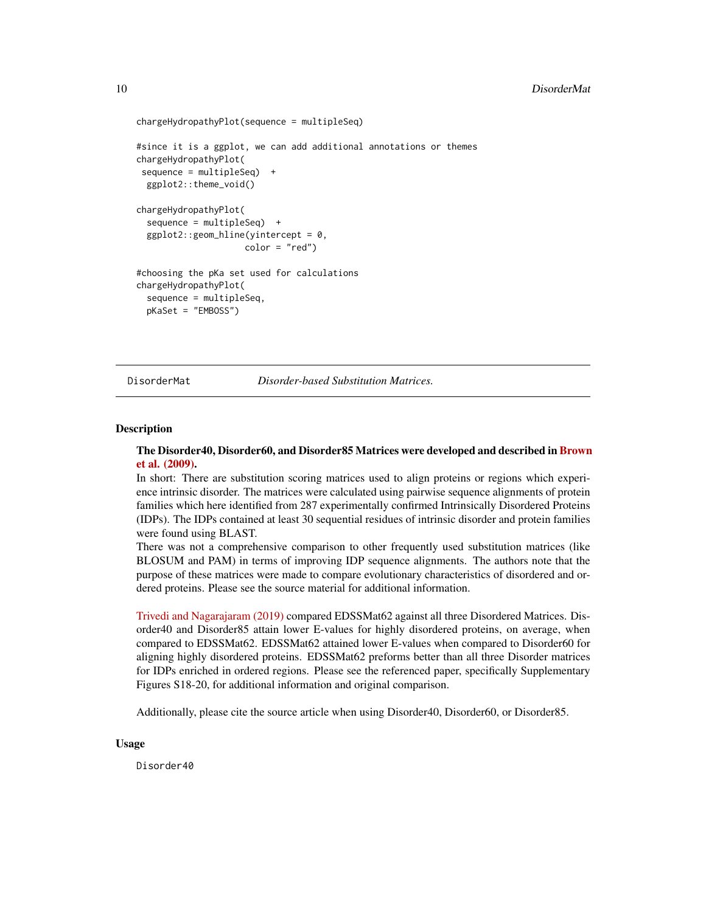```
chargeHydropathyPlot(sequence = multipleSeq)

#since it is a ggplot, we can add additional annotations or themes
chargeHydropathyPlot(
 sequence = multipleSeq)  +
  ggplot2::theme_void()

chargeHydropathyPlot(
  sequence = multipleSeq)  +
  ggplot2::geom_hline(yintercept = 0,
                      color = "red")

#choosing the pKa set used for calculations
chargeHydropathyPlot(
  sequence = multipleSeq,
  pKaSet = "EMBOSS")
```

---

DisorderMat *Disorder-based Substitution Matrices.*

---

## Description

**The Disorder40, Disorder60, and Disorder85 Matrices were developed and described in Brown et al. (2009).**

In short: There are substitution scoring matrices used to align proteins or regions which experience intrinsic disorder. The matrices were calculated using pairwise sequence alignments of protein families which here identified from 287 experimentally confirmed Intrinsically Disordered Proteins (IDPs). The IDPs contained at least 30 sequential residues of intrinsic disorder and protein families were found using BLAST.

There was not a comprehensive comparison to other frequently used substitution matrices (like BLOSUM and PAM) in terms of improving IDP sequence alignments. The authors note that the purpose of these matrices were made to compare evolutionary characteristics of disordered and ordered proteins. Please see the source material for additional information.

Trivedi and Nagarajaram (2019) compared EDSSMat62 against all three Disordered Matrices. Disorder40 and Disorder85 attain lower E-values for highly disordered proteins, on average, when compared to EDSSMat62. EDSSMat62 attained lower E-values when compared to Disorder60 for aligning highly disordered proteins. EDSSMat62 preforms better than all three Disorder matrices for IDPs enriched in ordered regions. Please see the referenced paper, specifically Supplementary Figures S18-20, for additional information and original comparison.

Additionally, please cite the source article when using Disorder40, Disorder60, or Disorder85.

## Usage

```
Disorder40
```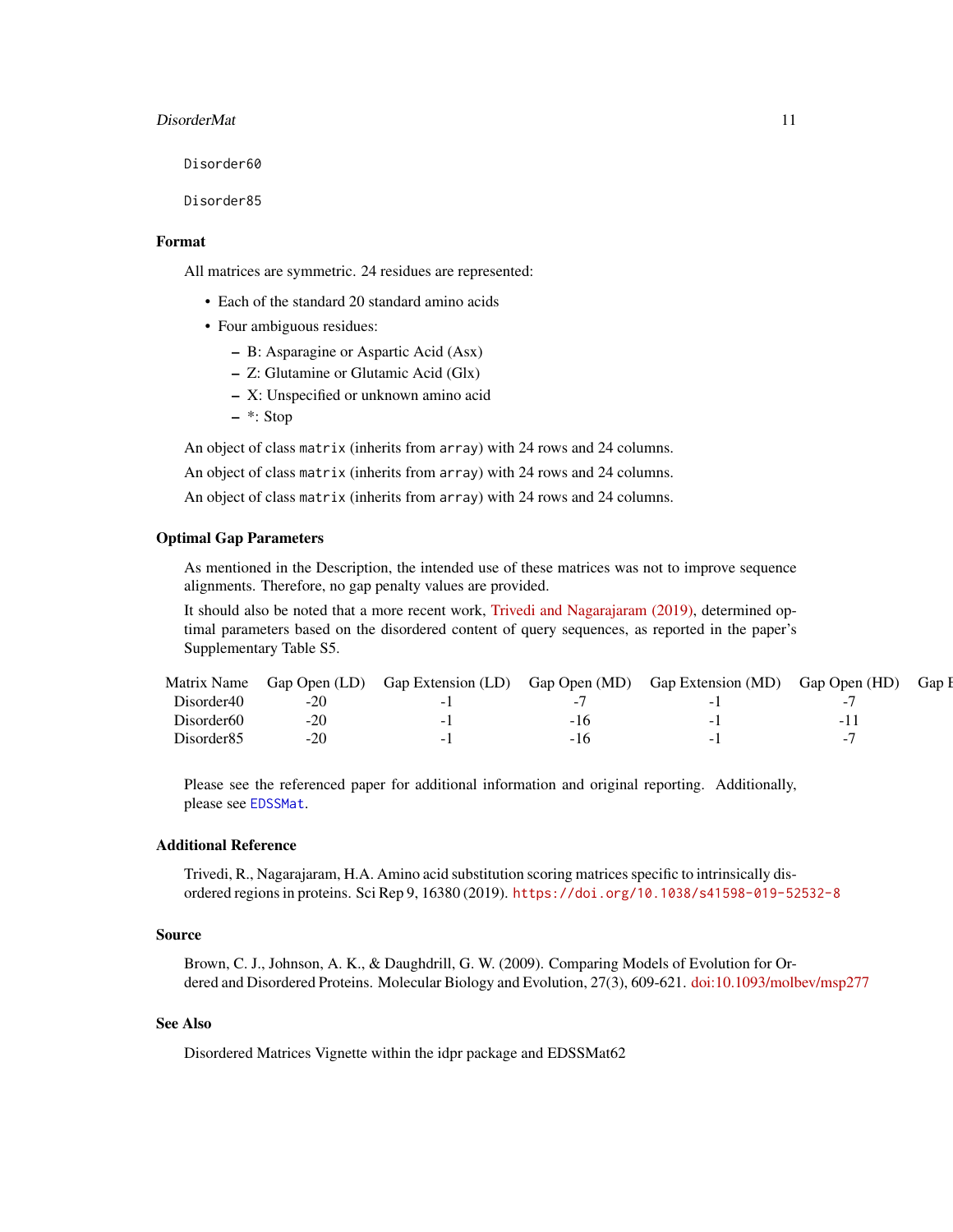```
Disorder60

Disorder85
```

### Format

All matrices are symmetric. 24 residues are represented:

- Each of the standard 20 standard amino acids
- Four ambiguous residues:
  - B: Asparagine or Aspartic Acid (Asx)
  - Z: Glutamine or Glutamic Acid (Glx)
  - X: Unspecified or unknown amino acid
  - *: Stop

An object of class `matrix` (inherits from `array`) with 24 rows and 24 columns.

An object of class `matrix` (inherits from `array`) with 24 rows and 24 columns.

An object of class `matrix` (inherits from `array`) with 24 rows and 24 columns.

### Optimal Gap Parameters

As mentioned in the Description, the intended use of these matrices was not to improve sequence alignments. Therefore, no gap penalty values are provided.

It should also be noted that a more recent work, Trivedi and Nagarajaram (2019), determined optimal parameters based on the disordered content of query sequences, as reported in the paper's Supplementary Table S5.

| Matrix Name | Gap Open (LD) | Gap Extension (LD) | Gap Open (MD) | Gap Extension (MD) | Gap Open (HD) | Gap E |
|---|---|---|---|---|---|---|
| Disorder40 | -20 | -1 | -7 | -1 | -7 | |
| Disorder60 | -20 | -1 | -16 | -1 | -11 | |
| Disorder85 | -20 | -1 | -16 | -1 | -7 | |

Please see the referenced paper for additional information and original reporting. Additionally, please see `EDSSMat`.

### Additional Reference

Trivedi, R., Nagarajaram, H.A. Amino acid substitution scoring matrices specific to intrinsically disordered regions in proteins. Sci Rep 9, 16380 (2019). `https://doi.org/10.1038/s41598-019-52532-8`

### Source

Brown, C. J., Johnson, A. K., & Daughdrill, G. W. (2009). Comparing Models of Evolution for Ordered and Disordered Proteins. Molecular Biology and Evolution, 27(3), 609-621. doi:10.1093/molbev/msp277

### See Also

Disordered Matrices Vignette within the idpr package and EDSSMat62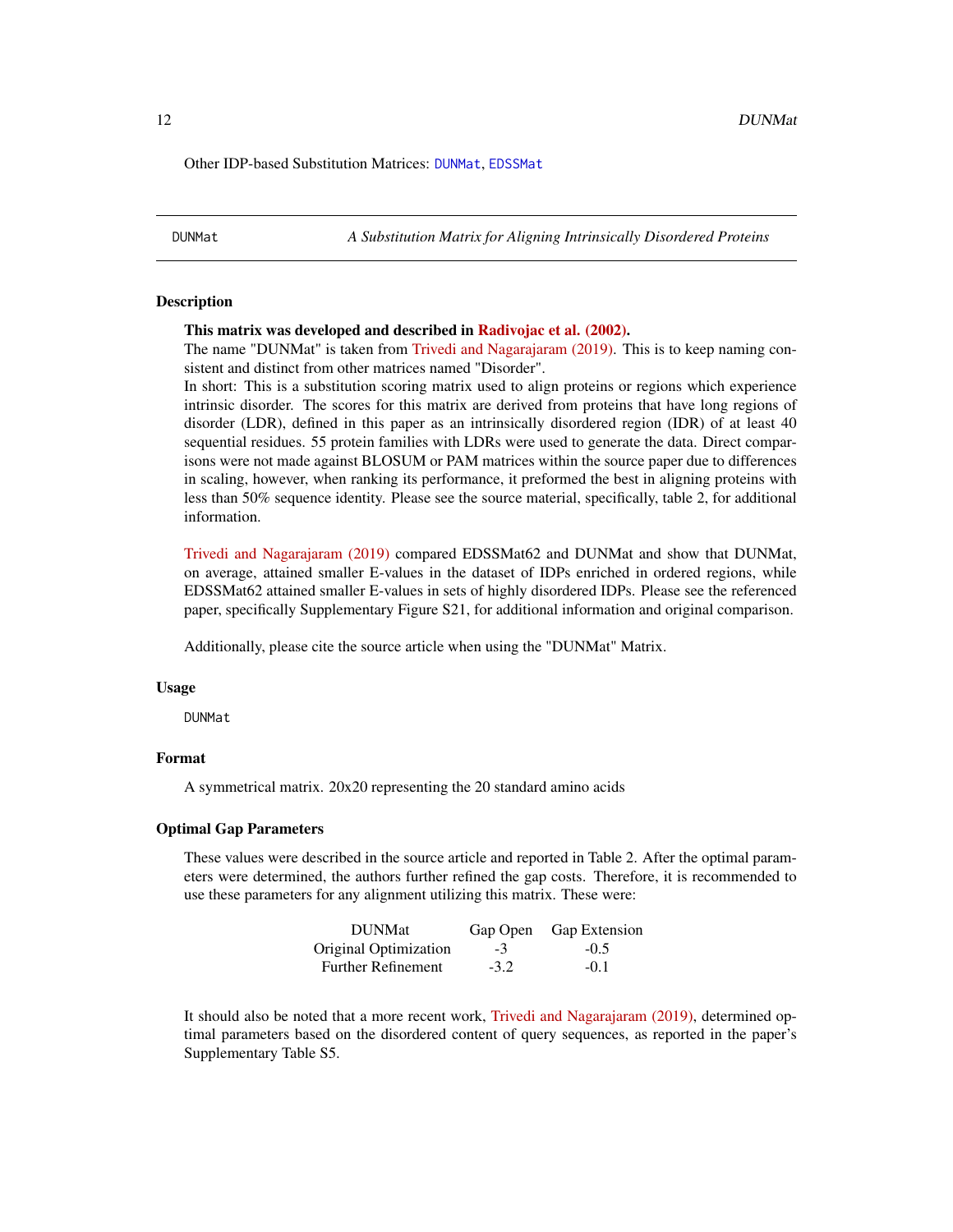Other IDP-based Substitution Matrices: DUNMat, EDSSMat

---

DUNMat — *A Substitution Matrix for Aligning Intrinsically Disordered Proteins*

---

## Description

**This matrix was developed and described in Radivojac et al. (2002).**

The name "DUNMat" is taken from Trivedi and Nagarajaram (2019). This is to keep naming consistent and distinct from other matrices named "Disorder".

In short: This is a substitution scoring matrix used to align proteins or regions which experience intrinsic disorder. The scores for this matrix are derived from proteins that have long regions of disorder (LDR), defined in this paper as an intrinsically disordered region (IDR) of at least 40 sequential residues. 55 protein families with LDRs were used to generate the data. Direct comparisons were not made against BLOSUM or PAM matrices within the source paper due to differences in scaling, however, when ranking its performance, it preformed the best in aligning proteins with less than 50% sequence identity. Please see the source material, specifically, table 2, for additional information.

Trivedi and Nagarajaram (2019) compared EDSSMat62 and DUNMat and show that DUNMat, on average, attained smaller E-values in the dataset of IDPs enriched in ordered regions, while EDSSMat62 attained smaller E-values in sets of highly disordered IDPs. Please see the referenced paper, specifically Supplementary Figure S21, for additional information and original comparison.

Additionally, please cite the source article when using the "DUNMat" Matrix.

## Usage

```
DUNMat
```

## Format

A symmetrical matrix. 20x20 representing the 20 standard amino acids

## Optimal Gap Parameters

These values were described in the source article and reported in Table 2. After the optimal parameters were determined, the authors further refined the gap costs. Therefore, it is recommended to use these parameters for any alignment utilizing this matrix. These were:

| DUNMat | Gap Open | Gap Extension |
|---|---|---|
| Original Optimization | -3 | -0.5 |
| Further Refinement | -3.2 | -0.1 |

It should also be noted that a more recent work, Trivedi and Nagarajaram (2019), determined optimal parameters based on the disordered content of query sequences, as reported in the paper's Supplementary Table S5.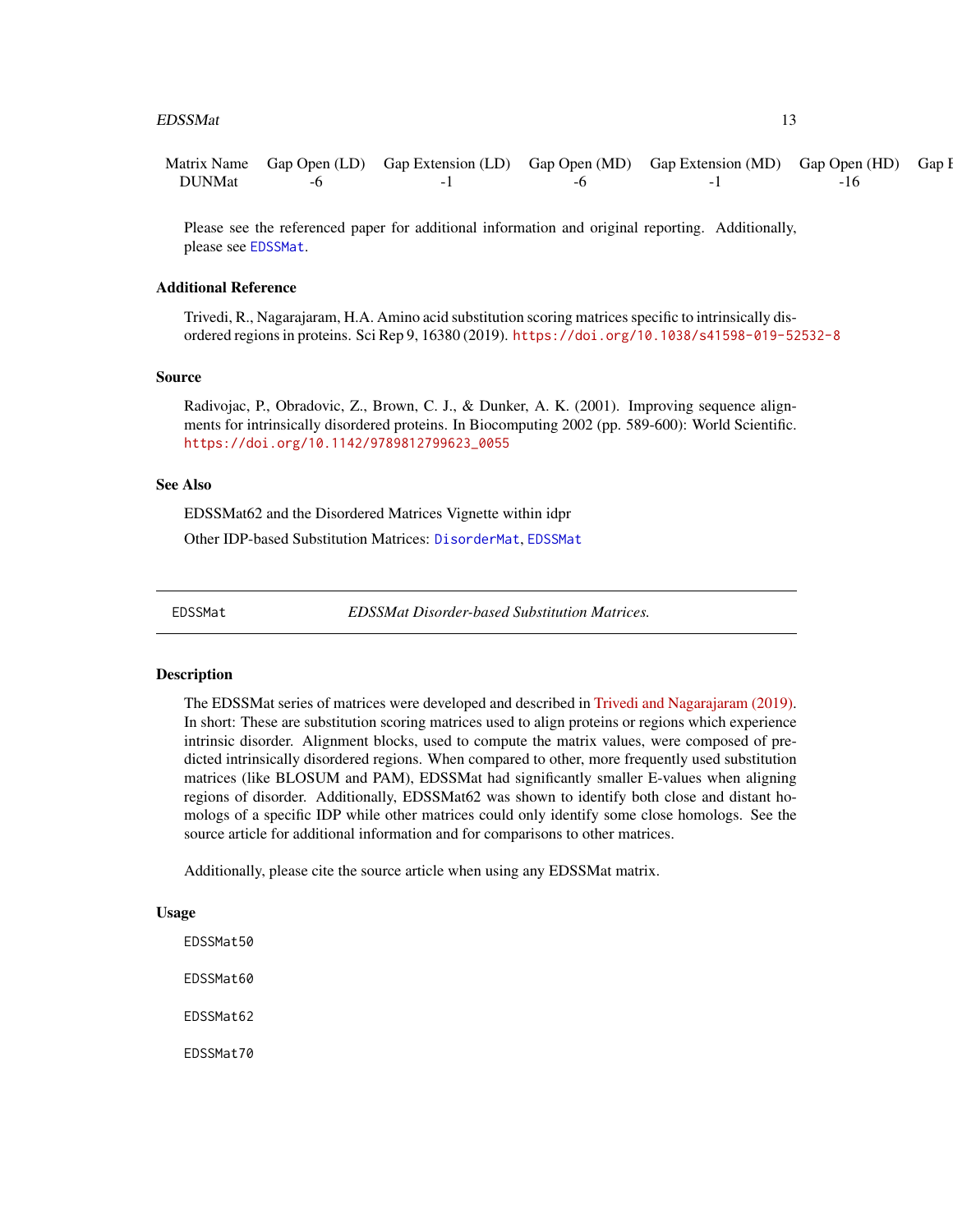| Matrix Name | Gap Open (LD) | Gap Extension (LD) | Gap Open (MD) | Gap Extension (MD) | Gap Open (HD) | Gap E |
|---|---|---|---|---|---|---|
| DUNMat | -6 | -1 | -6 | -1 | -16 | |

Please see the referenced paper for additional information and original reporting. Additionally, please see EDSSMat.

### Additional Reference

Trivedi, R., Nagarajaram, H.A. Amino acid substitution scoring matrices specific to intrinsically disordered regions in proteins. Sci Rep 9, 16380 (2019). https://doi.org/10.1038/s41598-019-52532-8

### Source

Radivojac, P., Obradovic, Z., Brown, C. J., & Dunker, A. K. (2001). Improving sequence alignments for intrinsically disordered proteins. In Biocomputing 2002 (pp. 589-600): World Scientific. https://doi.org/10.1142/9789812799623_0055

### See Also

EDSSMat62 and the Disordered Matrices Vignette within idpr

Other IDP-based Substitution Matrices: DisorderMat, EDSSMat

---

## EDSSMat — *EDSSMat Disorder-based Substitution Matrices.*

### Description

The EDSSMat series of matrices were developed and described in Trivedi and Nagarajaram (2019). In short: These are substitution scoring matrices used to align proteins or regions which experience intrinsic disorder. Alignment blocks, used to compute the matrix values, were composed of predicted intrinsically disordered regions. When compared to other, more frequently used substitution matrices (like BLOSUM and PAM), EDSSMat had significantly smaller E-values when aligning regions of disorder. Additionally, EDSSMat62 was shown to identify both close and distant homologs of a specific IDP while other matrices could only identify some close homologs. See the source article for additional information and for comparisons to other matrices.

Additionally, please cite the source article when using any EDSSMat matrix.

### Usage

```
EDSSMat50

EDSSMat60

EDSSMat62

EDSSMat70
```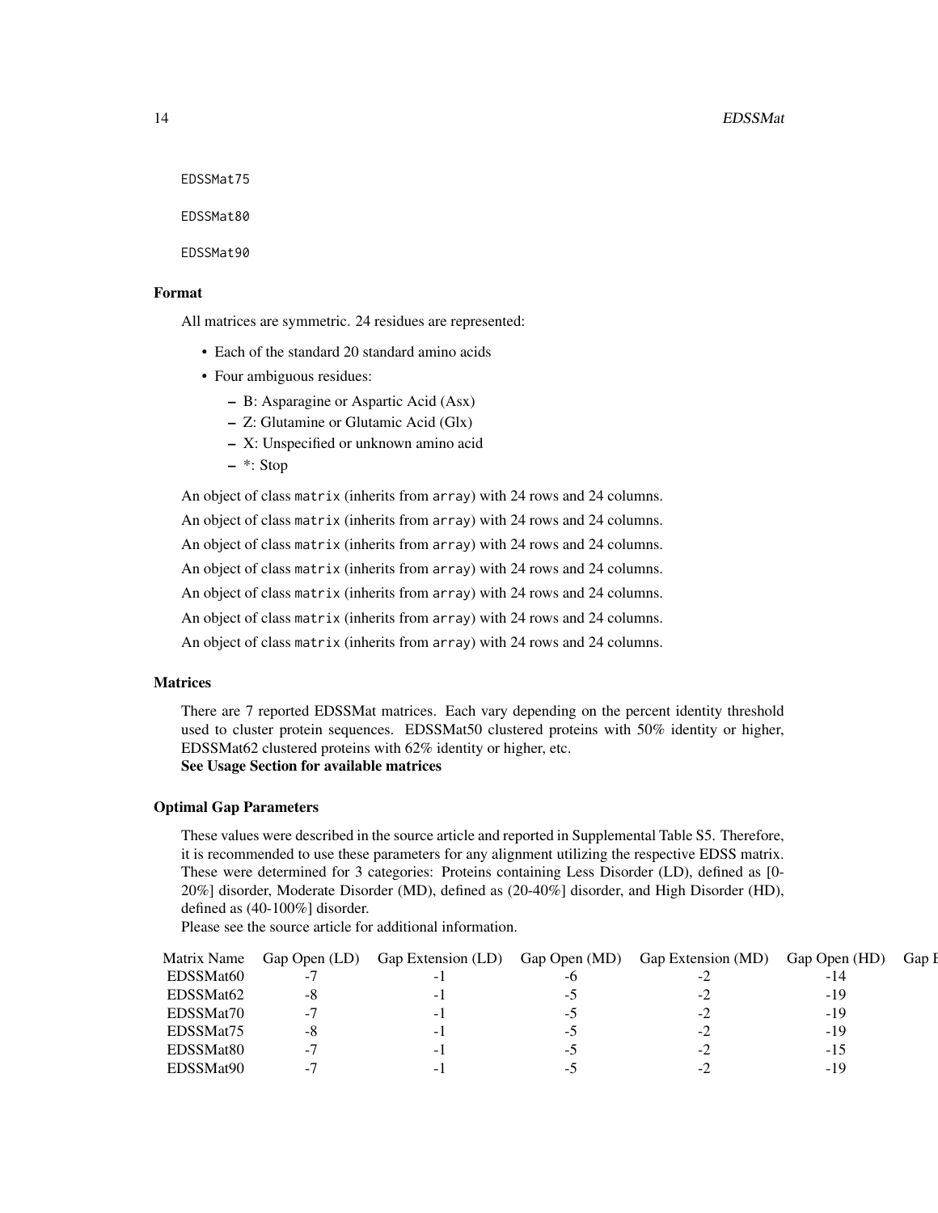EDSSMat75

EDSSMat80

EDSSMat90

### Format

All matrices are symmetric. 24 residues are represented:

- Each of the standard 20 standard amino acids
- Four ambiguous residues:
  - B: Asparagine or Aspartic Acid (Asx)
  - Z: Glutamine or Glutamic Acid (Glx)
  - X: Unspecified or unknown amino acid
  - *: Stop

An object of class matrix (inherits from array) with 24 rows and 24 columns.

An object of class matrix (inherits from array) with 24 rows and 24 columns.

An object of class matrix (inherits from array) with 24 rows and 24 columns.

An object of class matrix (inherits from array) with 24 rows and 24 columns.

An object of class matrix (inherits from array) with 24 rows and 24 columns.

An object of class matrix (inherits from array) with 24 rows and 24 columns.

An object of class matrix (inherits from array) with 24 rows and 24 columns.

### Matrices

There are 7 reported EDSSMat matrices. Each vary depending on the percent identity threshold used to cluster protein sequences. EDSSMat50 clustered proteins with 50% identity or higher, EDSSMat62 clustered proteins with 62% identity or higher, etc.
**See Usage Section for available matrices**

### Optimal Gap Parameters

These values were described in the source article and reported in Supplemental Table S5. Therefore, it is recommended to use these parameters for any alignment utilizing the respective EDSS matrix. These were determined for 3 categories: Proteins containing Less Disorder (LD), defined as [0-20%] disorder, Moderate Disorder (MD), defined as (20-40%] disorder, and High Disorder (HD), defined as (40-100%] disorder.
Please see the source article for additional information.

| Matrix Name | Gap Open (LD) | Gap Extension (LD) | Gap Open (MD) | Gap Extension (MD) | Gap Open (HD) | Gap E |
|---|---|---|---|---|---|---|
| EDSSMat60 | -7 | -1 | -6 | -2 | -14 | |
| EDSSMat62 | -8 | -1 | -5 | -2 | -19 | |
| EDSSMat70 | -7 | -1 | -5 | -2 | -19 | |
| EDSSMat75 | -8 | -1 | -5 | -2 | -19 | |
| EDSSMat80 | -7 | -1 | -5 | -2 | -15 | |
| EDSSMat90 | -7 | -1 | -5 | -2 | -19 | |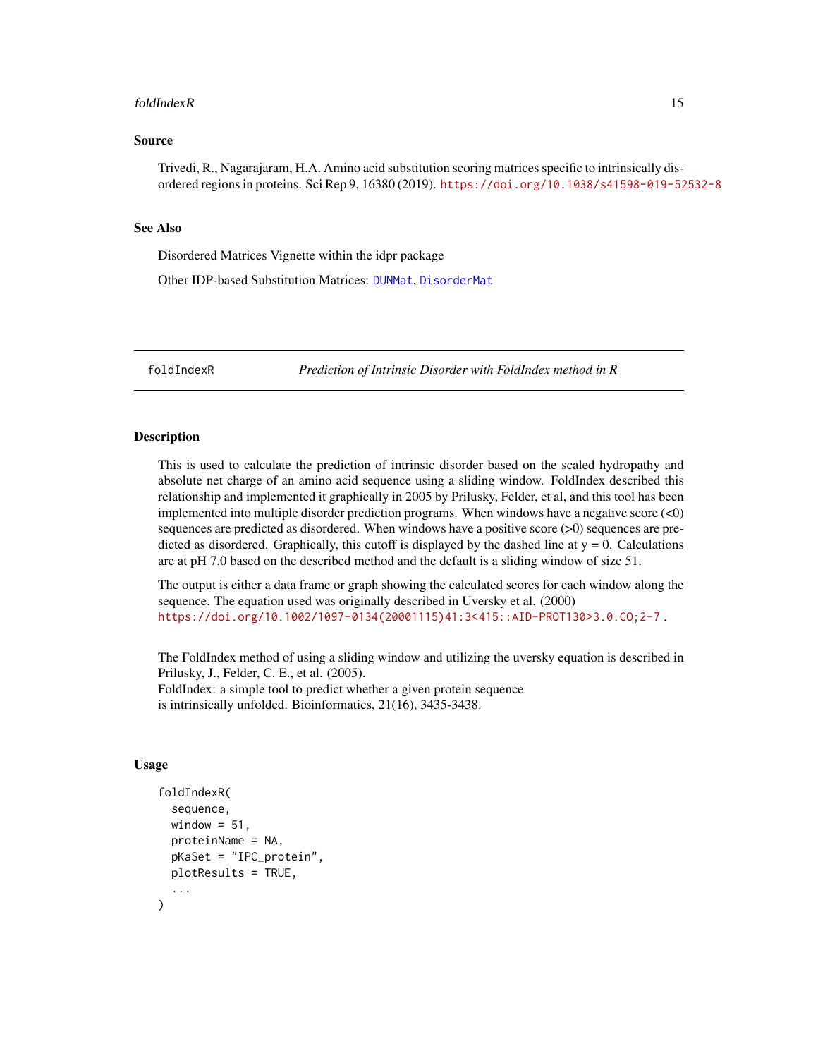## Source

Trivedi, R., Nagarajaram, H.A. Amino acid substitution scoring matrices specific to intrinsically disordered regions in proteins. Sci Rep 9, 16380 (2019). https://doi.org/10.1038/s41598-019-52532-8

## See Also

Disordered Matrices Vignette within the idpr package

Other IDP-based Substitution Matrices: DUNMat, DisorderMat

---

# foldIndexR *Prediction of Intrinsic Disorder with FoldIndex method in R*

---

## Description

This is used to calculate the prediction of intrinsic disorder based on the scaled hydropathy and absolute net charge of an amino acid sequence using a sliding window. FoldIndex described this relationship and implemented it graphically in 2005 by Prilusky, Felder, et al, and this tool has been implemented into multiple disorder prediction programs. When windows have a negative score (<0) sequences are predicted as disordered. When windows have a positive score (>0) sequences are predicted as disordered. Graphically, this cutoff is displayed by the dashed line at y = 0. Calculations are at pH 7.0 based on the described method and the default is a sliding window of size 51.

The output is either a data frame or graph showing the calculated scores for each window along the sequence. The equation used was originally described in Uversky et al. (2000) https://doi.org/10.1002/1097-0134(20001115)41:3<415::AID-PROT130>3.0.CO;2-7 .

The FoldIndex method of using a sliding window and utilizing the uversky equation is described in Prilusky, J., Felder, C. E., et al. (2005).
FoldIndex: a simple tool to predict whether a given protein sequence
is intrinsically unfolded. Bioinformatics, 21(16), 3435-3438.

## Usage

```
foldIndexR(
  sequence,
  window = 51,
  proteinName = NA,
  pKaSet = "IPC_protein",
  plotResults = TRUE,
  ...
)
```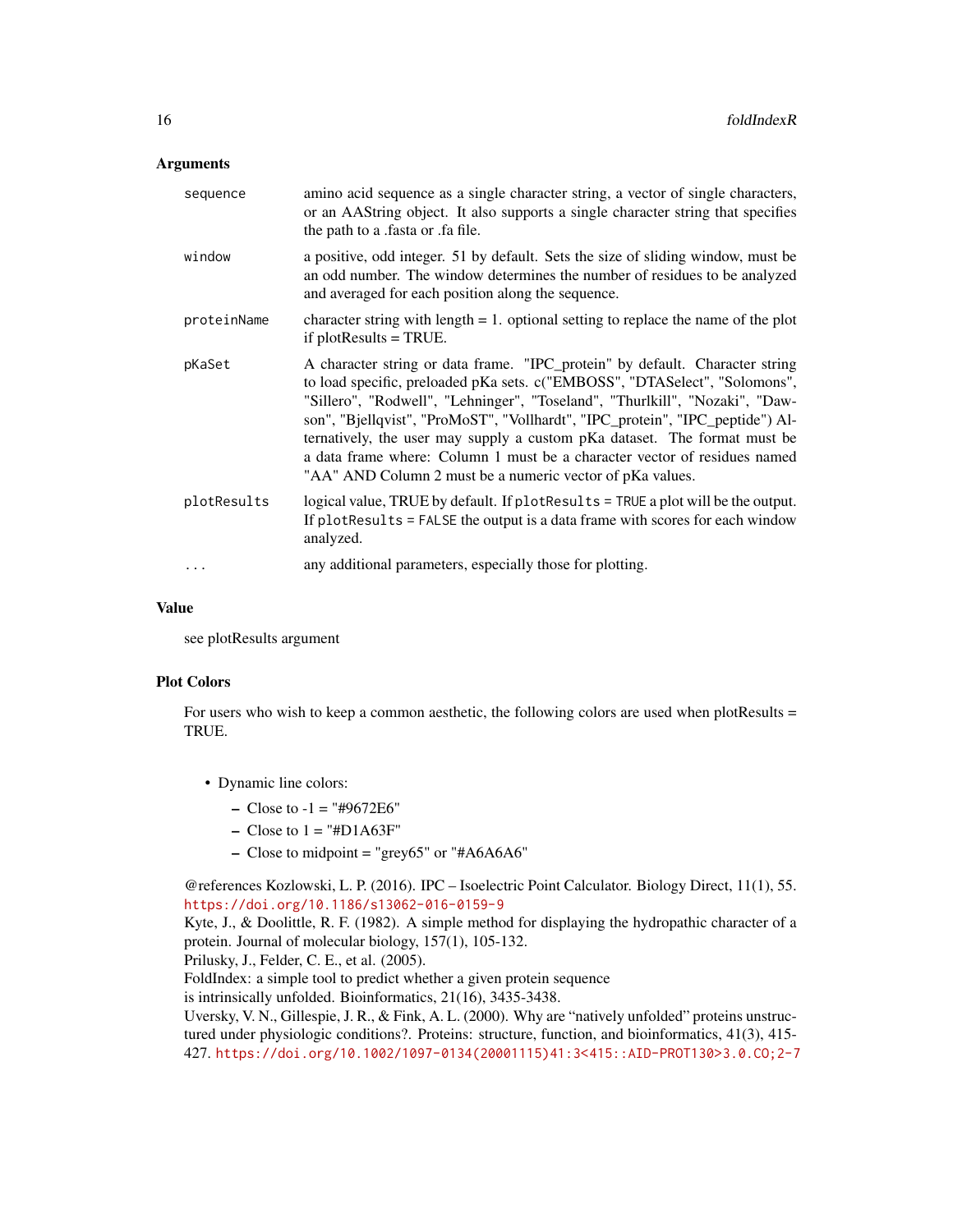## Arguments

| | |
|---|---|
| sequence | amino acid sequence as a single character string, a vector of single characters, or an AAString object. It also supports a single character string that specifies the path to a .fasta or .fa file. |
| window | a positive, odd integer. 51 by default. Sets the size of sliding window, must be an odd number. The window determines the number of residues to be analyzed and averaged for each position along the sequence. |
| proteinName | character string with length = 1. optional setting to replace the name of the plot if plotResults = TRUE. |
| pKaSet | A character string or data frame. "IPC_protein" by default. Character string to load specific, preloaded pKa sets. c("EMBOSS", "DTASelect", "Solomons", "Sillero", "Rodwell", "Lehninger", "Toseland", "Thurlkill", "Nozaki", "Dawson", "Bjellqvist", "ProMoST", "Vollhardt", "IPC_protein", "IPC_peptide") Alternatively, the user may supply a custom pKa dataset. The format must be a data frame where: Column 1 must be a character vector of residues named "AA" AND Column 2 must be a numeric vector of pKa values. |
| plotResults | logical value, TRUE by default. If `plotResults = TRUE` a plot will be the output. If `plotResults = FALSE` the output is a data frame with scores for each window analyzed. |
| ... | any additional parameters, especially those for plotting. |

## Value

see plotResults argument

## Plot Colors

For users who wish to keep a common aesthetic, the following colors are used when plotResults = TRUE.

- Dynamic line colors:
  - Close to -1 = "#9672E6"
  - Close to 1 = "#D1A63F"
  - Close to midpoint = "grey65" or "#A6A6A6"

@references Kozlowski, L. P. (2016). IPC – Isoelectric Point Calculator. Biology Direct, 11(1), 55. https://doi.org/10.1186/s13062-016-0159-9
Kyte, J., & Doolittle, R. F. (1982). A simple method for displaying the hydropathic character of a protein. Journal of molecular biology, 157(1), 105-132.
Prilusky, J., Felder, C. E., et al. (2005).
FoldIndex: a simple tool to predict whether a given protein sequence
is intrinsically unfolded. Bioinformatics, 21(16), 3435-3438.
Uversky, V. N., Gillespie, J. R., & Fink, A. L. (2000). Why are "natively unfolded" proteins unstructured under physiologic conditions?. Proteins: structure, function, and bioinformatics, 41(3), 415-427. https://doi.org/10.1002/1097-0134(20001115)41:3<415::AID-PROT130>3.0.CO;2-7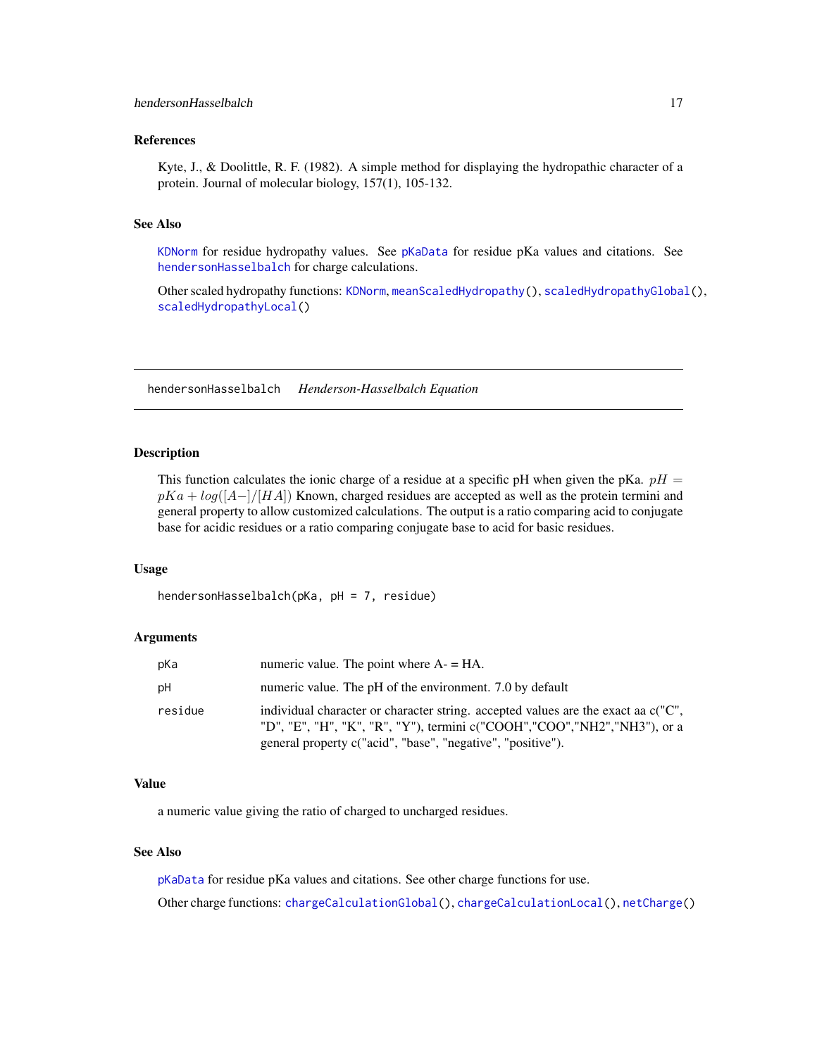### References

Kyte, J., & Doolittle, R. F. (1982). A simple method for displaying the hydropathic character of a protein. Journal of molecular biology, 157(1), 105-132.

### See Also

KDNorm for residue hydropathy values. See pKaData for residue pKa values and citations. See hendersonHasselbalch for charge calculations.

Other scaled hydropathy functions: KDNorm, meanScaledHydropathy(), scaledHydropathyGlobal(), scaledHydropathyLocal()

---

## hendersonHasselbalch *Henderson-Hasselbalch Equation*

---

### Description

This function calculates the ionic charge of a residue at a specific pH when given the pKa. $pH = pKa + log([A-]/[HA])$ Known, charged residues are accepted as well as the protein termini and general property to allow customized calculations. The output is a ratio comparing acid to conjugate base for acidic residues or a ratio comparing conjugate base to acid for basic residues.

### Usage

```
hendersonHasselbalch(pKa, pH = 7, residue)
```

### Arguments

| | |
|---|---|
| pKa | numeric value. The point where A- = HA. |
| pH | numeric value. The pH of the environment. 7.0 by default |
| residue | individual character or character string. accepted values are the exact aa c("C", "D", "E", "H", "K", "R", "Y"), termini c("COOH","COO","NH2","NH3"), or a general property c("acid", "base", "negative", "positive"). |

### Value

a numeric value giving the ratio of charged to uncharged residues.

### See Also

pKaData for residue pKa values and citations. See other charge functions for use.

Other charge functions: chargeCalculationGlobal(), chargeCalculationLocal(), netCharge()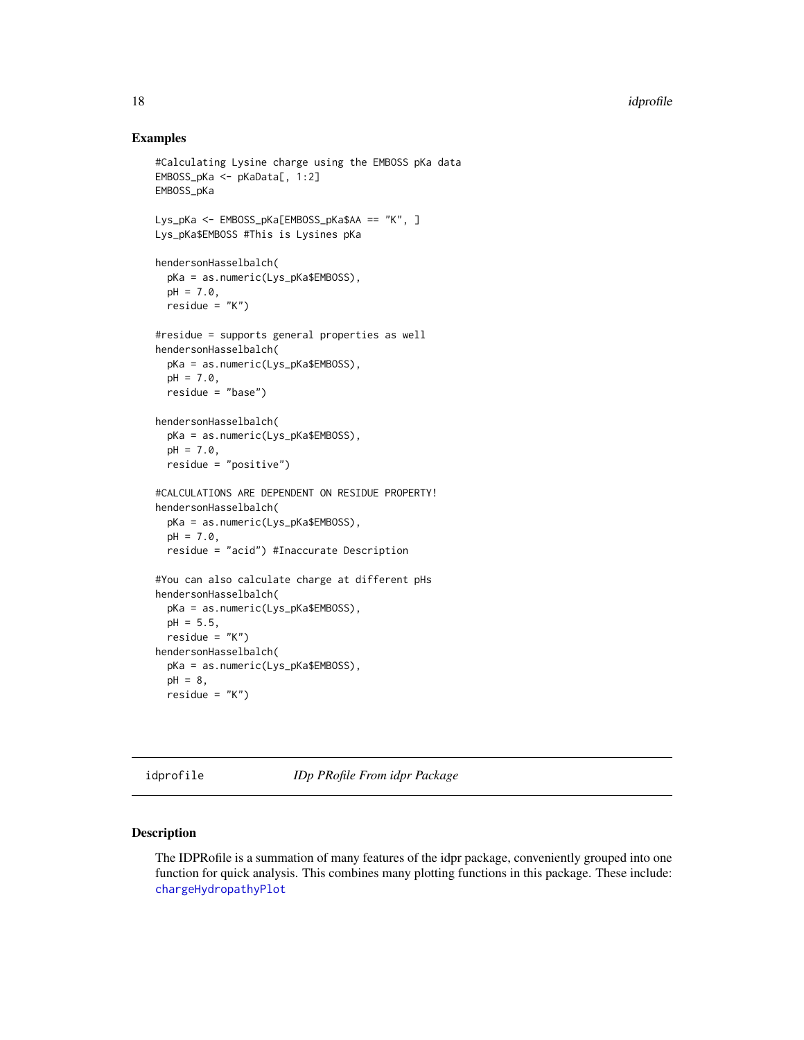## Examples

```
#Calculating Lysine charge using the EMBOSS pKa data
EMBOSS_pKa <- pKaData[, 1:2]
EMBOSS_pKa

Lys_pKa <- EMBOSS_pKa[EMBOSS_pKa$AA == "K", ]
Lys_pKa$EMBOSS #This is Lysines pKa

hendersonHasselbalch(
  pKa = as.numeric(Lys_pKa$EMBOSS),
  pH = 7.0,
  residue = "K")

#residue = supports general properties as well
hendersonHasselbalch(
  pKa = as.numeric(Lys_pKa$EMBOSS),
  pH = 7.0,
  residue = "base")

hendersonHasselbalch(
  pKa = as.numeric(Lys_pKa$EMBOSS),
  pH = 7.0,
  residue = "positive")

#CALCULATIONS ARE DEPENDENT ON RESIDUE PROPERTY!
hendersonHasselbalch(
  pKa = as.numeric(Lys_pKa$EMBOSS),
  pH = 7.0,
  residue = "acid") #Inaccurate Description

#You can also calculate charge at different pHs
hendersonHasselbalch(
  pKa = as.numeric(Lys_pKa$EMBOSS),
  pH = 5.5,
  residue = "K")
hendersonHasselbalch(
  pKa = as.numeric(Lys_pKa$EMBOSS),
  pH = 8,
  residue = "K")
```

---

# idprofile — *IDp PRofile From idpr Package*

## Description

The IDPRofile is a summation of many features of the idpr package, conveniently grouped into one function for quick analysis. This combines many plotting functions in this package. These include: chargeHydropathyPlot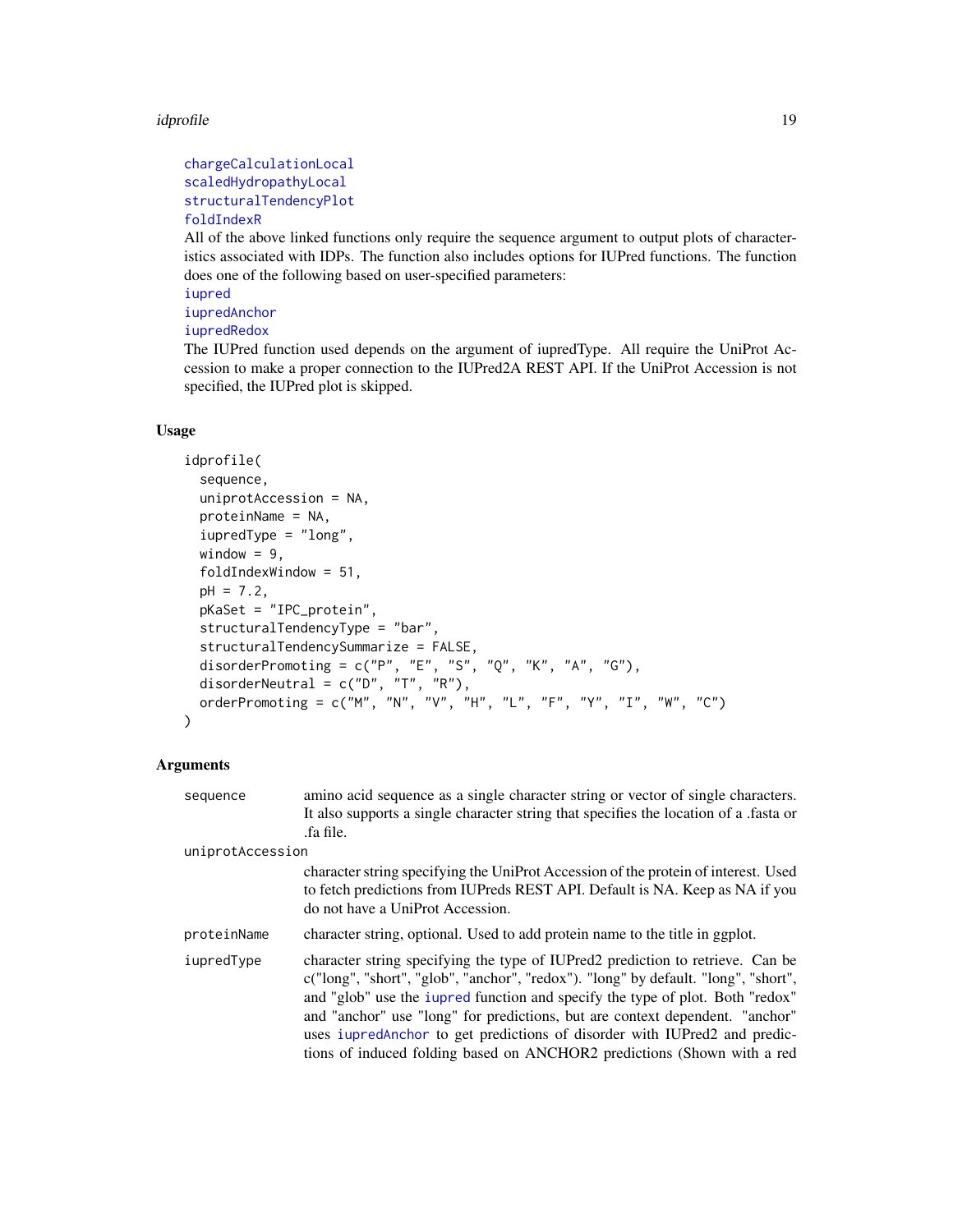chargeCalculationLocal
scaledHydropathyLocal
structuralTendencyPlot
foldIndexR

All of the above linked functions only require the sequence argument to output plots of characteristics associated with IDPs. The function also includes options for IUPred functions. The function does one of the following based on user-specified parameters:

iupred
iupredAnchor
iupredRedox

The IUPred function used depends on the argument of iupredType. All require the UniProt Accession to make a proper connection to the IUPred2A REST API. If the UniProt Accession is not specified, the IUPred plot is skipped.

### Usage

```
idprofile(
  sequence,
  uniprotAccession = NA,
  proteinName = NA,
  iupredType = "long",
  window = 9,
  foldIndexWindow = 51,
  pH = 7.2,
  pKaSet = "IPC_protein",
  structuralTendencyType = "bar",
  structuralTendencySummarize = FALSE,
  disorderPromoting = c("P", "E", "S", "Q", "K", "A", "G"),
  disorderNeutral = c("D", "T", "R"),
  orderPromoting = c("M", "N", "V", "H", "L", "F", "Y", "I", "W", "C")
)
```

### Arguments

`sequence` amino acid sequence as a single character string or vector of single characters. It also supports a single character string that specifies the location of a .fasta or .fa file.

`uniprotAccession` character string specifying the UniProt Accession of the protein of interest. Used to fetch predictions from IUPreds REST API. Default is NA. Keep as NA if you do not have a UniProt Accession.

`proteinName` character string, optional. Used to add protein name to the title in ggplot.

`iupredType` character string specifying the type of IUPred2 prediction to retrieve. Can be c("long", "short", "glob", "anchor", "redox"). "long" by default. "long", "short", and "glob" use the iupred function and specify the type of plot. Both "redox" and "anchor" use "long" for predictions, but are context dependent. "anchor" uses iupredAnchor to get predictions of disorder with IUPred2 and predictions of induced folding based on ANCHOR2 predictions (Shown with a red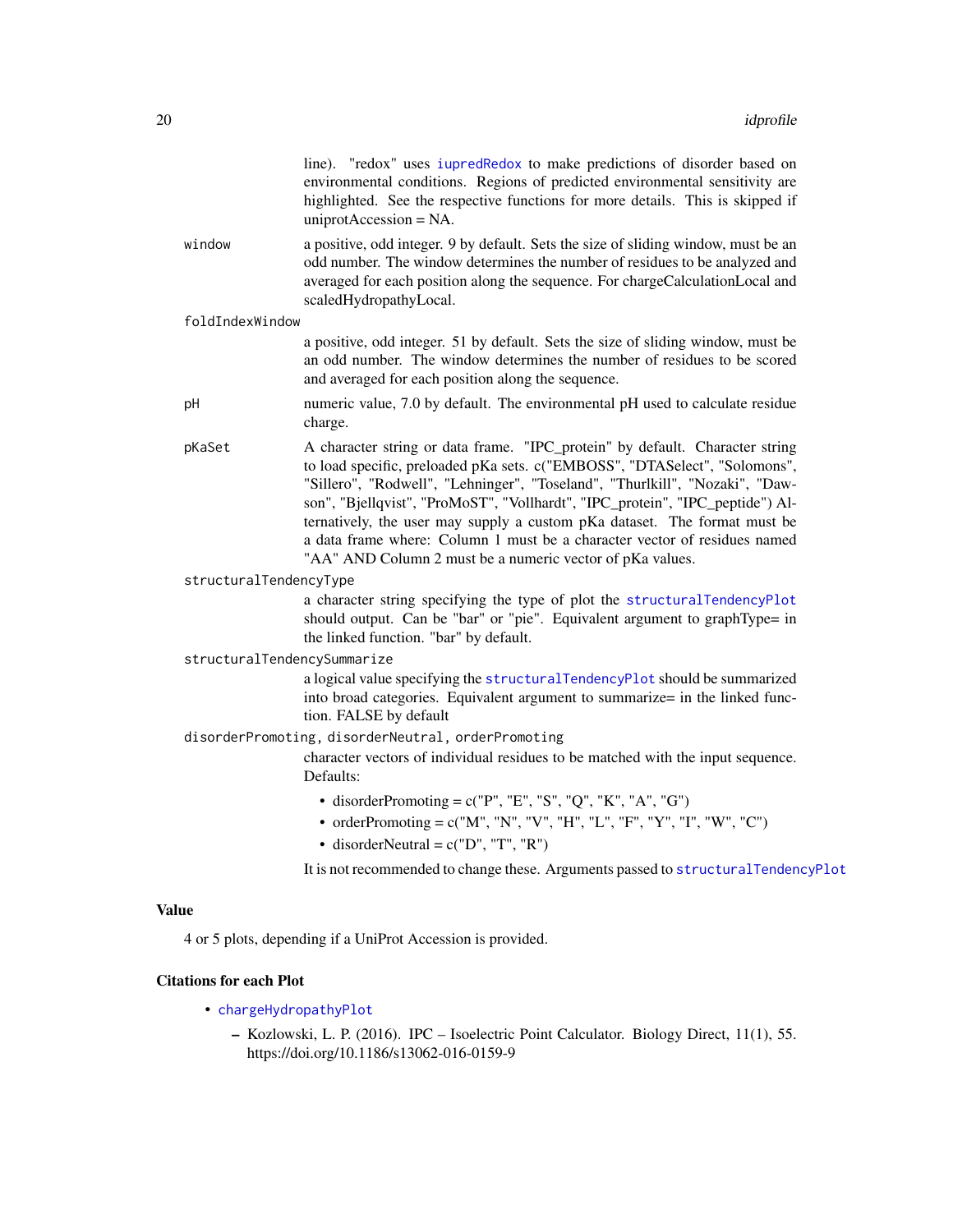line). "redox" uses `iupredRedox` to make predictions of disorder based on environmental conditions. Regions of predicted environmental sensitivity are highlighted. See the respective functions for more details. This is skipped if uniprotAccession = NA.

`window`
: a positive, odd integer. 9 by default. Sets the size of sliding window, must be an odd number. The window determines the number of residues to be analyzed and averaged for each position along the sequence. For chargeCalculationLocal and scaledHydropathyLocal.

`foldIndexWindow`
: a positive, odd integer. 51 by default. Sets the size of sliding window, must be an odd number. The window determines the number of residues to be scored and averaged for each position along the sequence.

`pH`
: numeric value, 7.0 by default. The environmental pH used to calculate residue charge.

`pKaSet`
: A character string or data frame. "IPC_protein" by default. Character string to load specific, preloaded pKa sets. c("EMBOSS", "DTASelect", "Solomons", "Sillero", "Rodwell", "Lehninger", "Toseland", "Thurlkill", "Nozaki", "Dawson", "Bjellqvist", "ProMoST", "Vollhardt", "IPC_protein", "IPC_peptide") Alternatively, the user may supply a custom pKa dataset. The format must be a data frame where: Column 1 must be a character vector of residues named "AA" AND Column 2 must be a numeric vector of pKa values.

`structuralTendencyType`
: a character string specifying the type of plot the `structuralTendencyPlot` should output. Can be "bar" or "pie". Equivalent argument to graphType= in the linked function. "bar" by default.

`structuralTendencySummarize`
: a logical value specifying the `structuralTendencyPlot` should be summarized into broad categories. Equivalent argument to summarize= in the linked function. FALSE by default

`disorderPromoting, disorderNeutral, orderPromoting`
: character vectors of individual residues to be matched with the input sequence. Defaults:
  - disorderPromoting = c("P", "E", "S", "Q", "K", "A", "G")
  - orderPromoting = c("M", "N", "V", "H", "L", "F", "Y", "I", "W", "C")
  - disorderNeutral = c("D", "T", "R")

  It is not recommended to change these. Arguments passed to `structuralTendencyPlot`

## Value

4 or 5 plots, depending if a UniProt Accession is provided.

## Citations for each Plot

- `chargeHydropathyPlot`
  - Kozlowski, L. P. (2016). IPC – Isoelectric Point Calculator. Biology Direct, 11(1), 55. https://doi.org/10.1186/s13062-016-0159-9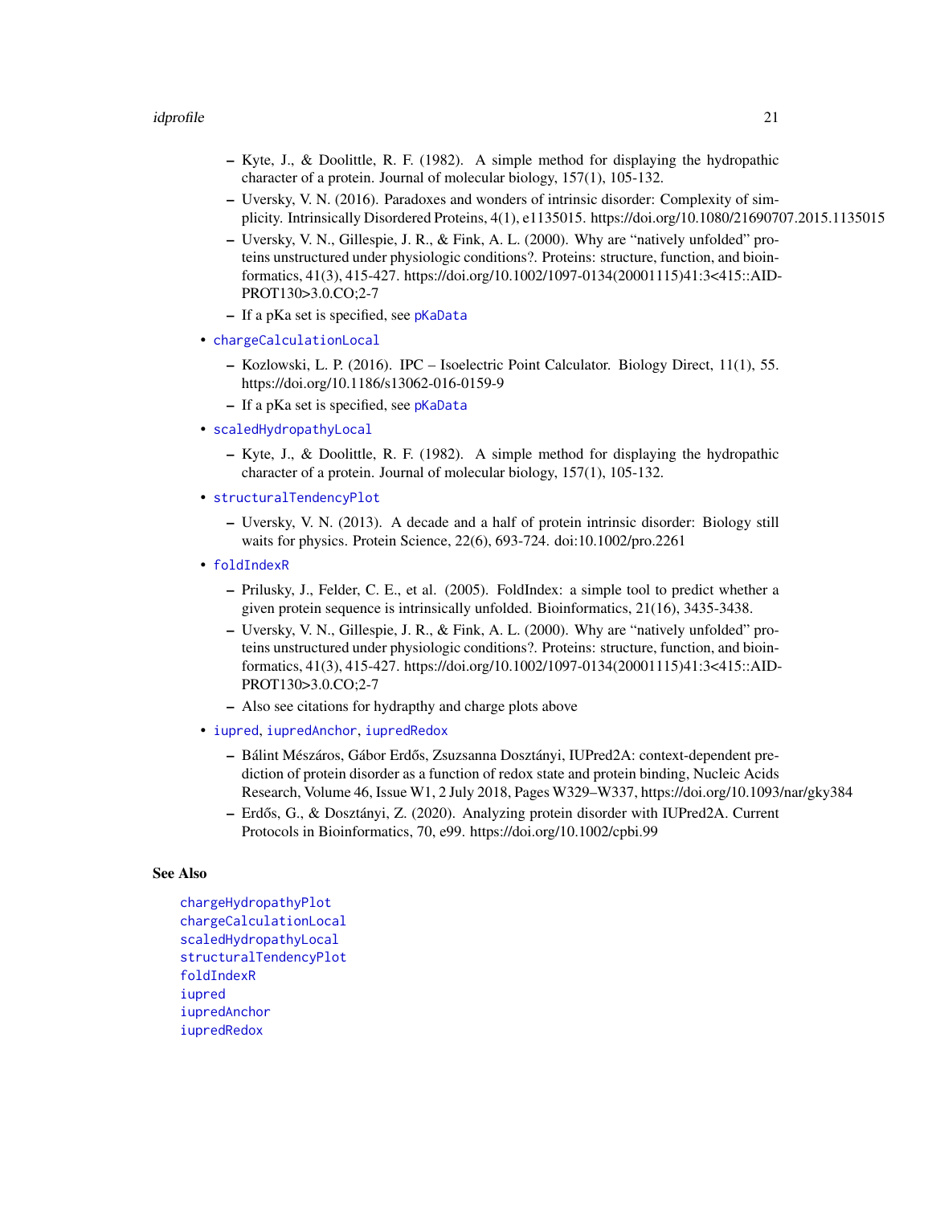- Kyte, J., & Doolittle, R. F. (1982). A simple method for displaying the hydropathic character of a protein. Journal of molecular biology, 157(1), 105-132.
  - Uversky, V. N. (2016). Paradoxes and wonders of intrinsic disorder: Complexity of simplicity. Intrinsically Disordered Proteins, 4(1), e1135015. https://doi.org/10.1080/21690707.2015.1135015
  - Uversky, V. N., Gillespie, J. R., & Fink, A. L. (2000). Why are "natively unfolded" proteins unstructured under physiologic conditions?. Proteins: structure, function, and bioinformatics, 41(3), 415-427. https://doi.org/10.1002/1097-0134(20001115)41:3<415::AID-PROT130>3.0.CO;2-7
  - If a pKa set is specified, see `pKaData`
- `chargeCalculationLocal`
  - Kozlowski, L. P. (2016). IPC – Isoelectric Point Calculator. Biology Direct, 11(1), 55. https://doi.org/10.1186/s13062-016-0159-9
  - If a pKa set is specified, see `pKaData`
- `scaledHydropathyLocal`
  - Kyte, J., & Doolittle, R. F. (1982). A simple method for displaying the hydropathic character of a protein. Journal of molecular biology, 157(1), 105-132.
- `structuralTendencyPlot`
  - Uversky, V. N. (2013). A decade and a half of protein intrinsic disorder: Biology still waits for physics. Protein Science, 22(6), 693-724. doi:10.1002/pro.2261
- `foldIndexR`
  - Prilusky, J., Felder, C. E., et al. (2005). FoldIndex: a simple tool to predict whether a given protein sequence is intrinsically unfolded. Bioinformatics, 21(16), 3435-3438.
  - Uversky, V. N., Gillespie, J. R., & Fink, A. L. (2000). Why are "natively unfolded" proteins unstructured under physiologic conditions?. Proteins: structure, function, and bioinformatics, 41(3), 415-427. https://doi.org/10.1002/1097-0134(20001115)41:3<415::AID-PROT130>3.0.CO;2-7
  - Also see citations for hydrapthy and charge plots above
- `iupred`, `iupredAnchor`, `iupredRedox`
  - Bálint Mészáros, Gábor Erdős, Zsuzsanna Dosztányi, IUPred2A: context-dependent prediction of protein disorder as a function of redox state and protein binding, Nucleic Acids Research, Volume 46, Issue W1, 2 July 2018, Pages W329–W337, https://doi.org/10.1093/nar/gky384
  - Erdős, G., & Dosztányi, Z. (2020). Analyzing protein disorder with IUPred2A. Current Protocols in Bioinformatics, 70, e99. https://doi.org/10.1002/cpbi.99

### See Also

`chargeHydropathyPlot`
`chargeCalculationLocal`
`scaledHydropathyLocal`
`structuralTendencyPlot`
`foldIndexR`
`iupred`
`iupredAnchor`
`iupredRedox`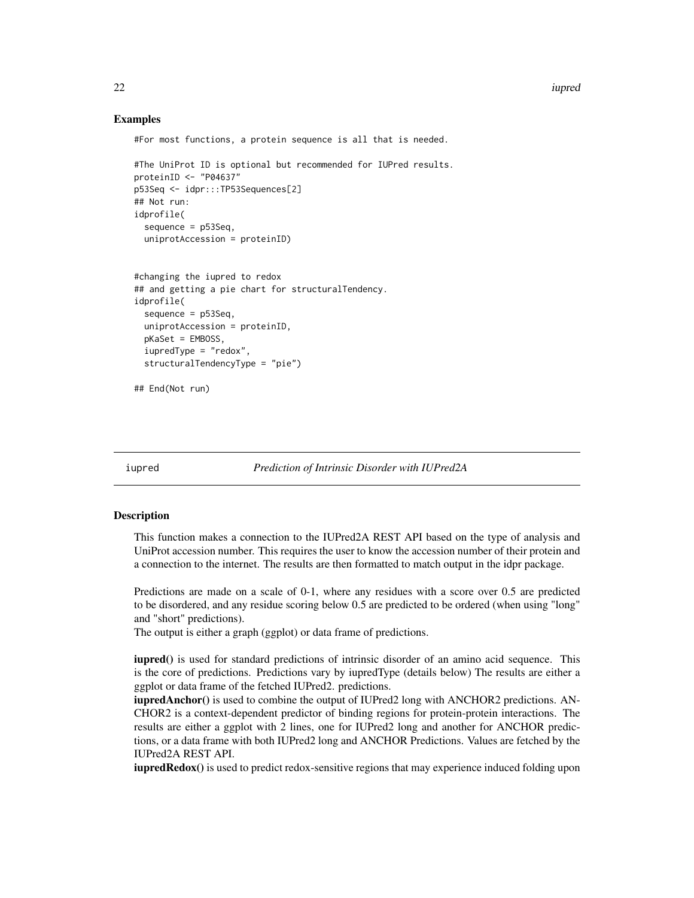## Examples

```
#For most functions, a protein sequence is all that is needed.

#The UniProt ID is optional but recommended for IUPred results.
proteinID <- "P04637"
p53Seq <- idpr:::TP53Sequences[2]
## Not run:
idprofile(
  sequence = p53Seq,
  uniprotAccession = proteinID)


#changing the iupred to redox
## and getting a pie chart for structuralTendency.
idprofile(
  sequence = p53Seq,
  uniprotAccession = proteinID,
  pKaSet = EMBOSS,
  iupredType = "redox",
  structuralTendencyType = "pie")

## End(Not run)
```

---

iupred *Prediction of Intrinsic Disorder with IUPred2A*

---

## Description

This function makes a connection to the IUPred2A REST API based on the type of analysis and UniProt accession number. This requires the user to know the accession number of their protein and a connection to the internet. The results are then formatted to match output in the idpr package.

Predictions are made on a scale of 0-1, where any residues with a score over 0.5 are predicted to be disordered, and any residue scoring below 0.5 are predicted to be ordered (when using "long" and "short" predictions).
The output is either a graph (ggplot) or data frame of predictions.

**iupred()** is used for standard predictions of intrinsic disorder of an amino acid sequence. This is the core of predictions. Predictions vary by iupredType (details below) The results are either a ggplot or data frame of the fetched IUPred2. predictions.
**iupredAnchor()** is used to combine the output of IUPred2 long with ANCHOR2 predictions. ANCHOR2 is a context-dependent predictor of binding regions for protein-protein interactions. The results are either a ggplot with 2 lines, one for IUPred2 long and another for ANCHOR predictions, or a data frame with both IUPred2 long and ANCHOR Predictions. Values are fetched by the IUPred2A REST API.
**iupredRedox()** is used to predict redox-sensitive regions that may experience induced folding upon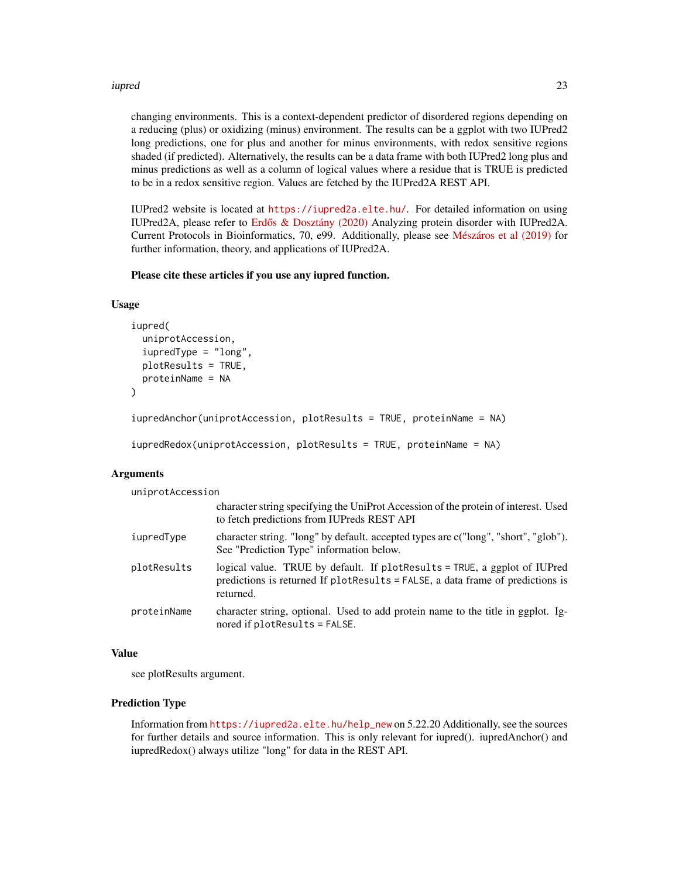changing environments. This is a context-dependent predictor of disordered regions depending on a reducing (plus) or oxidizing (minus) environment. The results can be a ggplot with two IUPred2 long predictions, one for plus and another for minus environments, with redox sensitive regions shaded (if predicted). Alternatively, the results can be a data frame with both IUPred2 long plus and minus predictions as well as a column of logical values where a residue that is TRUE is predicted to be in a redox sensitive region. Values are fetched by the IUPred2A REST API.

IUPred2 website is located at https://iupred2a.elte.hu/. For detailed information on using IUPred2A, please refer to Erdős & Dosztány (2020) Analyzing protein disorder with IUPred2A. Current Protocols in Bioinformatics, 70, e99. Additionally, please see Mészáros et al (2019) for further information, theory, and applications of IUPred2A.

**Please cite these articles if you use any iupred function.**

### Usage

```
iupred(
  uniprotAccession,
  iupredType = "long",
  plotResults = TRUE,
  proteinName = NA
)

iupredAnchor(uniprotAccession, plotResults = TRUE, proteinName = NA)

iupredRedox(uniprotAccession, plotResults = TRUE, proteinName = NA)
```

### Arguments

`uniprotAccession`
: character string specifying the UniProt Accession of the protein of interest. Used to fetch predictions from IUPreds REST API

`iupredType`
: character string. "long" by default. accepted types are c("long", "short", "glob"). See "Prediction Type" information below.

`plotResults`
: logical value. TRUE by default. If `plotResults = TRUE`, a ggplot of IUPred predictions is returned If `plotResults = FALSE`, a data frame of predictions is returned.

`proteinName`
: character string, optional. Used to add protein name to the title in ggplot. Ignored if `plotResults = FALSE`.

### Value

see plotResults argument.

### Prediction Type

Information from https://iupred2a.elte.hu/help_new on 5.22.20 Additionally, see the sources for further details and source information. This is only relevant for iupred(). iupredAnchor() and iupredRedox() always utilize "long" for data in the REST API.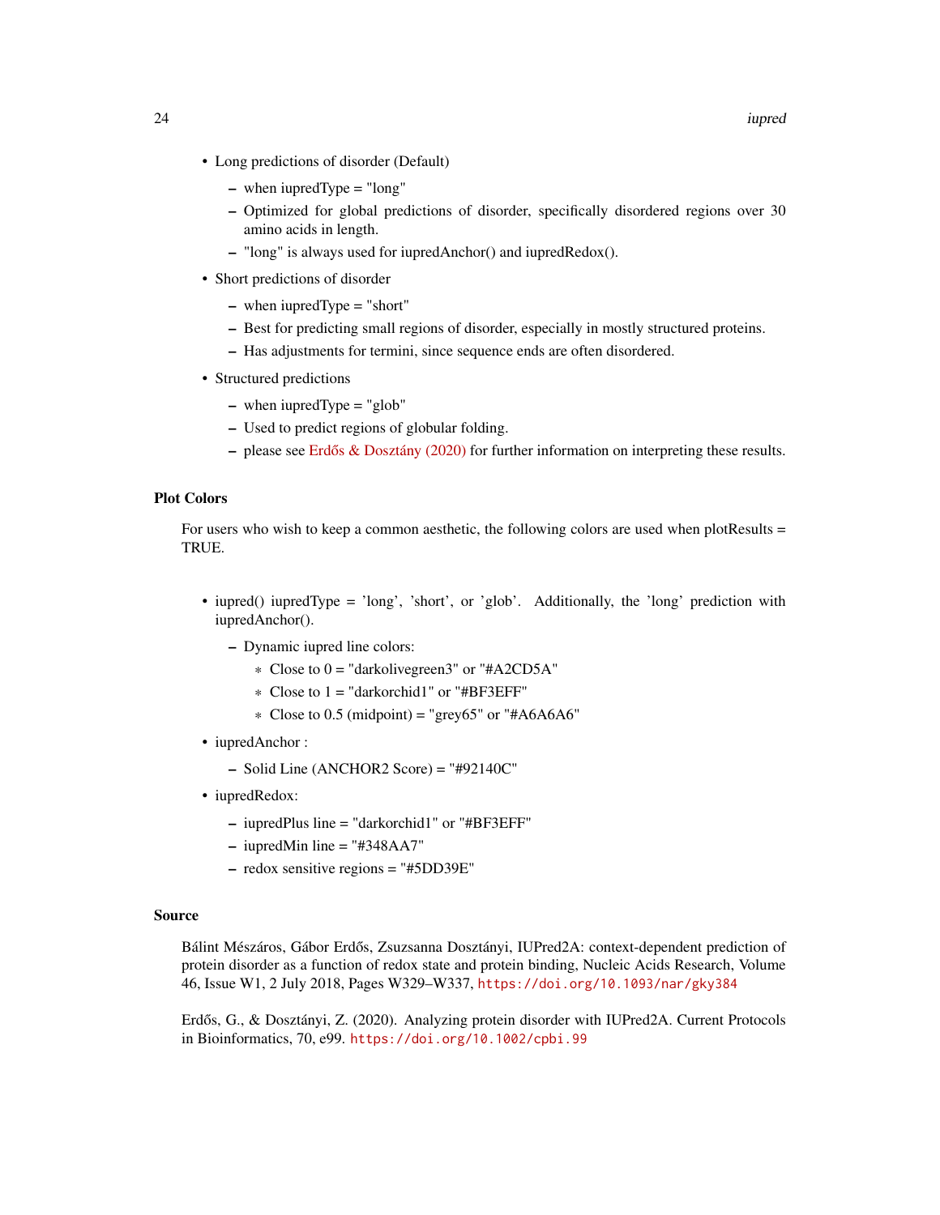- Long predictions of disorder (Default)
  - when iupredType = "long"
  - Optimized for global predictions of disorder, specifically disordered regions over 30 amino acids in length.
  - "long" is always used for iupredAnchor() and iupredRedox().
- Short predictions of disorder
  - when iupredType = "short"
  - Best for predicting small regions of disorder, especially in mostly structured proteins.
  - Has adjustments for termini, since sequence ends are often disordered.
- Structured predictions
  - when iupredType = "glob"
  - Used to predict regions of globular folding.
  - please see Erdős & Dosztány (2020) for further information on interpreting these results.

## Plot Colors

For users who wish to keep a common aesthetic, the following colors are used when plotResults = TRUE.

- iupred() iupredType = 'long', 'short', or 'glob'. Additionally, the 'long' prediction with iupredAnchor().
  - Dynamic iupred line colors:
    - Close to 0 = "darkolivegreen3" or "#A2CD5A"
    - Close to 1 = "darkorchid1" or "#BF3EFF"
    - Close to 0.5 (midpoint) = "grey65" or "#A6A6A6"
- iupredAnchor :
  - Solid Line (ANCHOR2 Score) = "#92140C"
- iupredRedox:
  - iupredPlus line = "darkorchid1" or "#BF3EFF"
  - iupredMin line = "#348AA7"
  - redox sensitive regions = "#5DD39E"

## Source

Bálint Mészáros, Gábor Erdős, Zsuzsanna Dosztányi, IUPred2A: context-dependent prediction of protein disorder as a function of redox state and protein binding, Nucleic Acids Research, Volume 46, Issue W1, 2 July 2018, Pages W329–W337, https://doi.org/10.1093/nar/gky384

Erdős, G., & Dosztányi, Z. (2020). Analyzing protein disorder with IUPred2A. Current Protocols in Bioinformatics, 70, e99. https://doi.org/10.1002/cpbi.99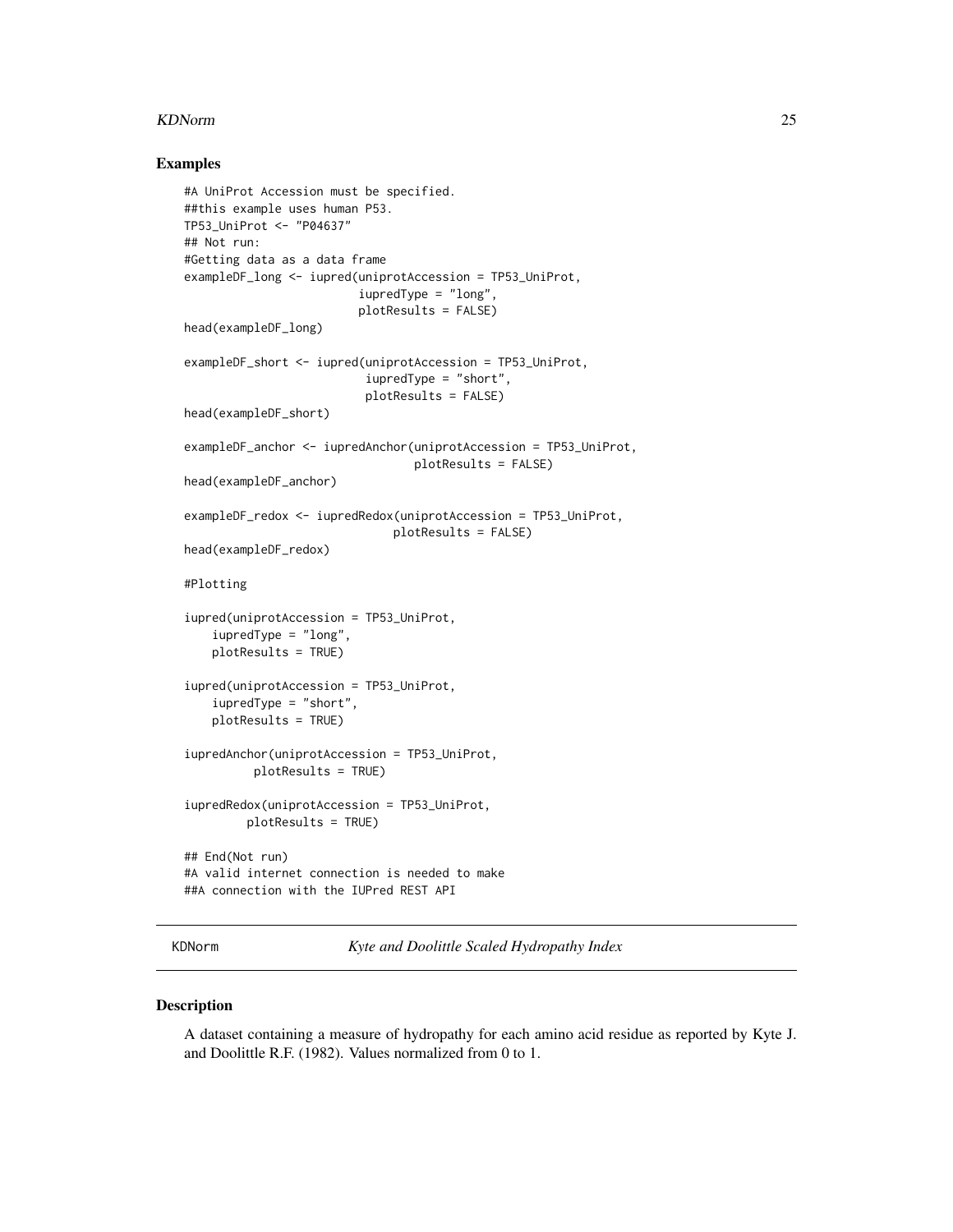## Examples

```
#A UniProt Accession must be specified.
##this example uses human P53.
TP53_UniProt <- "P04637"
## Not run:
#Getting data as a data frame
exampleDF_long <- iupred(uniprotAccession = TP53_UniProt,
                         iupredType = "long",
                         plotResults = FALSE)
head(exampleDF_long)

exampleDF_short <- iupred(uniprotAccession = TP53_UniProt,
                          iupredType = "short",
                          plotResults = FALSE)
head(exampleDF_short)

exampleDF_anchor <- iupredAnchor(uniprotAccession = TP53_UniProt,
                                 plotResults = FALSE)
head(exampleDF_anchor)

exampleDF_redox <- iupredRedox(uniprotAccession = TP53_UniProt,
                              plotResults = FALSE)
head(exampleDF_redox)

#Plotting

iupred(uniprotAccession = TP53_UniProt,
    iupredType = "long",
    plotResults = TRUE)

iupred(uniprotAccession = TP53_UniProt,
    iupredType = "short",
    plotResults = TRUE)

iupredAnchor(uniprotAccession = TP53_UniProt,
          plotResults = TRUE)

iupredRedox(uniprotAccession = TP53_UniProt,
         plotResults = TRUE)

## End(Not run)
#A valid internet connection is needed to make
##A connection with the IUPred REST API
```

## KDNorm *Kyte and Doolittle Scaled Hydropathy Index*

### Description

A dataset containing a measure of hydropathy for each amino acid residue as reported by Kyte J. and Doolittle R.F. (1982). Values normalized from 0 to 1.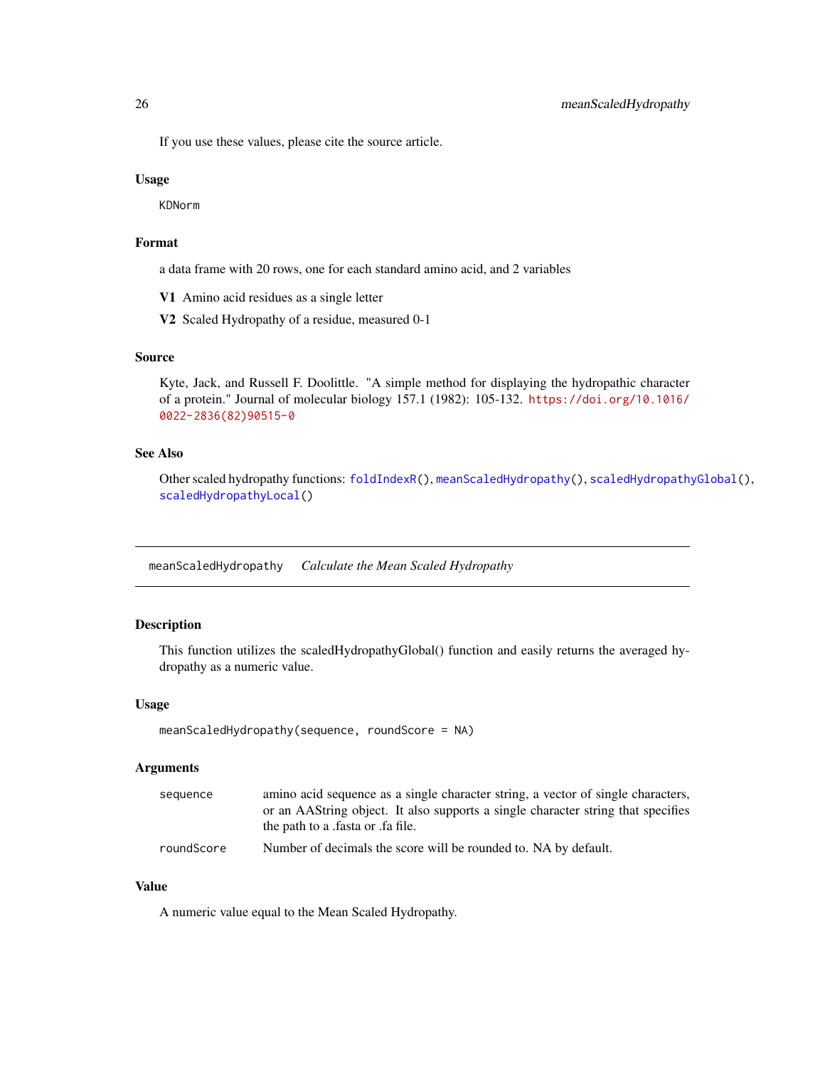If you use these values, please cite the source article.

### Usage

```
KDNorm
```

### Format

a data frame with 20 rows, one for each standard amino acid, and 2 variables

**V1** Amino acid residues as a single letter

**V2** Scaled Hydropathy of a residue, measured 0-1

### Source

Kyte, Jack, and Russell F. Doolittle. "A simple method for displaying the hydropathic character of a protein." Journal of molecular biology 157.1 (1982): 105-132. https://doi.org/10.1016/0022-2836(82)90515-0

### See Also

Other scaled hydropathy functions: `foldIndexR()`, `meanScaledHydropathy()`, `scaledHydropathyGlobal()`, `scaledHydropathyLocal()`

---

## meanScaledHydropathy    *Calculate the Mean Scaled Hydropathy*

### Description

This function utilizes the scaledHydropathyGlobal() function and easily returns the averaged hydropathy as a numeric value.

### Usage

```
meanScaledHydropathy(sequence, roundScore = NA)
```

### Arguments

| | |
|---|---|
| `sequence` | amino acid sequence as a single character string, a vector of single characters, or an AAString object. It also supports a single character string that specifies the path to a .fasta or .fa file. |
| `roundScore` | Number of decimals the score will be rounded to. NA by default. |

### Value

A numeric value equal to the Mean Scaled Hydropathy.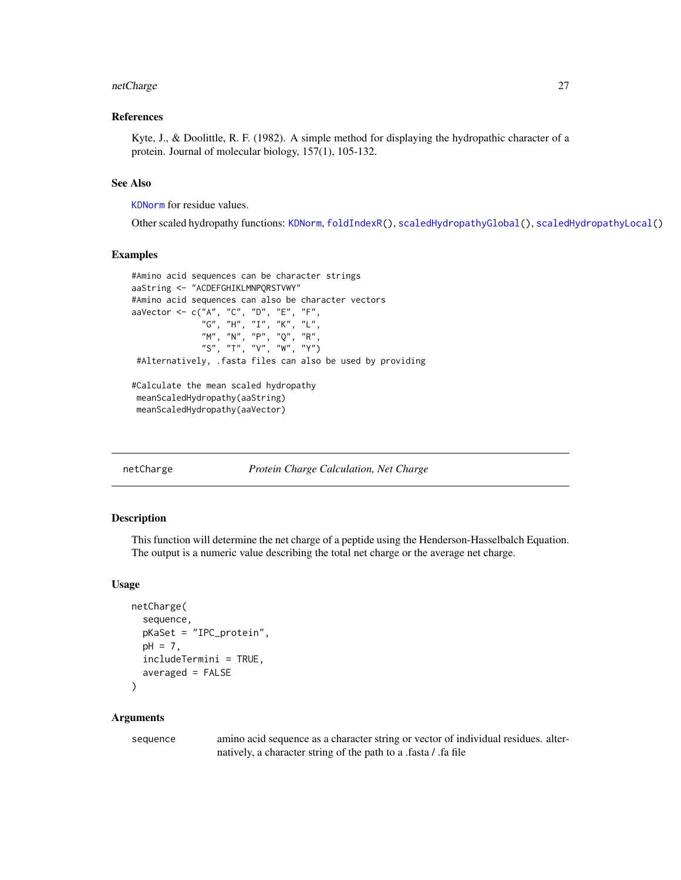### References

Kyte, J., & Doolittle, R. F. (1982). A simple method for displaying the hydropathic character of a protein. Journal of molecular biology, 157(1), 105-132.

### See Also

KDNorm for residue values.

Other scaled hydropathy functions: KDNorm, foldIndexR(), scaledHydropathyGlobal(), scaledHydropathyLocal()

### Examples

```
#Amino acid sequences can be character strings
aaString <- "ACDEFGHIKLMNPQRSTVWY"
#Amino acid sequences can also be character vectors
aaVector <- c("A", "C", "D", "E", "F",
              "G", "H", "I", "K", "L",
              "M", "N", "P", "Q", "R",
              "S", "T", "V", "W", "Y")
 #Alternatively, .fasta files can also be used by providing

#Calculate the mean scaled hydropathy
 meanScaledHydropathy(aaString)
 meanScaledHydropathy(aaVector)
```

---

## netCharge — *Protein Charge Calculation, Net Charge*

---

### Description

This function will determine the net charge of a peptide using the Henderson-Hasselbalch Equation. The output is a numeric value describing the total net charge or the average net charge.

### Usage

```
netCharge(
  sequence,
  pKaSet = "IPC_protein",
  pH = 7,
  includeTermini = TRUE,
  averaged = FALSE
)
```

### Arguments

| | |
|---|---|
| sequence | amino acid sequence as a character string or vector of individual residues. alternatively, a character string of the path to a .fasta / .fa file |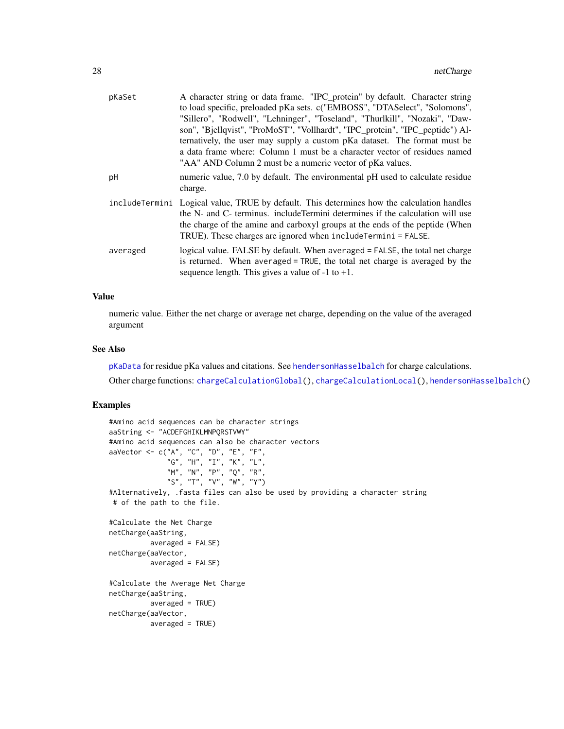| | |
|---|---|
| pKaSet | A character string or data frame. "IPC_protein" by default. Character string to load specific, preloaded pKa sets. c("EMBOSS", "DTASelect", "Solomons", "Sillero", "Rodwell", "Lehninger", "Toseland", "Thurlkill", "Nozaki", "Dawson", "Bjellqvist", "ProMoST", "Vollhardt", "IPC_protein", "IPC_peptide") Alternatively, the user may supply a custom pKa dataset. The format must be a data frame where: Column 1 must be a character vector of residues named "AA" AND Column 2 must be a numeric vector of pKa values. |
| pH | numeric value, 7.0 by default. The environmental pH used to calculate residue charge. |
| includeTermini | Logical value, TRUE by default. This determines how the calculation handles the N- and C- terminus. includeTermini determines if the calculation will use the charge of the amine and carboxyl groups at the ends of the peptide (When TRUE). These charges are ignored when `includeTermini = FALSE`. |
| averaged | logical value. FALSE by default. When `averaged = FALSE`, the total net charge is returned. When `averaged = TRUE`, the total net charge is averaged by the sequence length. This gives a value of -1 to +1. |

## Value

numeric value. Either the net charge or average net charge, depending on the value of the averaged argument

## See Also

pKaData for residue pKa values and citations. See hendersonHasselbalch for charge calculations.

Other charge functions: chargeCalculationGlobal(), chargeCalculationLocal(), hendersonHasselbalch()

## Examples

```
#Amino acid sequences can be character strings
aaString <- "ACDEFGHIKLMNPQRSTVWY"
#Amino acid sequences can also be character vectors
aaVector <- c("A", "C", "D", "E", "F",
              "G", "H", "I", "K", "L",
              "M", "N", "P", "Q", "R",
              "S", "T", "V", "W", "Y")
#Alternatively, .fasta files can also be used by providing a character string
 # of the path to the file.

#Calculate the Net Charge
netCharge(aaString,
          averaged = FALSE)
netCharge(aaVector,
          averaged = FALSE)

#Calculate the Average Net Charge
netCharge(aaString,
          averaged = TRUE)
netCharge(aaVector,
          averaged = TRUE)
```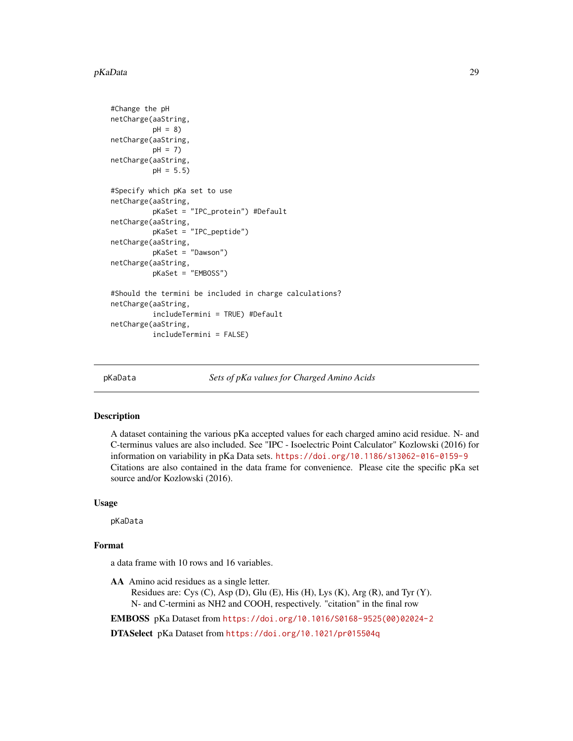```
#Change the pH
netCharge(aaString,
          pH = 8)
netCharge(aaString,
          pH = 7)
netCharge(aaString,
          pH = 5.5)

#Specify which pKa set to use
netCharge(aaString,
          pKaSet = "IPC_protein") #Default
netCharge(aaString,
          pKaSet = "IPC_peptide")
netCharge(aaString,
          pKaSet = "Dawson")
netCharge(aaString,
          pKaSet = "EMBOSS")

#Should the termini be included in charge calculations?
netCharge(aaString,
          includeTermini = TRUE) #Default
netCharge(aaString,
          includeTermini = FALSE)
```

---

pKaData *Sets of pKa values for Charged Amino Acids*

---

## Description

A dataset containing the various pKa accepted values for each charged amino acid residue. N- and C-terminus values are also included. See "IPC - Isoelectric Point Calculator" Kozlowski (2016) for information on variability in pKa Data sets. https://doi.org/10.1186/s13062-016-0159-9 Citations are also contained in the data frame for convenience. Please cite the specific pKa set source and/or Kozlowski (2016).

## Usage

```
pKaData
```

## Format

a data frame with 10 rows and 16 variables.

**AA** Amino acid residues as a single letter.
Residues are: Cys (C), Asp (D), Glu (E), His (H), Lys (K), Arg (R), and Tyr (Y).
N- and C-termini as NH2 and COOH, respectively. "citation" in the final row

**EMBOSS** pKa Dataset from https://doi.org/10.1016/S0168-9525(00)02024-2

**DTASelect** pKa Dataset from https://doi.org/10.1021/pr015504q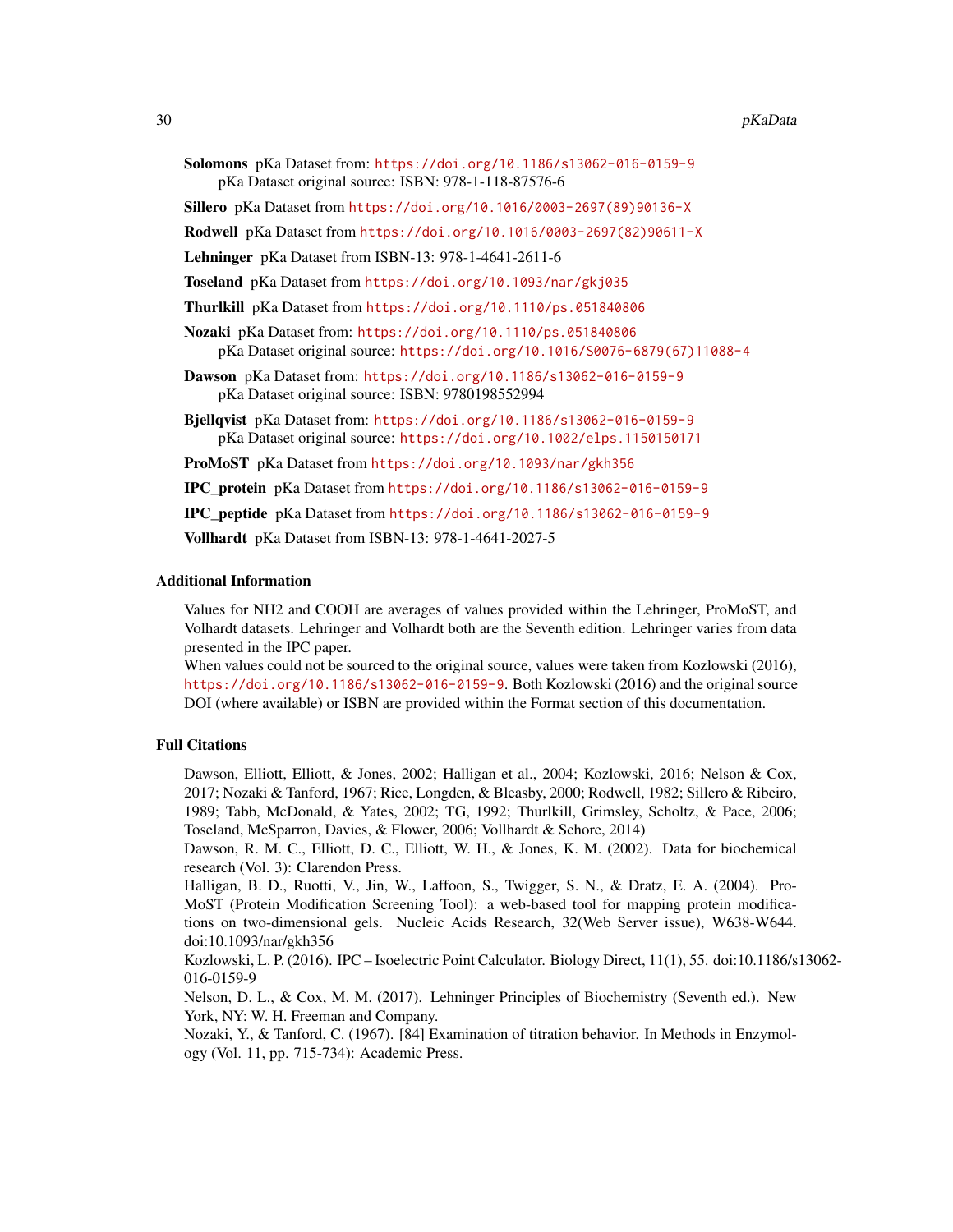**Solomons** pKa Dataset from: https://doi.org/10.1186/s13062-016-0159-9
pKa Dataset original source: ISBN: 978-1-118-87576-6

**Sillero** pKa Dataset from https://doi.org/10.1016/0003-2697(89)90136-X

**Rodwell** pKa Dataset from https://doi.org/10.1016/0003-2697(82)90611-X

**Lehninger** pKa Dataset from ISBN-13: 978-1-4641-2611-6

**Toseland** pKa Dataset from https://doi.org/10.1093/nar/gkj035

**Thurlkill** pKa Dataset from https://doi.org/10.1110/ps.051840806

**Nozaki** pKa Dataset from: https://doi.org/10.1110/ps.051840806
pKa Dataset original source: https://doi.org/10.1016/S0076-6879(67)11088-4

**Dawson** pKa Dataset from: https://doi.org/10.1186/s13062-016-0159-9
pKa Dataset original source: ISBN: 9780198552994

**Bjellqvist** pKa Dataset from: https://doi.org/10.1186/s13062-016-0159-9
pKa Dataset original source: https://doi.org/10.1002/elps.1150150171

**ProMoST** pKa Dataset from https://doi.org/10.1093/nar/gkh356

**IPC_protein** pKa Dataset from https://doi.org/10.1186/s13062-016-0159-9

**IPC_peptide** pKa Dataset from https://doi.org/10.1186/s13062-016-0159-9

**Vollhardt** pKa Dataset from ISBN-13: 978-1-4641-2027-5

## Additional Information

Values for NH2 and COOH are averages of values provided within the Lehringer, ProMoST, and Volhardt datasets. Lehringer and Volhardt both are the Seventh edition. Lehringer varies from data presented in the IPC paper.
When values could not be sourced to the original source, values were taken from Kozlowski (2016), https://doi.org/10.1186/s13062-016-0159-9. Both Kozlowski (2016) and the original source DOI (where available) or ISBN are provided within the Format section of this documentation.

## Full Citations

Dawson, Elliott, Elliott, & Jones, 2002; Halligan et al., 2004; Kozlowski, 2016; Nelson & Cox, 2017; Nozaki & Tanford, 1967; Rice, Longden, & Bleasby, 2000; Rodwell, 1982; Sillero & Ribeiro, 1989; Tabb, McDonald, & Yates, 2002; TG, 1992; Thurlkill, Grimsley, Scholtz, & Pace, 2006; Toseland, McSparron, Davies, & Flower, 2006; Vollhardt & Schore, 2014)
Dawson, R. M. C., Elliott, D. C., Elliott, W. H., & Jones, K. M. (2002). Data for biochemical research (Vol. 3): Clarendon Press.
Halligan, B. D., Ruotti, V., Jin, W., Laffoon, S., Twigger, S. N., & Dratz, E. A. (2004). ProMoST (Protein Modification Screening Tool): a web-based tool for mapping protein modifications on two-dimensional gels. Nucleic Acids Research, 32(Web Server issue), W638-W644. doi:10.1093/nar/gkh356
Kozlowski, L. P. (2016). IPC – Isoelectric Point Calculator. Biology Direct, 11(1), 55. doi:10.1186/s13062-016-0159-9
Nelson, D. L., & Cox, M. M. (2017). Lehninger Principles of Biochemistry (Seventh ed.). New York, NY: W. H. Freeman and Company.
Nozaki, Y., & Tanford, C. (1967). [84] Examination of titration behavior. In Methods in Enzymology (Vol. 11, pp. 715-734): Academic Press.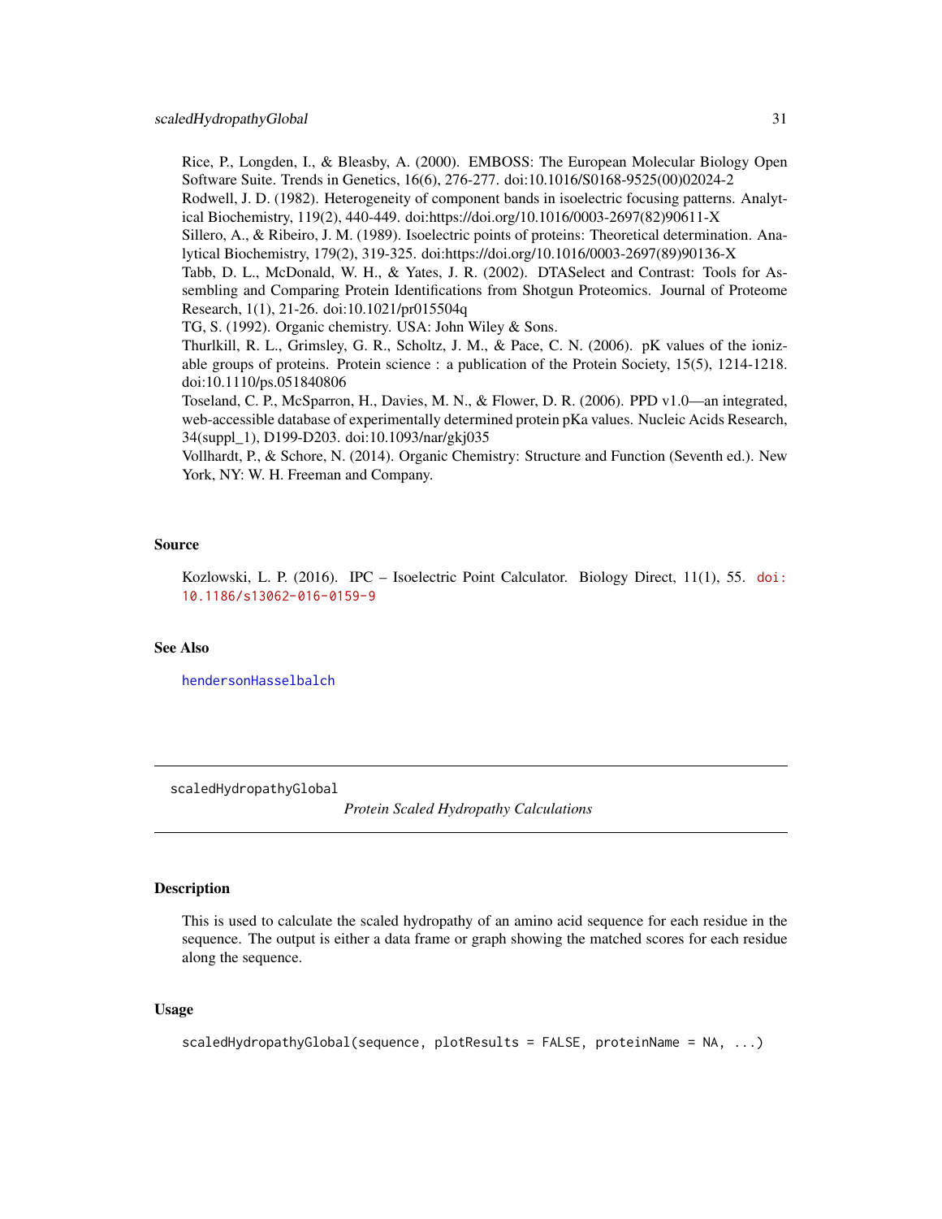Rice, P., Longden, I., & Bleasby, A. (2000). EMBOSS: The European Molecular Biology Open Software Suite. Trends in Genetics, 16(6), 276-277. doi:10.1016/S0168-9525(00)02024-2

Rodwell, J. D. (1982). Heterogeneity of component bands in isoelectric focusing patterns. Analytical Biochemistry, 119(2), 440-449. doi:https://doi.org/10.1016/0003-2697(82)90611-X

Sillero, A., & Ribeiro, J. M. (1989). Isoelectric points of proteins: Theoretical determination. Analytical Biochemistry, 179(2), 319-325. doi:https://doi.org/10.1016/0003-2697(89)90136-X

Tabb, D. L., McDonald, W. H., & Yates, J. R. (2002). DTASelect and Contrast: Tools for Assembling and Comparing Protein Identifications from Shotgun Proteomics. Journal of Proteome Research, 1(1), 21-26. doi:10.1021/pr015504q

TG, S. (1992). Organic chemistry. USA: John Wiley & Sons.

Thurlkill, R. L., Grimsley, G. R., Scholtz, J. M., & Pace, C. N. (2006). pK values of the ionizable groups of proteins. Protein science : a publication of the Protein Society, 15(5), 1214-1218. doi:10.1110/ps.051840806

Toseland, C. P., McSparron, H., Davies, M. N., & Flower, D. R. (2006). PPD v1.0—an integrated, web-accessible database of experimentally determined protein pKa values. Nucleic Acids Research, 34(suppl_1), D199-D203. doi:10.1093/nar/gkj035

Vollhardt, P., & Schore, N. (2014). Organic Chemistry: Structure and Function (Seventh ed.). New York, NY: W. H. Freeman and Company.

### Source

Kozlowski, L. P. (2016). IPC – Isoelectric Point Calculator. Biology Direct, 11(1), 55. doi: 10.1186/s13062-016-0159-9

### See Also

hendersonHasselbalch

---

## scaledHydropathyGlobal

*Protein Scaled Hydropathy Calculations*

---

### Description

This is used to calculate the scaled hydropathy of an amino acid sequence for each residue in the sequence. The output is either a data frame or graph showing the matched scores for each residue along the sequence.

### Usage

```
scaledHydropathyGlobal(sequence, plotResults = FALSE, proteinName = NA, ...)
```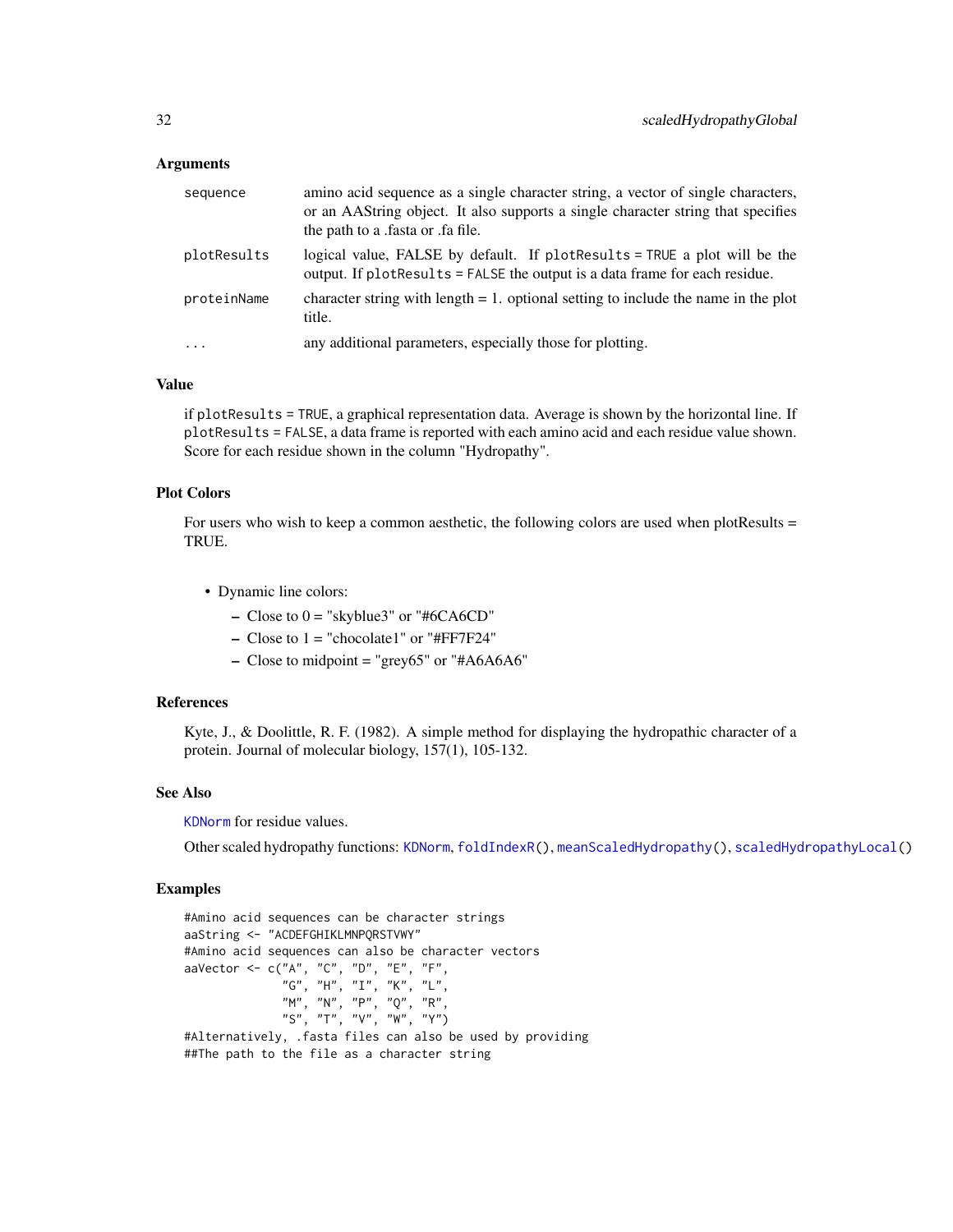### Arguments

| | |
|---|---|
| sequence | amino acid sequence as a single character string, a vector of single characters, or an AAString object. It also supports a single character string that specifies the path to a .fasta or .fa file. |
| plotResults | logical value, FALSE by default. If `plotResults = TRUE` a plot will be the output. If `plotResults = FALSE` the output is a data frame for each residue. |
| proteinName | character string with length = 1. optional setting to include the name in the plot title. |
| ... | any additional parameters, especially those for plotting. |

### Value

if `plotResults = TRUE`, a graphical representation data. Average is shown by the horizontal line. If `plotResults = FALSE`, a data frame is reported with each amino acid and each residue value shown. Score for each residue shown in the column "Hydropathy".

### Plot Colors

For users who wish to keep a common aesthetic, the following colors are used when plotResults = TRUE.

- Dynamic line colors:
  - Close to 0 = "skyblue3" or "#6CA6CD"
  - Close to 1 = "chocolate1" or "#FF7F24"
  - Close to midpoint = "grey65" or "#A6A6A6"

### References

Kyte, J., & Doolittle, R. F. (1982). A simple method for displaying the hydropathic character of a protein. Journal of molecular biology, 157(1), 105-132.

### See Also

KDNorm for residue values.

Other scaled hydropathy functions: KDNorm, foldIndexR(), meanScaledHydropathy(), scaledHydropathyLocal()

### Examples

```
#Amino acid sequences can be character strings
aaString <- "ACDEFGHIKLMNPQRSTVWY"
#Amino acid sequences can also be character vectors
aaVector <- c("A", "C", "D", "E", "F",
              "G", "H", "I", "K", "L",
              "M", "N", "P", "Q", "R",
              "S", "T", "V", "W", "Y")
#Alternatively, .fasta files can also be used by providing
##The path to the file as a character string
```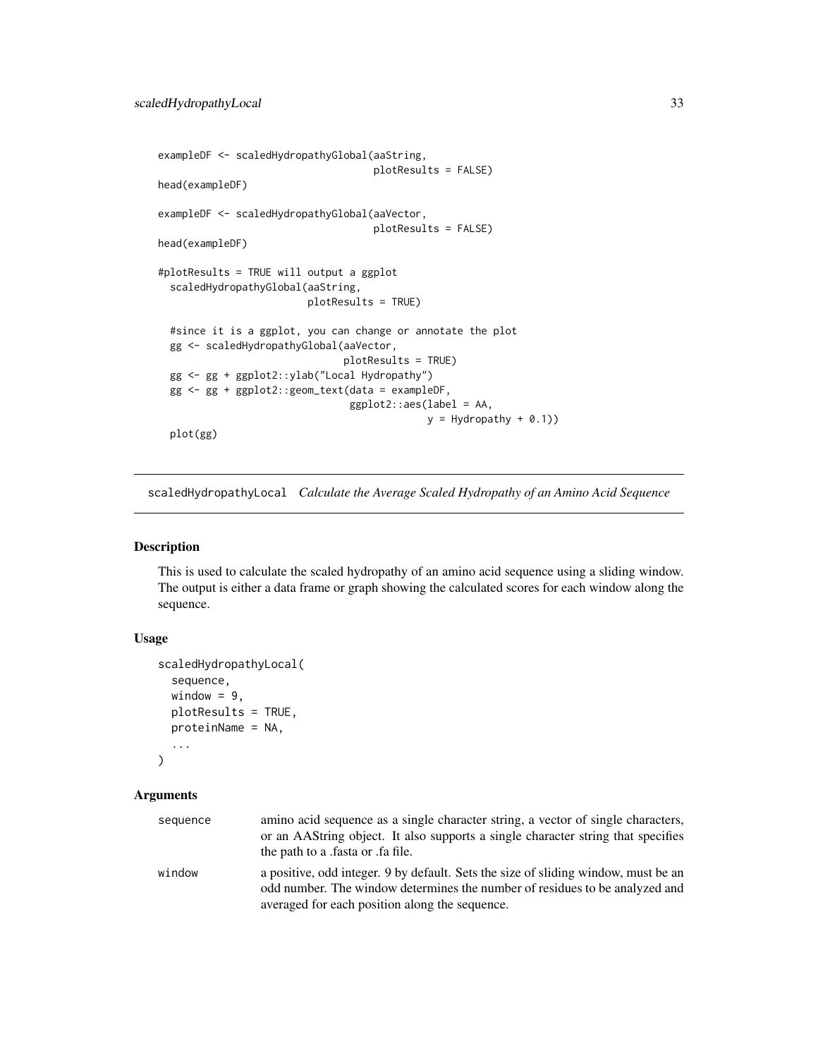```
exampleDF <- scaledHydropathyGlobal(aaString,
                                    plotResults = FALSE)
head(exampleDF)

exampleDF <- scaledHydropathyGlobal(aaVector,
                                    plotResults = FALSE)
head(exampleDF)

#plotResults = TRUE will output a ggplot
  scaledHydropathyGlobal(aaString,
                         plotResults = TRUE)

  #since it is a ggplot, you can change or annotate the plot
  gg <- scaledHydropathyGlobal(aaVector,
                               plotResults = TRUE)
  gg <- gg + ggplot2::ylab("Local Hydropathy")
  gg <- gg + ggplot2::geom_text(data = exampleDF,
                                ggplot2::aes(label = AA,
                                             y = Hydropathy + 0.1))
  plot(gg)
```

## scaledHydropathyLocal *Calculate the Average Scaled Hydropathy of an Amino Acid Sequence*

### Description

This is used to calculate the scaled hydropathy of an amino acid sequence using a sliding window. The output is either a data frame or graph showing the calculated scores for each window along the sequence.

### Usage

```
scaledHydropathyLocal(
  sequence,
  window = 9,
  plotResults = TRUE,
  proteinName = NA,
  ...
)
```

### Arguments

| | |
|---|---|
| `sequence` | amino acid sequence as a single character string, a vector of single characters, or an AAString object. It also supports a single character string that specifies the path to a .fasta or .fa file. |
| `window` | a positive, odd integer. 9 by default. Sets the size of sliding window, must be an odd number. The window determines the number of residues to be analyzed and averaged for each position along the sequence. |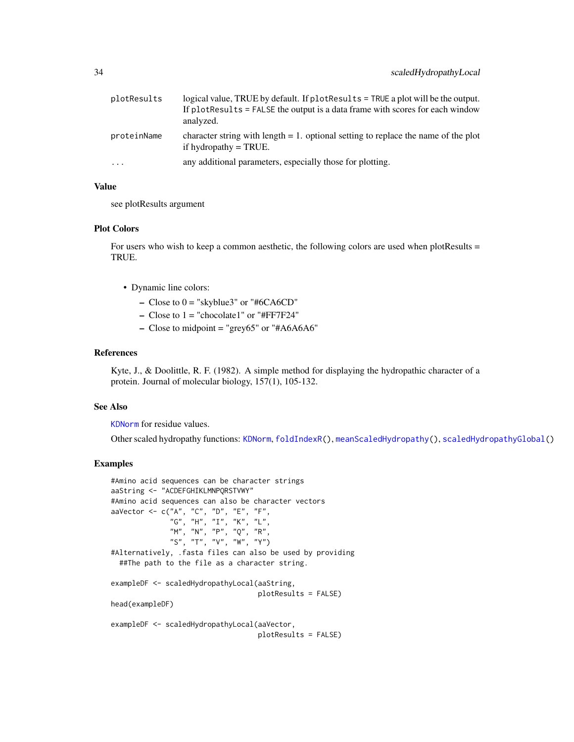| | |
|---|---|
| `plotResults` | logical value, TRUE by default. If `plotResults = TRUE` a plot will be the output. If `plotResults = FALSE` the output is a data frame with scores for each window analyzed. |
| `proteinName` | character string with length = 1. optional setting to replace the name of the plot if hydropathy = TRUE. |
| `...` | any additional parameters, especially those for plotting. |

### Value

see plotResults argument

### Plot Colors

For users who wish to keep a common aesthetic, the following colors are used when plotResults = TRUE.

- Dynamic line colors:
  - Close to 0 = "skyblue3" or "#6CA6CD"
  - Close to 1 = "chocolate1" or "#FF7F24"
  - Close to midpoint = "grey65" or "#A6A6A6"

### References

Kyte, J., & Doolittle, R. F. (1982). A simple method for displaying the hydropathic character of a protein. Journal of molecular biology, 157(1), 105-132.

### See Also

`KDNorm` for residue values.

Other scaled hydropathy functions: `KDNorm`, `foldIndexR()`, `meanScaledHydropathy()`, `scaledHydropathyGlobal()`

### Examples

```
#Amino acid sequences can be character strings
aaString <- "ACDEFGHIKLMNPQRSTVWY"
#Amino acid sequences can also be character vectors
aaVector <- c("A", "C", "D", "E", "F",
              "G", "H", "I", "K", "L",
              "M", "N", "P", "Q", "R",
              "S", "T", "V", "W", "Y")
#Alternatively, .fasta files can also be used by providing
  ##The path to the file as a character string.

exampleDF <- scaledHydropathyLocal(aaString,
                                   plotResults = FALSE)
head(exampleDF)

exampleDF <- scaledHydropathyLocal(aaVector,
                                   plotResults = FALSE)
```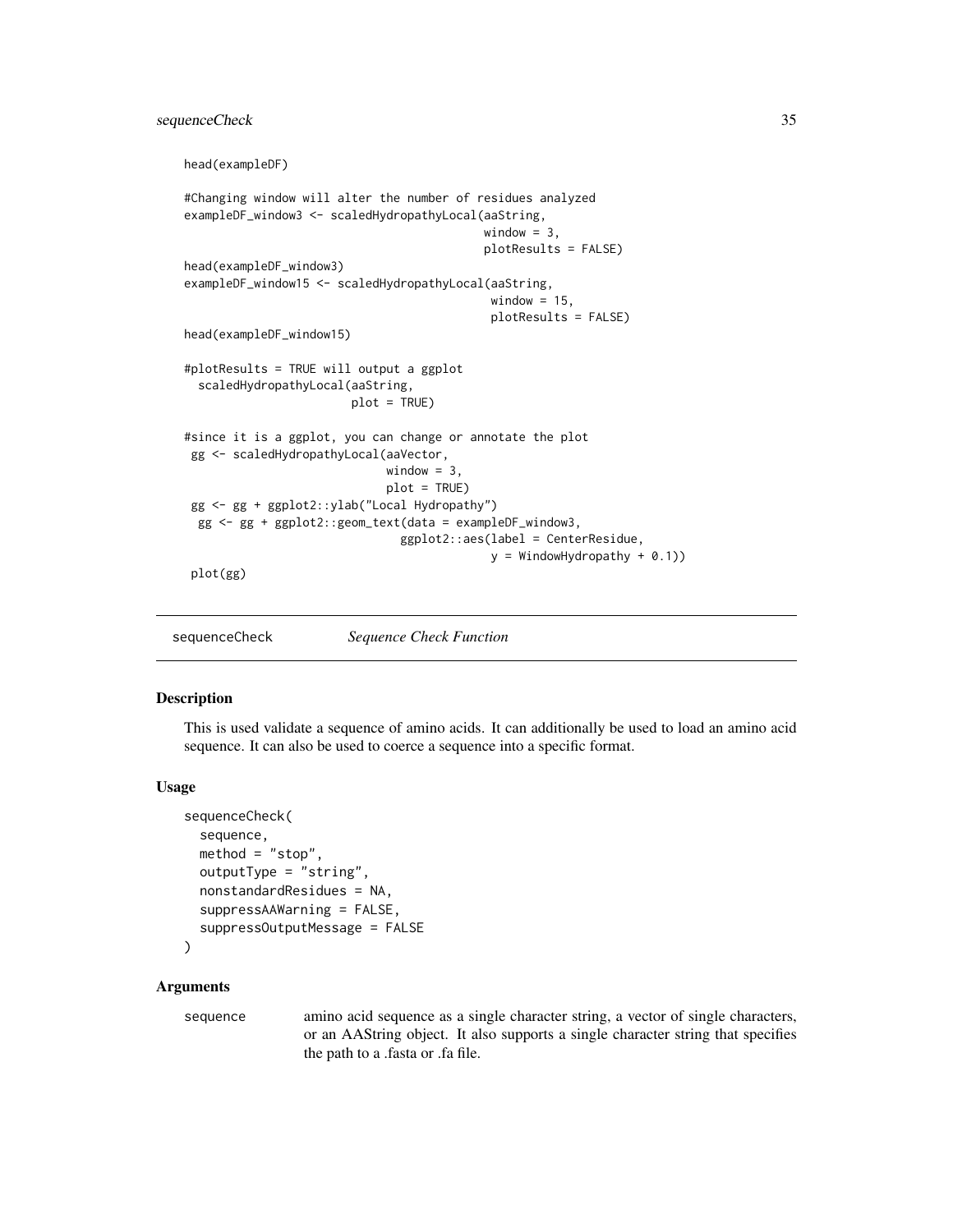```
head(exampleDF)

#Changing window will alter the number of residues analyzed
exampleDF_window3 <- scaledHydropathyLocal(aaString,
                                           window = 3,
                                           plotResults = FALSE)
head(exampleDF_window3)
exampleDF_window15 <- scaledHydropathyLocal(aaString,
                                            window = 15,
                                            plotResults = FALSE)
head(exampleDF_window15)

#plotResults = TRUE will output a ggplot
  scaledHydropathyLocal(aaString,
                        plot = TRUE)

#since it is a ggplot, you can change or annotate the plot
 gg <- scaledHydropathyLocal(aaVector,
                             window = 3,
                             plot = TRUE)
 gg <- gg + ggplot2::ylab("Local Hydropathy")
  gg <- gg + ggplot2::geom_text(data = exampleDF_window3,
                               ggplot2::aes(label = CenterResidue,
                                            y = WindowHydropathy + 0.1))
 plot(gg)
```

---

## sequenceCheck *Sequence Check Function*

### Description

This is used validate a sequence of amino acids. It can additionally be used to load an amino acid sequence. It can also be used to coerce a sequence into a specific format.

### Usage

```
sequenceCheck(
  sequence,
  method = "stop",
  outputType = "string",
  nonstandardResidues = NA,
  suppressAAWarning = FALSE,
  suppressOutputMessage = FALSE
)
```

### Arguments

`sequence` amino acid sequence as a single character string, a vector of single characters, or an AAString object. It also supports a single character string that specifies the path to a .fasta or .fa file.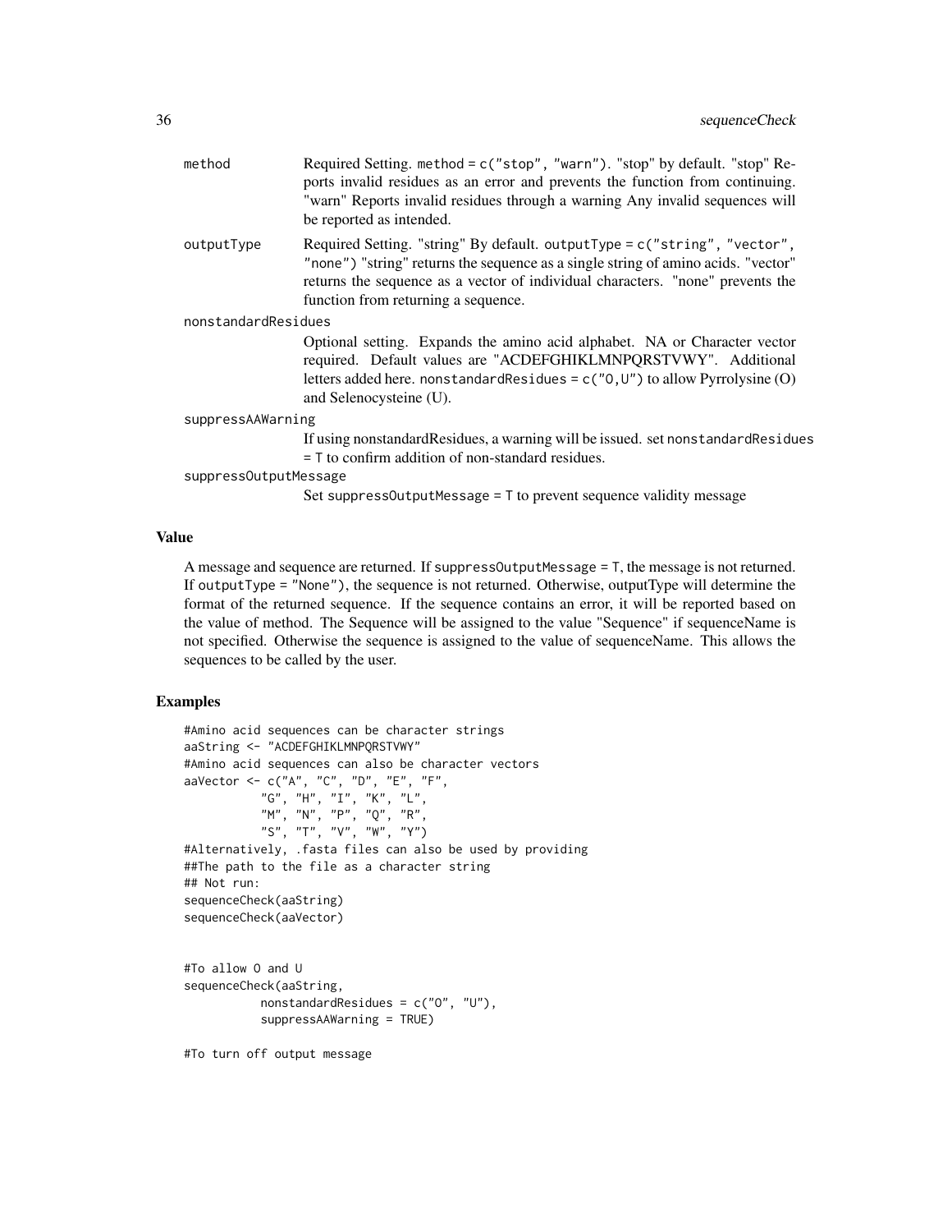method
: Required Setting. method = c("stop", "warn"). "stop" by default. "stop" Reports invalid residues as an error and prevents the function from continuing. "warn" Reports invalid residues through a warning Any invalid sequences will be reported as intended.

outputType
: Required Setting. "string" By default. outputType = c("string", "vector", "none") "string" returns the sequence as a single string of amino acids. "vector" returns the sequence as a vector of individual characters. "none" prevents the function from returning a sequence.

nonstandardResidues
: Optional setting. Expands the amino acid alphabet. NA or Character vector required. Default values are "ACDEFGHIKLMNPQRSTVWY". Additional letters added here. nonstandardResidues = c("O,U") to allow Pyrrolysine (O) and Selenocysteine (U).

suppressAAWarning
: If using nonstandardResidues, a warning will be issued. set nonstandardResidues = T to confirm addition of non-standard residues.

suppressOutputMessage
: Set suppressOutputMessage = T to prevent sequence validity message

## Value

A message and sequence are returned. If suppressOutputMessage = T, the message is not returned. If outputType = "None"), the sequence is not returned. Otherwise, outputType will determine the format of the returned sequence. If the sequence contains an error, it will be reported based on the value of method. The Sequence will be assigned to the value "Sequence" if sequenceName is not specified. Otherwise the sequence is assigned to the value of sequenceName. This allows the sequences to be called by the user.

## Examples

```
#Amino acid sequences can be character strings
aaString <- "ACDEFGHIKLMNPQRSTVWY"
#Amino acid sequences can also be character vectors
aaVector <- c("A", "C", "D", "E", "F",
           "G", "H", "I", "K", "L",
           "M", "N", "P", "Q", "R",
           "S", "T", "V", "W", "Y")
#Alternatively, .fasta files can also be used by providing
##The path to the file as a character string
## Not run:
sequenceCheck(aaString)
sequenceCheck(aaVector)


#To allow O and U
sequenceCheck(aaString,
           nonstandardResidues = c("O", "U"),
           suppressAAWarning = TRUE)

#To turn off output message
```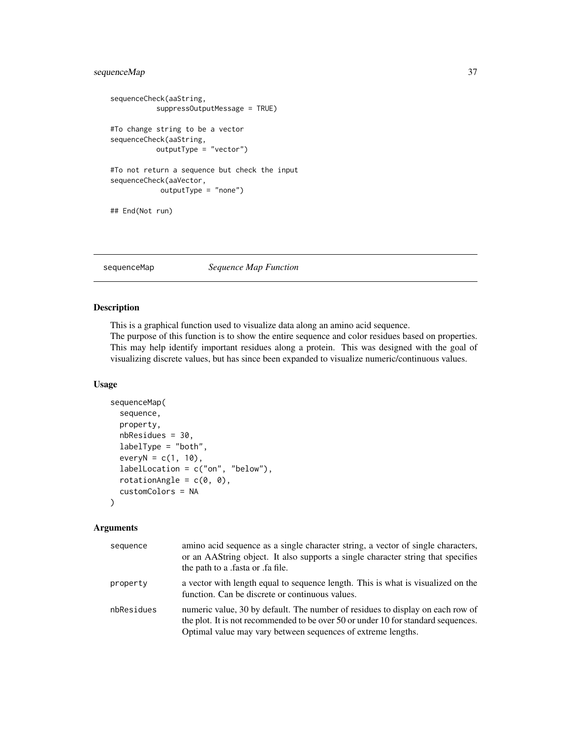```
sequenceCheck(aaString,
           suppressOutputMessage = TRUE)

#To change string to be a vector
sequenceCheck(aaString,
           outputType = "vector")

#To not return a sequence but check the input
sequenceCheck(aaVector,
            outputType = "none")

## End(Not run)
```

## sequenceMap *Sequence Map Function*

### Description

This is a graphical function used to visualize data along an amino acid sequence.
The purpose of this function is to show the entire sequence and color residues based on properties. This may help identify important residues along a protein. This was designed with the goal of visualizing discrete values, but has since been expanded to visualize numeric/continuous values.

### Usage

```
sequenceMap(
  sequence,
  property,
  nbResidues = 30,
  labelType = "both",
  everyN = c(1, 10),
  labelLocation = c("on", "below"),
  rotationAngle = c(0, 0),
  customColors = NA
)
```

### Arguments

| | |
|---|---|
| sequence | amino acid sequence as a single character string, a vector of single characters, or an AAString object. It also supports a single character string that specifies the path to a .fasta or .fa file. |
| property | a vector with length equal to sequence length. This is what is visualized on the function. Can be discrete or continuous values. |
| nbResidues | numeric value, 30 by default. The number of residues to display on each row of the plot. It is not recommended to be over 50 or under 10 for standard sequences. Optimal value may vary between sequences of extreme lengths. |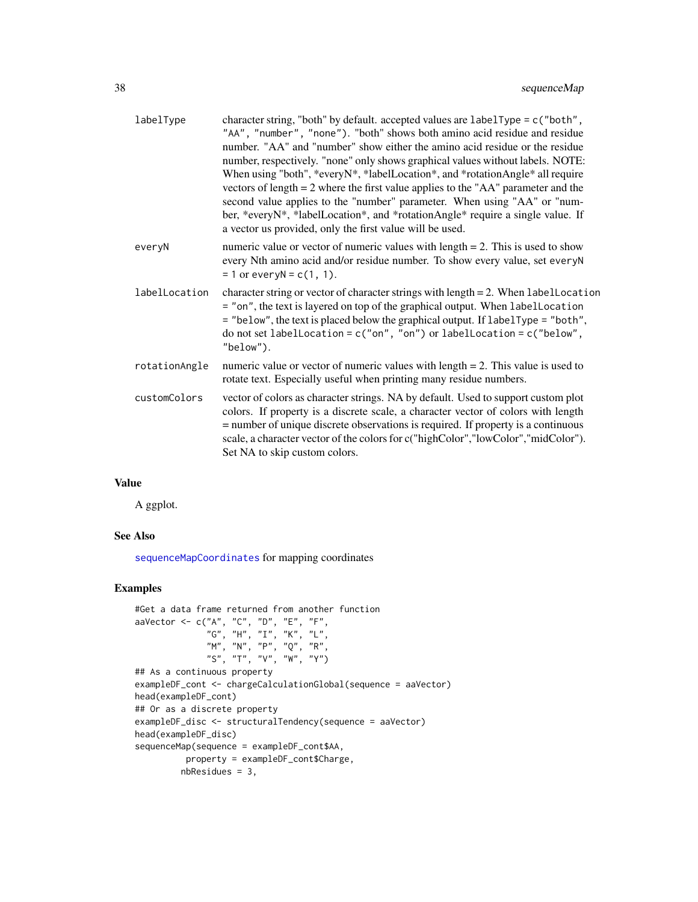| | |
|---|---|
| labelType | character string, "both" by default. accepted values are `labelType = c("both", "AA", "number", "none")`. "both" shows both amino acid residue and residue number. "AA" and "number" show either the amino acid residue or the residue number, respectively. "none" only shows graphical values without labels. NOTE: When using "both", *everyN*, *labelLocation*, and *rotationAngle* all require vectors of length = 2 where the first value applies to the "AA" parameter and the second value applies to the "number" parameter. When using "AA" or "number, *everyN*, *labelLocation*, and *rotationAngle* require a single value. If a vector us provided, only the first value will be used. |
| everyN | numeric value or vector of numeric values with length = 2. This is used to show every Nth amino acid and/or residue number. To show every value, set `everyN = 1` or `everyN = c(1, 1)`. |
| labelLocation | character string or vector of character strings with length = 2. When `labelLocation = "on"`, the text is layered on top of the graphical output. When `labelLocation = "below"`, the text is placed below the graphical output. If `labelType = "both"`, do not set `labelLocation = c("on", "on")` or `labelLocation = c("below", "below")`. |
| rotationAngle | numeric value or vector of numeric values with length = 2. This value is used to rotate text. Especially useful when printing many residue numbers. |
| customColors | vector of colors as character strings. NA by default. Used to support custom plot colors. If property is a discrete scale, a character vector of colors with length = number of unique discrete observations is required. If property is a continuous scale, a character vector of the colors for c("highColor","lowColor","midColor"). Set NA to skip custom colors. |

## Value

A ggplot.

## See Also

`sequenceMapCoordinates` for mapping coordinates

## Examples

```
#Get a data frame returned from another function
aaVector <- c("A", "C", "D", "E", "F",
              "G", "H", "I", "K", "L",
              "M", "N", "P", "Q", "R",
              "S", "T", "V", "W", "Y")
## As a continuous property
exampleDF_cont <- chargeCalculationGlobal(sequence = aaVector)
head(exampleDF_cont)
## Or as a discrete property
exampleDF_disc <- structuralTendency(sequence = aaVector)
head(exampleDF_disc)
sequenceMap(sequence = exampleDF_cont$AA,
           property = exampleDF_cont$Charge,
          nbResidues = 3,
```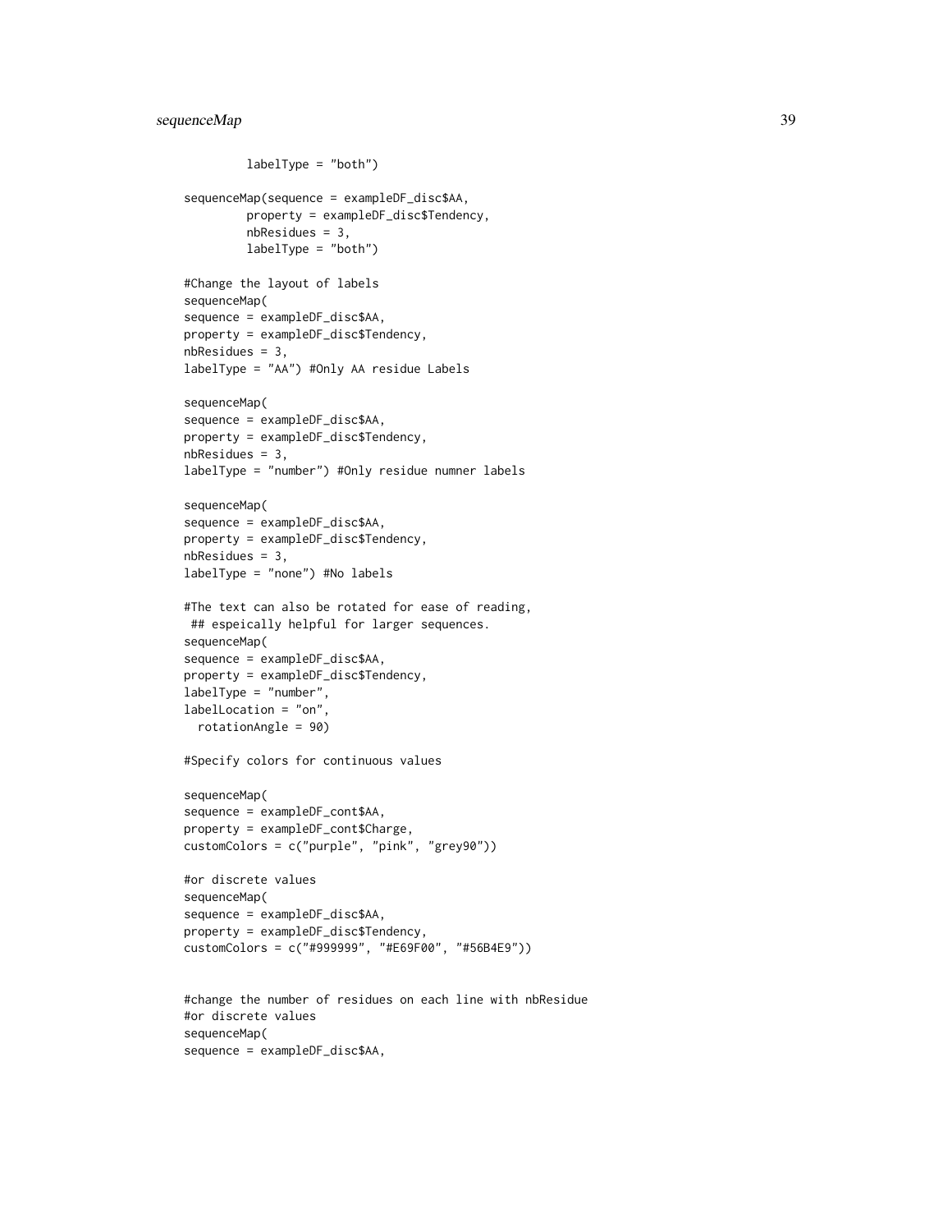```
         labelType = "both")

sequenceMap(sequence = exampleDF_disc$AA,
         property = exampleDF_disc$Tendency,
         nbResidues = 3,
         labelType = "both")

#Change the layout of labels
sequenceMap(
sequence = exampleDF_disc$AA,
property = exampleDF_disc$Tendency,
nbResidues = 3,
labelType = "AA") #Only AA residue Labels

sequenceMap(
sequence = exampleDF_disc$AA,
property = exampleDF_disc$Tendency,
nbResidues = 3,
labelType = "number") #Only residue numner labels

sequenceMap(
sequence = exampleDF_disc$AA,
property = exampleDF_disc$Tendency,
nbResidues = 3,
labelType = "none") #No labels

#The text can also be rotated for ease of reading,
 ## espeically helpful for larger sequences.
sequenceMap(
sequence = exampleDF_disc$AA,
property = exampleDF_disc$Tendency,
labelType = "number",
labelLocation = "on",
  rotationAngle = 90)

#Specify colors for continuous values

sequenceMap(
sequence = exampleDF_cont$AA,
property = exampleDF_cont$Charge,
customColors = c("purple", "pink", "grey90"))

#or discrete values
sequenceMap(
sequence = exampleDF_disc$AA,
property = exampleDF_disc$Tendency,
customColors = c("#999999", "#E69F00", "#56B4E9"))


#change the number of residues on each line with nbResidue
#or discrete values
sequenceMap(
sequence = exampleDF_disc$AA,
```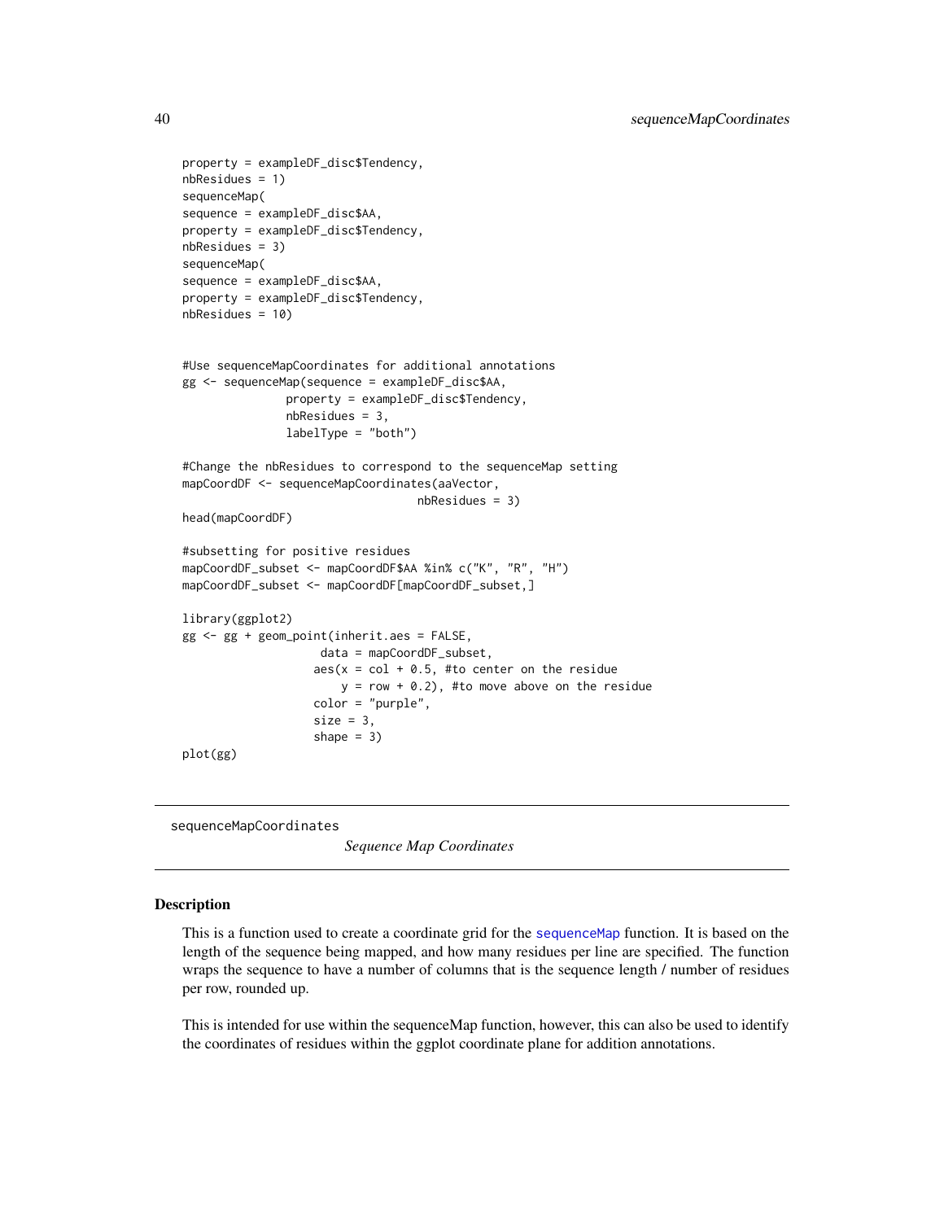```
property = exampleDF_disc$Tendency,
nbResidues = 1)
sequenceMap(
sequence = exampleDF_disc$AA,
property = exampleDF_disc$Tendency,
nbResidues = 3)
sequenceMap(
sequence = exampleDF_disc$AA,
property = exampleDF_disc$Tendency,
nbResidues = 10)


#Use sequenceMapCoordinates for additional annotations
gg <- sequenceMap(sequence = exampleDF_disc$AA,
               property = exampleDF_disc$Tendency,
               nbResidues = 3,
               labelType = "both")

#Change the nbResidues to correspond to the sequenceMap setting
mapCoordDF <- sequenceMapCoordinates(aaVector,
                                   nbResidues = 3)
head(mapCoordDF)

#subsetting for positive residues
mapCoordDF_subset <- mapCoordDF$AA %in% c("K", "R", "H")
mapCoordDF_subset <- mapCoordDF[mapCoordDF_subset,]

library(ggplot2)
gg <- gg + geom_point(inherit.aes = FALSE,
                    data = mapCoordDF_subset,
                   aes(x = col + 0.5, #to center on the residue
                       y = row + 0.2), #to move above on the residue
                   color = "purple",
                   size = 3,
                   shape = 3)
plot(gg)
```

## sequenceMapCoordinates

*Sequence Map Coordinates*

### Description

This is a function used to create a coordinate grid for the sequenceMap function. It is based on the length of the sequence being mapped, and how many residues per line are specified. The function wraps the sequence to have a number of columns that is the sequence length / number of residues per row, rounded up.

This is intended for use within the sequenceMap function, however, this can also be used to identify the coordinates of residues within the ggplot coordinate plane for addition annotations.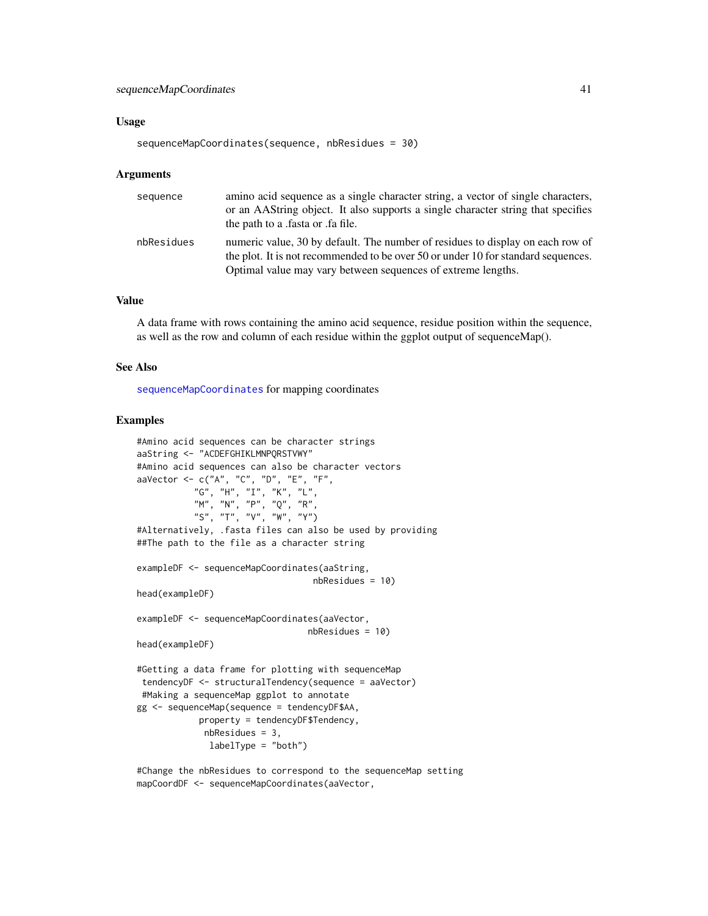### Usage

```
sequenceMapCoordinates(sequence, nbResidues = 30)
```

### Arguments

| | |
|---|---|
| sequence | amino acid sequence as a single character string, a vector of single characters, or an AAString object. It also supports a single character string that specifies the path to a .fasta or .fa file. |
| nbResidues | numeric value, 30 by default. The number of residues to display on each row of the plot. It is not recommended to be over 50 or under 10 for standard sequences. Optimal value may vary between sequences of extreme lengths. |

### Value

A data frame with rows containing the amino acid sequence, residue position within the sequence, as well as the row and column of each residue within the ggplot output of sequenceMap().

### See Also

sequenceMapCoordinates for mapping coordinates

### Examples

```
#Amino acid sequences can be character strings
aaString <- "ACDEFGHIKLMNPQRSTVWY"
#Amino acid sequences can also be character vectors
aaVector <- c("A", "C", "D", "E", "F",
           "G", "H", "I", "K", "L",
           "M", "N", "P", "Q", "R",
           "S", "T", "V", "W", "Y")
#Alternatively, .fasta files can also be used by providing
##The path to the file as a character string

exampleDF <- sequenceMapCoordinates(aaString,
                                   nbResidues = 10)
head(exampleDF)

exampleDF <- sequenceMapCoordinates(aaVector,
                                  nbResidues = 10)
head(exampleDF)

#Getting a data frame for plotting with sequenceMap
 tendencyDF <- structuralTendency(sequence = aaVector)
 #Making a sequenceMap ggplot to annotate
gg <- sequenceMap(sequence = tendencyDF$AA,
            property = tendencyDF$Tendency,
             nbResidues = 3,
              labelType = "both")

#Change the nbResidues to correspond to the sequenceMap setting
mapCoordDF <- sequenceMapCoordinates(aaVector,
```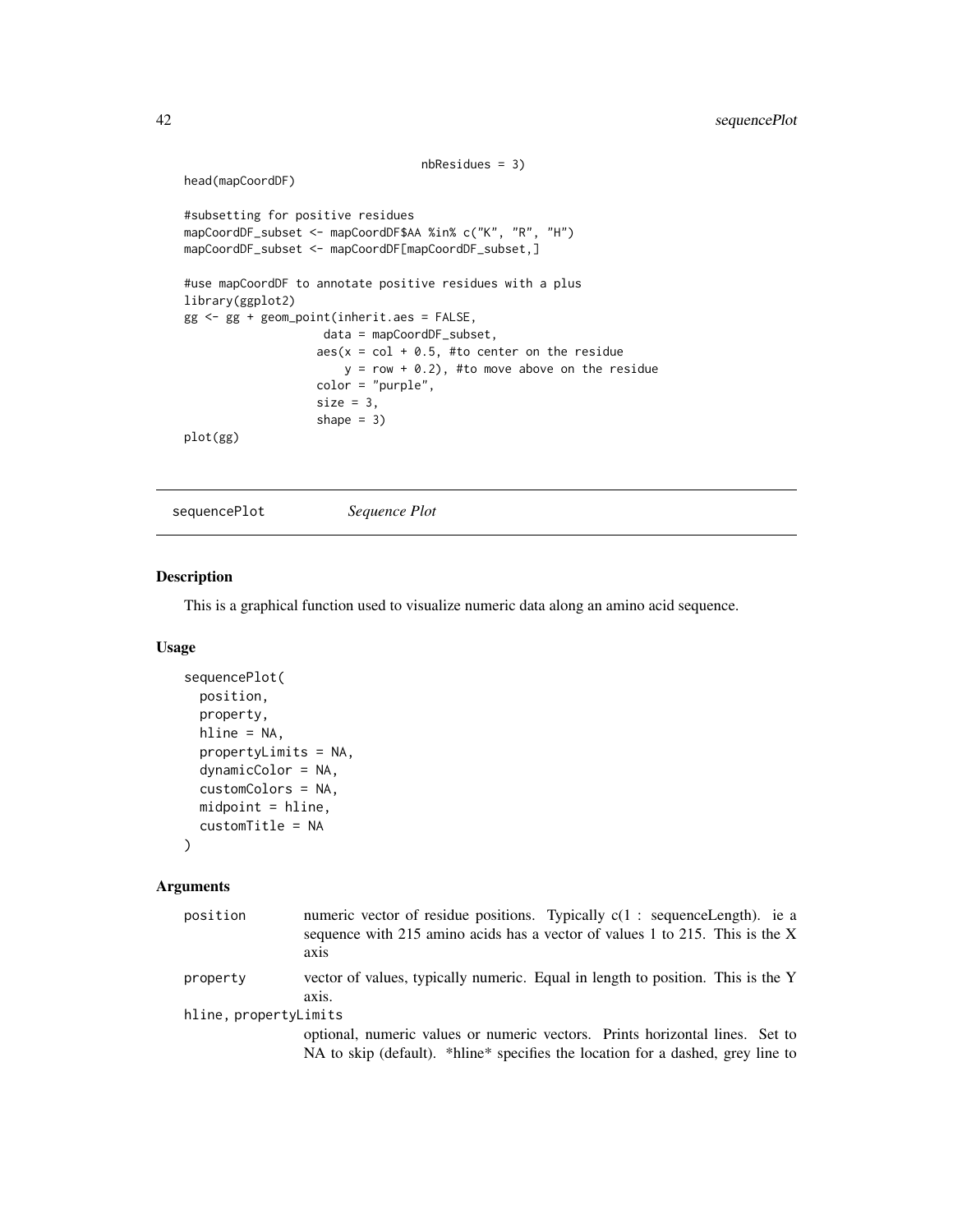```
                                    nbResidues = 3)
head(mapCoordDF)

#subsetting for positive residues
mapCoordDF_subset <- mapCoordDF$AA %in% c("K", "R", "H")
mapCoordDF_subset <- mapCoordDF[mapCoordDF_subset,]

#use mapCoordDF to annotate positive residues with a plus
library(ggplot2)
gg <- gg + geom_point(inherit.aes = FALSE,
                     data = mapCoordDF_subset,
                    aes(x = col + 0.5, #to center on the residue
                        y = row + 0.2), #to move above on the residue
                    color = "purple",
                    size = 3,
                    shape = 3)
plot(gg)
```

## sequencePlot *Sequence Plot*

### Description

This is a graphical function used to visualize numeric data along an amino acid sequence.

### Usage

```
sequencePlot(
  position,
  property,
  hline = NA,
  propertyLimits = NA,
  dynamicColor = NA,
  customColors = NA,
  midpoint = hline,
  customTitle = NA
)
```

### Arguments

| | |
|---|---|
| position | numeric vector of residue positions. Typically c(1 : sequenceLength). ie a sequence with 215 amino acids has a vector of values 1 to 215. This is the X axis |
| property | vector of values, typically numeric. Equal in length to position. This is the Y axis. |
| hline, propertyLimits | optional, numeric values or numeric vectors. Prints horizontal lines. Set to NA to skip (default). *hline* specifies the location for a dashed, grey line to |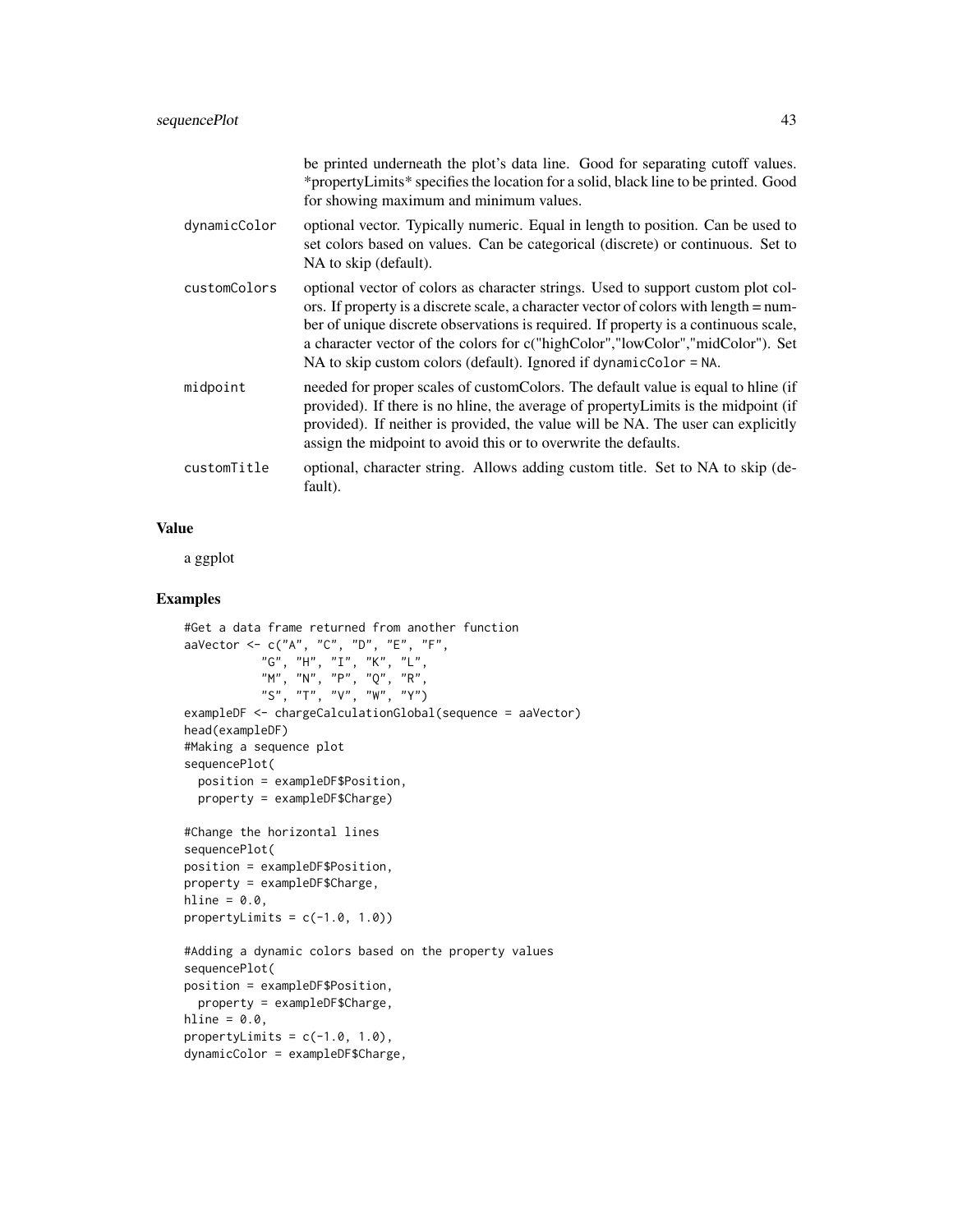be printed underneath the plot's data line. Good for separating cutoff values. *propertyLimits* specifies the location for a solid, black line to be printed. Good for showing maximum and minimum values.

dynamicColor
: optional vector. Typically numeric. Equal in length to position. Can be used to set colors based on values. Can be categorical (discrete) or continuous. Set to NA to skip (default).

customColors
: optional vector of colors as character strings. Used to support custom plot colors. If property is a discrete scale, a character vector of colors with length = number of unique discrete observations is required. If property is a continuous scale, a character vector of the colors for c("highColor","lowColor","midColor"). Set NA to skip custom colors (default). Ignored if `dynamicColor = NA`.

midpoint
: needed for proper scales of customColors. The default value is equal to hline (if provided). If there is no hline, the average of propertyLimits is the midpoint (if provided). If neither is provided, the value will be NA. The user can explicitly assign the midpoint to avoid this or to overwrite the defaults.

customTitle
: optional, character string. Allows adding custom title. Set to NA to skip (default).

## Value

a ggplot

## Examples

```
#Get a data frame returned from another function
aaVector <- c("A", "C", "D", "E", "F",
           "G", "H", "I", "K", "L",
           "M", "N", "P", "Q", "R",
           "S", "T", "V", "W", "Y")
exampleDF <- chargeCalculationGlobal(sequence = aaVector)
head(exampleDF)
#Making a sequence plot
sequencePlot(
  position = exampleDF$Position,
  property = exampleDF$Charge)

#Change the horizontal lines
sequencePlot(
position = exampleDF$Position,
property = exampleDF$Charge,
hline = 0.0,
propertyLimits = c(-1.0, 1.0))

#Adding a dynamic colors based on the property values
sequencePlot(
position = exampleDF$Position,
  property = exampleDF$Charge,
hline = 0.0,
propertyLimits = c(-1.0, 1.0),
dynamicColor = exampleDF$Charge,
```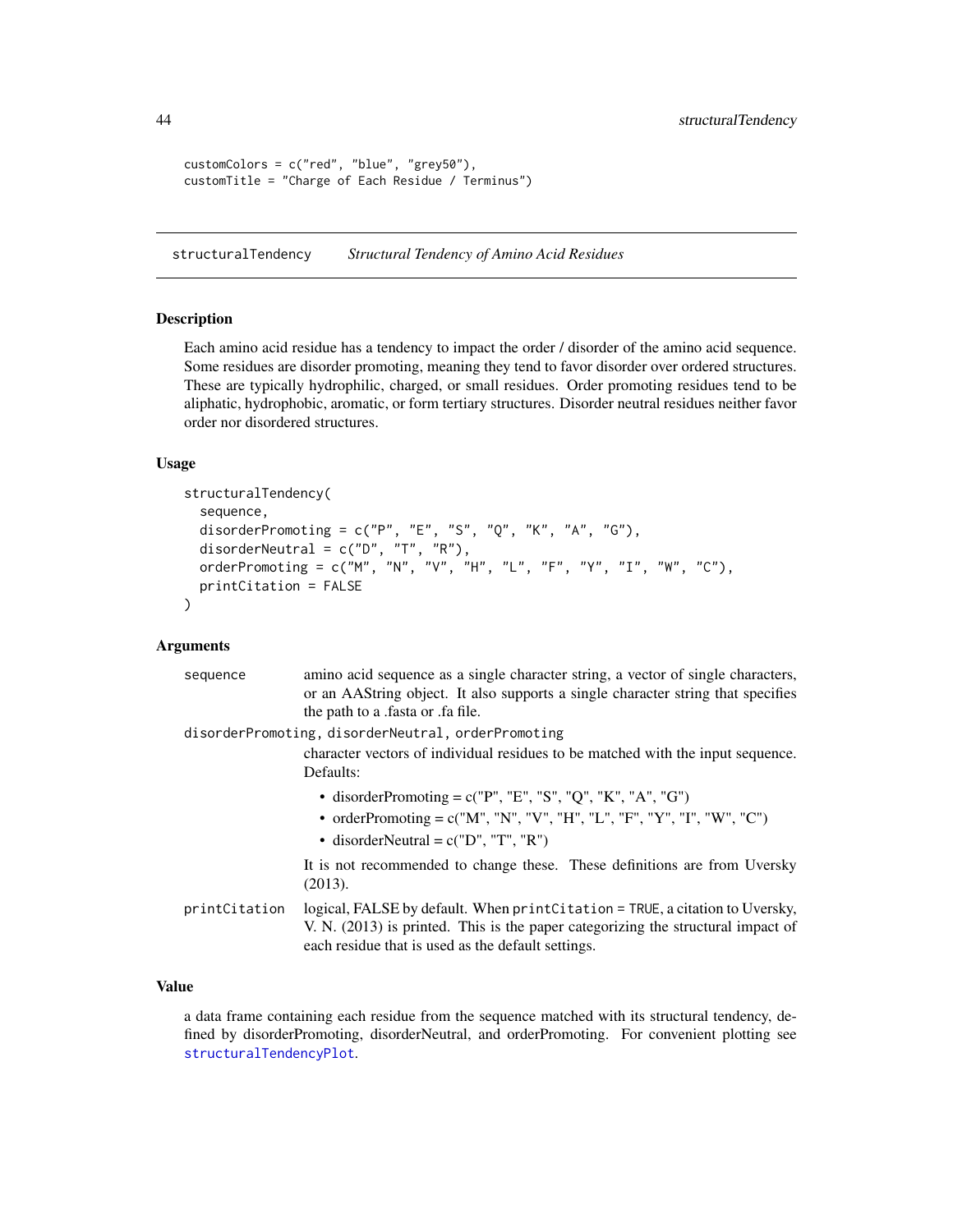```
customColors = c("red", "blue", "grey50"),
customTitle = "Charge of Each Residue / Terminus")
```

---

## structuralTendency *Structural Tendency of Amino Acid Residues*

### Description

Each amino acid residue has a tendency to impact the order / disorder of the amino acid sequence. Some residues are disorder promoting, meaning they tend to favor disorder over ordered structures. These are typically hydrophilic, charged, or small residues. Order promoting residues tend to be aliphatic, hydrophobic, aromatic, or form tertiary structures. Disorder neutral residues neither favor order nor disordered structures.

### Usage

```
structuralTendency(
  sequence,
  disorderPromoting = c("P", "E", "S", "Q", "K", "A", "G"),
  disorderNeutral = c("D", "T", "R"),
  orderPromoting = c("M", "N", "V", "H", "L", "F", "Y", "I", "W", "C"),
  printCitation = FALSE
)
```

### Arguments

`sequence` amino acid sequence as a single character string, a vector of single characters, or an AAString object. It also supports a single character string that specifies the path to a .fasta or .fa file.

`disorderPromoting, disorderNeutral, orderPromoting` character vectors of individual residues to be matched with the input sequence. Defaults:

- disorderPromoting = c("P", "E", "S", "Q", "K", "A", "G")
- orderPromoting = c("M", "N", "V", "H", "L", "F", "Y", "I", "W", "C")
- disorderNeutral = c("D", "T", "R")

It is not recommended to change these. These definitions are from Uversky (2013).

`printCitation` logical, FALSE by default. When `printCitation = TRUE`, a citation to Uversky, V. N. (2013) is printed. This is the paper categorizing the structural impact of each residue that is used as the default settings.

### Value

a data frame containing each residue from the sequence matched with its structural tendency, defined by disorderPromoting, disorderNeutral, and orderPromoting. For convenient plotting see `structuralTendencyPlot`.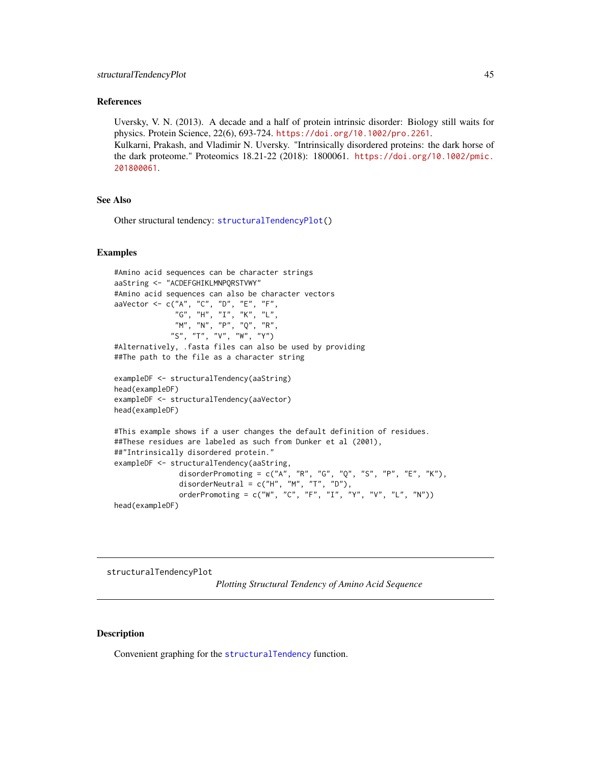### References

Uversky, V. N. (2013). A decade and a half of protein intrinsic disorder: Biology still waits for physics. Protein Science, 22(6), 693-724. https://doi.org/10.1002/pro.2261.
Kulkarni, Prakash, and Vladimir N. Uversky. "Intrinsically disordered proteins: the dark horse of the dark proteome." Proteomics 18.21-22 (2018): 1800061. https://doi.org/10.1002/pmic.201800061.

### See Also

Other structural tendency: `structuralTendencyPlot()`

### Examples

```
#Amino acid sequences can be character strings
aaString <- "ACDEFGHIKLMNPQRSTVWY"
#Amino acid sequences can also be character vectors
aaVector <- c("A", "C", "D", "E", "F",
              "G", "H", "I", "K", "L",
              "M", "N", "P", "Q", "R",
             "S", "T", "V", "W", "Y")
#Alternatively, .fasta files can also be used by providing
##The path to the file as a character string

exampleDF <- structuralTendency(aaString)
head(exampleDF)
exampleDF <- structuralTendency(aaVector)
head(exampleDF)

#This example shows if a user changes the default definition of residues.
##These residues are labeled as such from Dunker et al (2001),
##"Intrinsically disordered protein."
exampleDF <- structuralTendency(aaString,
               disorderPromoting = c("A", "R", "G", "Q", "S", "P", "E", "K"),
               disorderNeutral = c("H", "M", "T", "D"),
               orderPromoting = c("W", "C", "F", "I", "Y", "V", "L", "N"))
head(exampleDF)
```

---

## structuralTendencyPlot

*Plotting Structural Tendency of Amino Acid Sequence*

### Description

Convenient graphing for the `structuralTendency` function.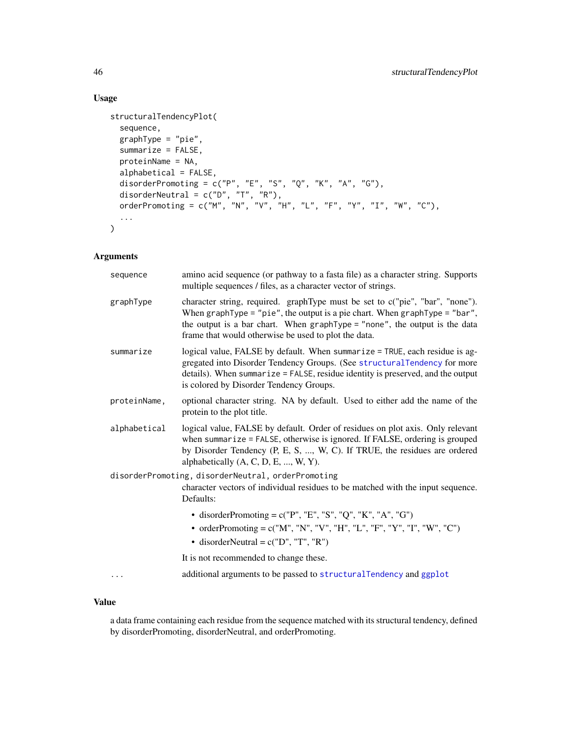## Usage

```
structuralTendencyPlot(
  sequence,
  graphType = "pie",
  summarize = FALSE,
  proteinName = NA,
  alphabetical = FALSE,
  disorderPromoting = c("P", "E", "S", "Q", "K", "A", "G"),
  disorderNeutral = c("D", "T", "R"),
  orderPromoting = c("M", "N", "V", "H", "L", "F", "Y", "I", "W", "C"),
  ...
)
```

## Arguments

`sequence` amino acid sequence (or pathway to a fasta file) as a character string. Supports multiple sequences / files, as a character vector of strings.

`graphType` character string, required. graphType must be set to c("pie", "bar", "none"). When `graphType = "pie"`, the output is a pie chart. When `graphType = "bar"`, the output is a bar chart. When `graphType = "none"`, the output is the data frame that would otherwise be used to plot the data.

`summarize` logical value, FALSE by default. When `summarize = TRUE`, each residue is aggregated into Disorder Tendency Groups. (See `structuralTendency` for more details). When `summarize = FALSE`, residue identity is preserved, and the output is colored by Disorder Tendency Groups.

`proteinName,` optional character string. NA by default. Used to either add the name of the protein to the plot title.

`alphabetical` logical value, FALSE by default. Order of residues on plot axis. Only relevant when `summarize = FALSE`, otherwise is ignored. If FALSE, ordering is grouped by Disorder Tendency (P, E, S, ..., W, C). If TRUE, the residues are ordered alphabetically (A, C, D, E, ..., W, Y).

`disorderPromoting, disorderNeutral, orderPromoting`
character vectors of individual residues to be matched with the input sequence. Defaults:

- disorderPromoting = c("P", "E", "S", "Q", "K", "A", "G")
- orderPromoting = c("M", "N", "V", "H", "L", "F", "Y", "I", "W", "C")
- disorderNeutral = c("D", "T", "R")

It is not recommended to change these.

`...` additional arguments to be passed to `structuralTendency` and `ggplot`

## Value

a data frame containing each residue from the sequence matched with its structural tendency, defined by disorderPromoting, disorderNeutral, and orderPromoting.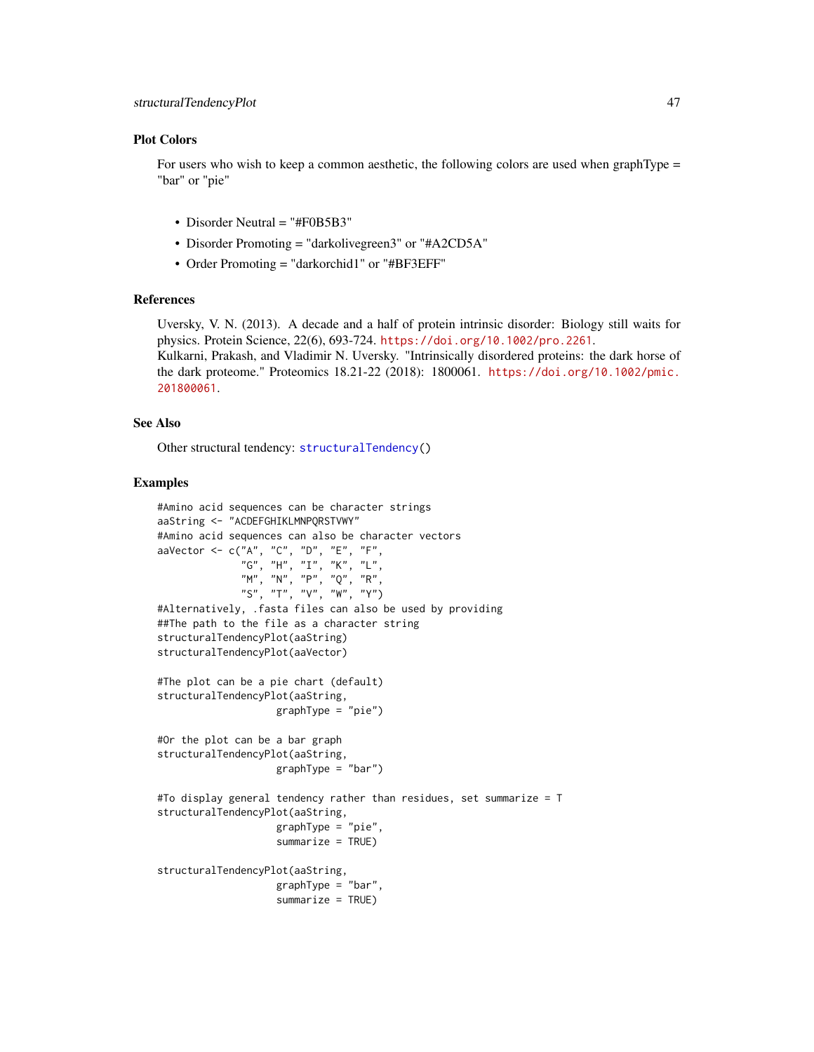### Plot Colors

For users who wish to keep a common aesthetic, the following colors are used when graphType = "bar" or "pie"

- Disorder Neutral = "#F0B5B3"
- Disorder Promoting = "darkolivegreen3" or "#A2CD5A"
- Order Promoting = "darkorchid1" or "#BF3EFF"

### References

Uversky, V. N. (2013). A decade and a half of protein intrinsic disorder: Biology still waits for physics. Protein Science, 22(6), 693-724. https://doi.org/10.1002/pro.2261.
Kulkarni, Prakash, and Vladimir N. Uversky. "Intrinsically disordered proteins: the dark horse of the dark proteome." Proteomics 18.21-22 (2018): 1800061. https://doi.org/10.1002/pmic.201800061.

### See Also

Other structural tendency: structuralTendency()

### Examples

```
#Amino acid sequences can be character strings
aaString <- "ACDEFGHIKLMNPQRSTVWY"
#Amino acid sequences can also be character vectors
aaVector <- c("A", "C", "D", "E", "F",
              "G", "H", "I", "K", "L",
              "M", "N", "P", "Q", "R",
              "S", "T", "V", "W", "Y")
#Alternatively, .fasta files can also be used by providing
##The path to the file as a character string
structuralTendencyPlot(aaString)
structuralTendencyPlot(aaVector)

#The plot can be a pie chart (default)
structuralTendencyPlot(aaString,
                    graphType = "pie")

#Or the plot can be a bar graph
structuralTendencyPlot(aaString,
                    graphType = "bar")

#To display general tendency rather than residues, set summarize = T
structuralTendencyPlot(aaString,
                    graphType = "pie",
                    summarize = TRUE)

structuralTendencyPlot(aaString,
                    graphType = "bar",
                    summarize = TRUE)
```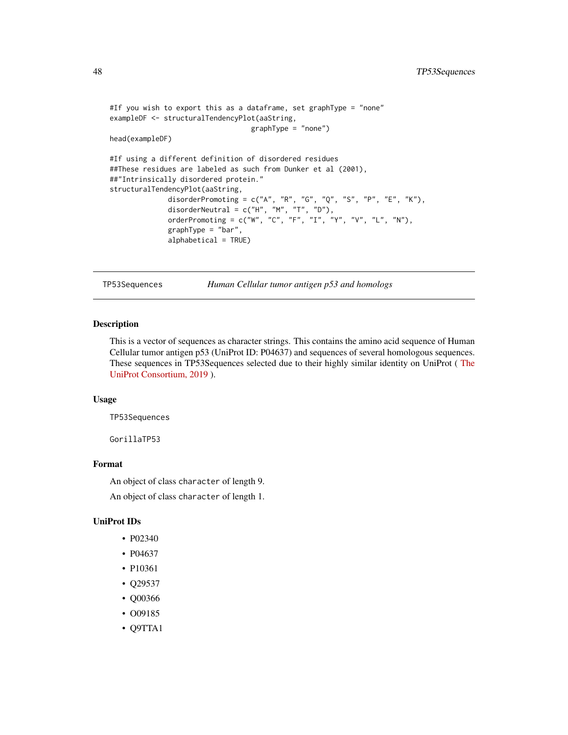```
#If you wish to export this as a dataframe, set graphType = "none"
exampleDF <- structuralTendencyPlot(aaString,
                                   graphType = "none")
head(exampleDF)

#If using a different definition of disordered residues
##These residues are labeled as such from Dunker et al (2001),
##"Intrinsically disordered protein."
structuralTendencyPlot(aaString,
              disorderPromoting = c("A", "R", "G", "Q", "S", "P", "E", "K"),
              disorderNeutral = c("H", "M", "T", "D"),
              orderPromoting = c("W", "C", "F", "I", "Y", "V", "L", "N"),
              graphType = "bar",
              alphabetical = TRUE)
```

## TP53Sequences *Human Cellular tumor antigen p53 and homologs*

### Description

This is a vector of sequences as character strings. This contains the amino acid sequence of Human Cellular tumor antigen p53 (UniProt ID: P04637) and sequences of several homologous sequences. These sequences in TP53Sequences selected due to their highly similar identity on UniProt ( The UniProt Consortium, 2019 ).

### Usage

```
TP53Sequences

GorillaTP53
```

### Format

An object of class `character` of length 9.

An object of class `character` of length 1.

### UniProt IDs

- P02340
- P04637
- P10361
- Q29537
- Q00366
- O09185
- Q9TTA1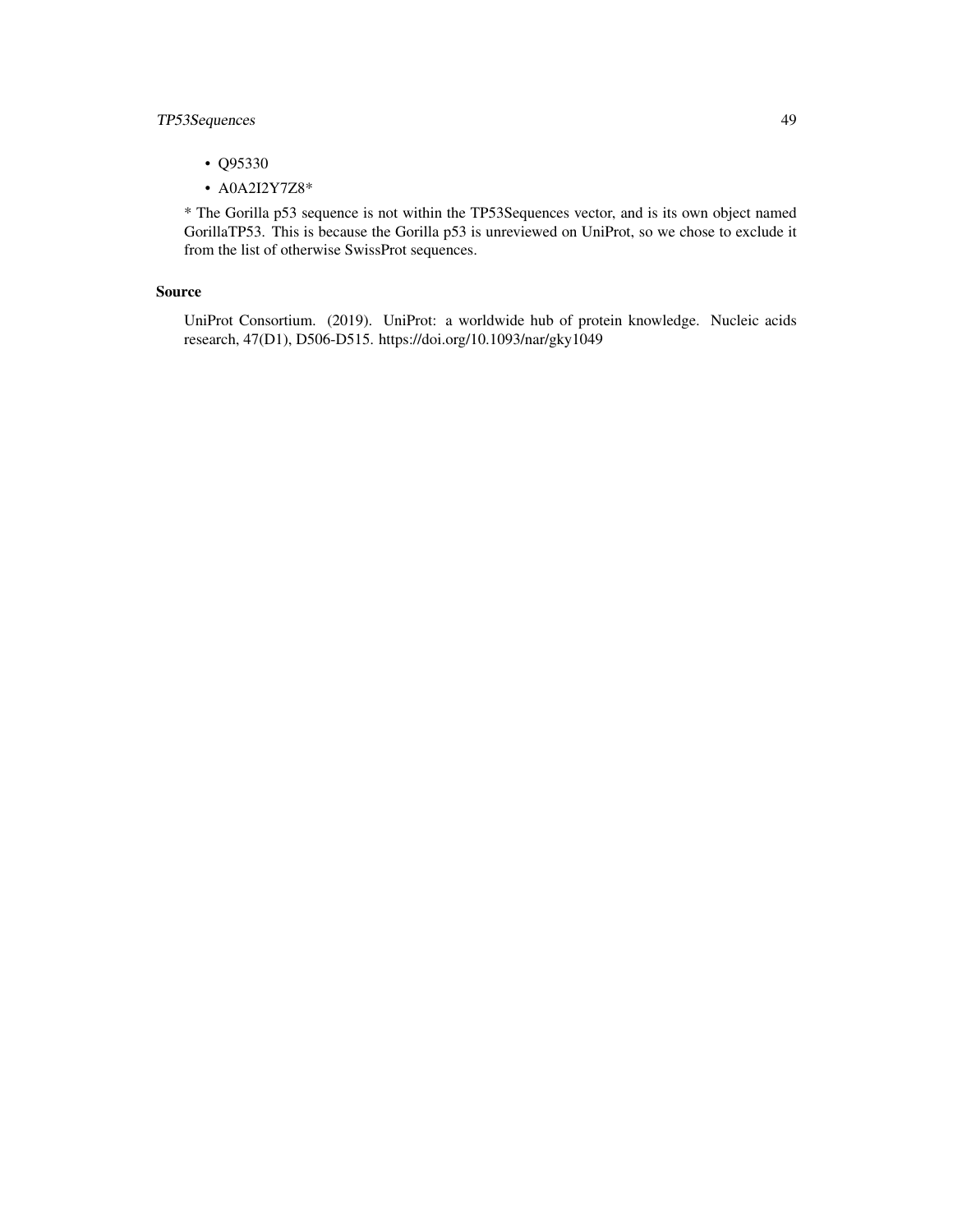- Q95330
- A0A2I2Y7Z8*

* The Gorilla p53 sequence is not within the TP53Sequences vector, and is its own object named GorillaTP53. This is because the Gorilla p53 is unreviewed on UniProt, so we chose to exclude it from the list of otherwise SwissProt sequences.

### Source

UniProt Consortium. (2019). UniProt: a worldwide hub of protein knowledge. Nucleic acids research, 47(D1), D506-D515. https://doi.org/10.1093/nar/gky1049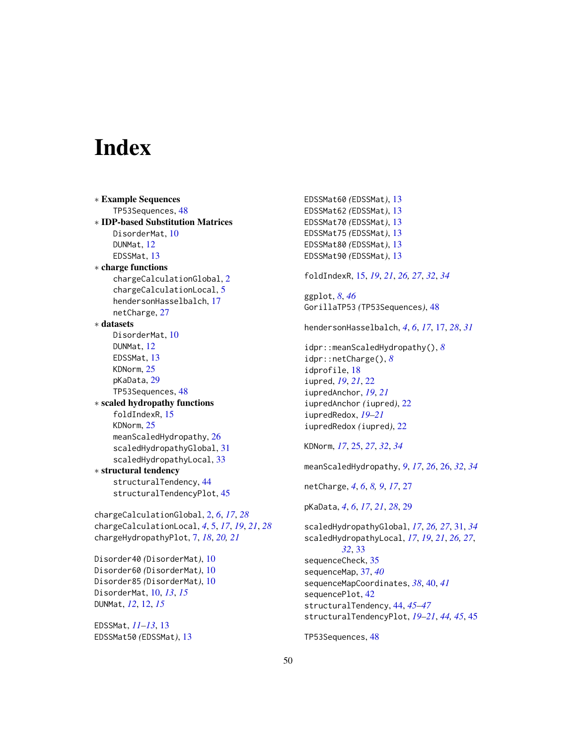# Index

∗ **Example Sequences**
  TP53Sequences, 48
∗ **IDP-based Substitution Matrices**
  DisorderMat, 10
  DUNMat, 12
  EDSSMat, 13
∗ **charge functions**
  chargeCalculationGlobal, 2
  chargeCalculationLocal, 5
  hendersonHasselbalch, 17
  netCharge, 27
∗ **datasets**
  DisorderMat, 10
  DUNMat, 12
  EDSSMat, 13
  KDNorm, 25
  pKaData, 29
  TP53Sequences, 48
∗ **scaled hydropathy functions**
  foldIndexR, 15
  KDNorm, 25
  meanScaledHydropathy, 26
  scaledHydropathyGlobal, 31
  scaledHydropathyLocal, 33
∗ **structural tendency**
  structuralTendency, 44
  structuralTendencyPlot, 45

chargeCalculationGlobal, 2, *6*, *17*, *28*
chargeCalculationLocal, *4*, 5, *17*, *19*, *21*, *28*
chargeHydropathyPlot, 7, *18*, *20, 21*

Disorder40 *(*DisorderMat*)*, 10
Disorder60 *(*DisorderMat*)*, 10
Disorder85 *(*DisorderMat*)*, 10
DisorderMat, 10, *13*, *15*
DUNMat, *12*, 12, *15*

EDSSMat, *11–13*, 13
EDSSMat50 *(*EDSSMat*)*, 13
EDSSMat60 *(*EDSSMat*)*, 13
EDSSMat62 *(*EDSSMat*)*, 13
EDSSMat70 *(*EDSSMat*)*, 13
EDSSMat75 *(*EDSSMat*)*, 13
EDSSMat80 *(*EDSSMat*)*, 13
EDSSMat90 *(*EDSSMat*)*, 13

foldIndexR, 15, *19*, *21*, *26, 27*, *32*, *34*

ggplot, *8*, *46*
GorillaTP53 *(*TP53Sequences*)*, 48

hendersonHasselbalch, *4*, *6*, *17*, 17, *28*, *31*

idpr::meanScaledHydropathy(), *8*
idpr::netCharge(), *8*
idprofile, 18
iupred, *19*, *21*, 22
iupredAnchor, *19*, *21*
iupredAnchor *(*iupred*)*, 22
iupredRedox, *19–21*
iupredRedox *(*iupred*)*, 22

KDNorm, *17*, 25, *27*, *32*, *34*

meanScaledHydropathy, *9*, *17*, *26*, 26, *32*, *34*

netCharge, *4*, *6*, *8, 9*, *17*, 27

pKaData, *4*, *6*, *17*, *21*, *28*, 29

scaledHydropathyGlobal, *17*, *26, 27*, 31, *34*
scaledHydropathyLocal, *17*, *19*, *21*, *26, 27*, *32*, 33
sequenceCheck, 35
sequenceMap, 37, *40*
sequenceMapCoordinates, *38*, 40, *41*
sequencePlot, 42
structuralTendency, 44, *45–47*
structuralTendencyPlot, *19–21*, *44, 45*, 45

TP53Sequences, 48